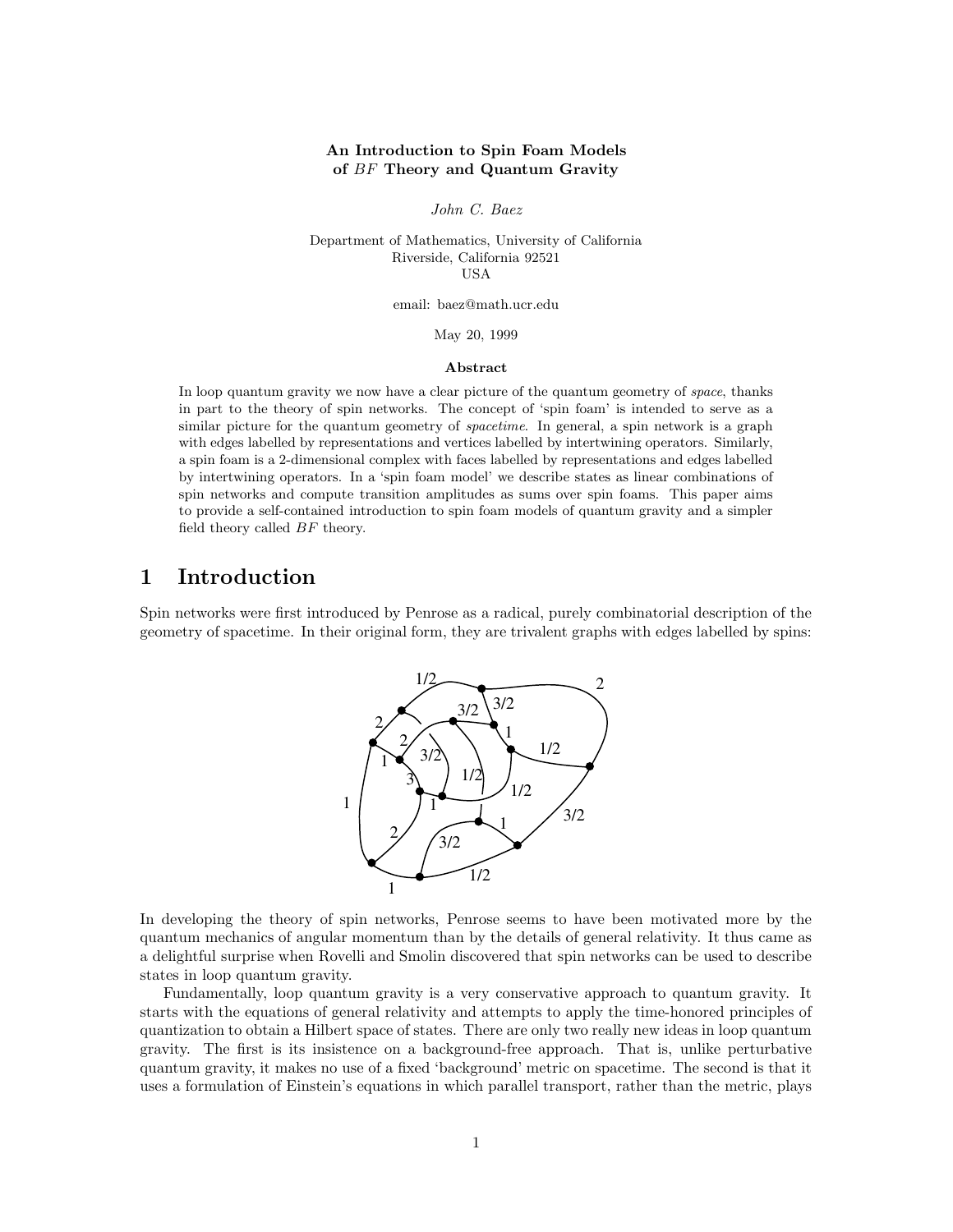**An Introduction to Spin Foam Models of $BF$ Theory and Quantum Gravity**

*John C. Baez*

Department of Mathematics, University of California
Riverside, California 92521
USA

email: baez@math.ucr.edu

May 20, 1999

**Abstract**

In loop quantum gravity we now have a clear picture of the quantum geometry of *space*, thanks in part to the theory of spin networks. The concept of 'spin foam' is intended to serve as a similar picture for the quantum geometry of *spacetime*. In general, a spin network is a graph with edges labelled by representations and vertices labelled by intertwining operators. Similarly, a spin foam is a 2-dimensional complex with faces labelled by representations and edges labelled by intertwining operators. In a 'spin foam model' we describe states as linear combinations of spin networks and compute transition amplitudes as sums over spin foams. This paper aims to provide a self-contained introduction to spin foam models of quantum gravity and a simpler field theory called $BF$ theory.

# 1 Introduction

Spin networks were first introduced by Penrose as a radical, purely combinatorial description of the geometry of spacetime. In their original form, they are trivalent graphs with edges labelled by spins:

1/2
2
3/2
3/2
2
1
1/2
2
1
3/2
1/2
1/2
3
1
1
3/2
1
2
3/2
1
1/2
1

In developing the theory of spin networks, Penrose seems to have been motivated more by the quantum mechanics of angular momentum than by the details of general relativity. It thus came as a delightful surprise when Rovelli and Smolin discovered that spin networks can be used to describe states in loop quantum gravity.

Fundamentally, loop quantum gravity is a very conservative approach to quantum gravity. It starts with the equations of general relativity and attempts to apply the time-honored principles of quantization to obtain a Hilbert space of states. There are only two really new ideas in loop quantum gravity. The first is its insistence on a background-free approach. That is, unlike perturbative quantum gravity, it makes no use of a fixed 'background' metric on spacetime. The second is that it uses a formulation of Einstein's equations in which parallel transport, rather than the metric, plays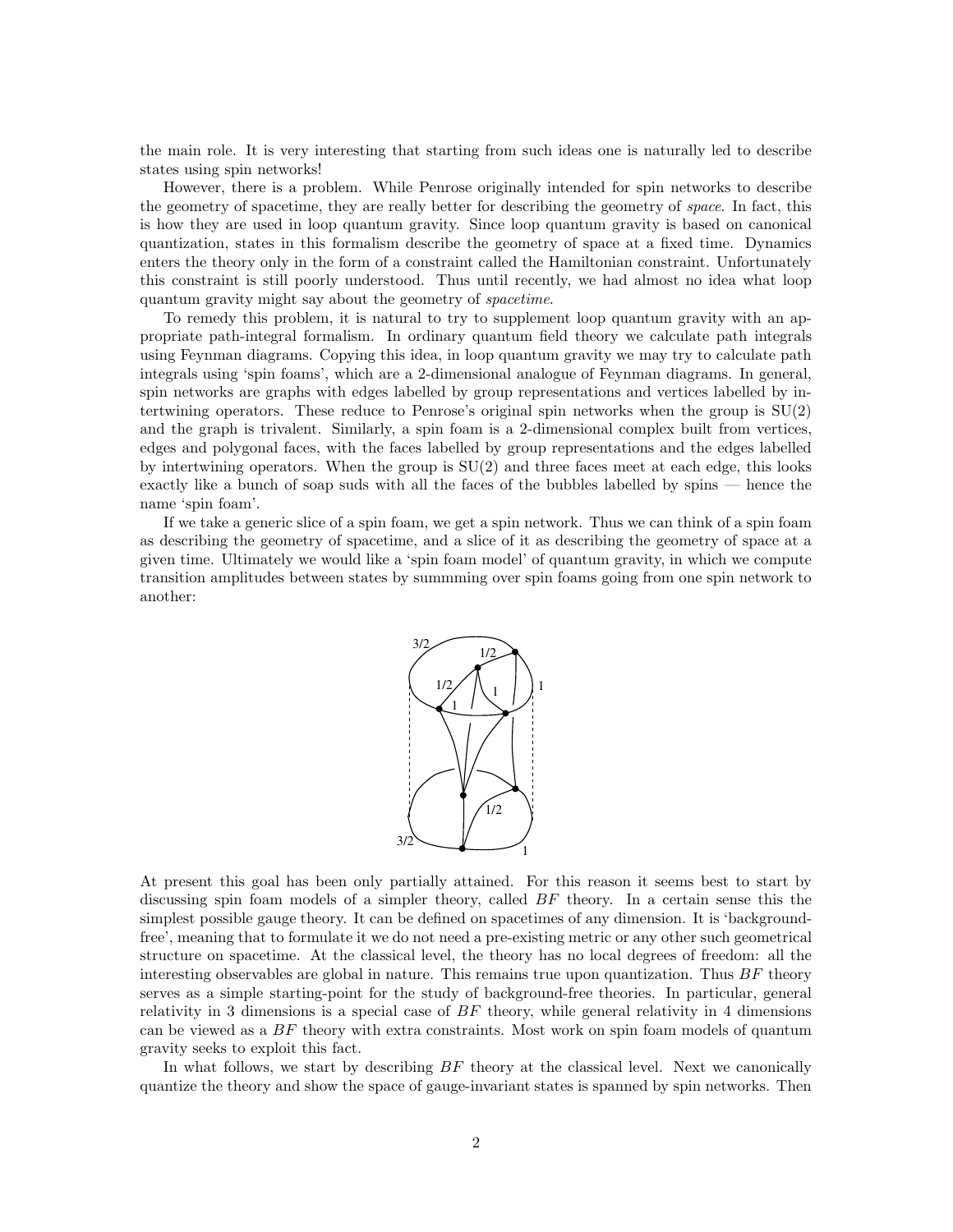the main role. It is very interesting that starting from such ideas one is naturally led to describe states using spin networks!

However, there is a problem. While Penrose originally intended for spin networks to describe the geometry of spacetime, they are really better for describing the geometry of *space*. In fact, this is how they are used in loop quantum gravity. Since loop quantum gravity is based on canonical quantization, states in this formalism describe the geometry of space at a fixed time. Dynamics enters the theory only in the form of a constraint called the Hamiltonian constraint. Unfortunately this constraint is still poorly understood. Thus until recently, we had almost no idea what loop quantum gravity might say about the geometry of *spacetime*.

To remedy this problem, it is natural to try to supplement loop quantum gravity with an appropriate path-integral formalism. In ordinary quantum field theory we calculate path integrals using Feynman diagrams. Copying this idea, in loop quantum gravity we may try to calculate path integrals using 'spin foams', which are a 2-dimensional analogue of Feynman diagrams. In general, spin networks are graphs with edges labelled by group representations and vertices labelled by intertwining operators. These reduce to Penrose's original spin networks when the group is SU(2) and the graph is trivalent. Similarly, a spin foam is a 2-dimensional complex built from vertices, edges and polygonal faces, with the faces labelled by group representations and the edges labelled by intertwining operators. When the group is SU(2) and three faces meet at each edge, this looks exactly like a bunch of soap suds with all the faces of the bubbles labelled by spins — hence the name 'spin foam'.

If we take a generic slice of a spin foam, we get a spin network. Thus we can think of a spin foam as describing the geometry of spacetime, and a slice of it as describing the geometry of space at a given time. Ultimately we would like a 'spin foam model' of quantum gravity, in which we compute transition amplitudes between states by summming over spin foams going from one spin network to another:

3/2
1/2
1/2
1
1
1
3/2
1/2
1

At present this goal has been only partially attained. For this reason it seems best to start by discussing spin foam models of a simpler theory, called $BF$ theory. In a certain sense this the simplest possible gauge theory. It can be defined on spacetimes of any dimension. It is 'background-free', meaning that to formulate it we do not need a pre-existing metric or any other such geometrical structure on spacetime. At the classical level, the theory has no local degrees of freedom: all the interesting observables are global in nature. This remains true upon quantization. Thus $BF$ theory serves as a simple starting-point for the study of background-free theories. In particular, general relativity in 3 dimensions is a special case of $BF$ theory, while general relativity in 4 dimensions can be viewed as a $BF$ theory with extra constraints. Most work on spin foam models of quantum gravity seeks to exploit this fact.

In what follows, we start by describing $BF$ theory at the classical level. Next we canonically quantize the theory and show the space of gauge-invariant states is spanned by spin networks. Then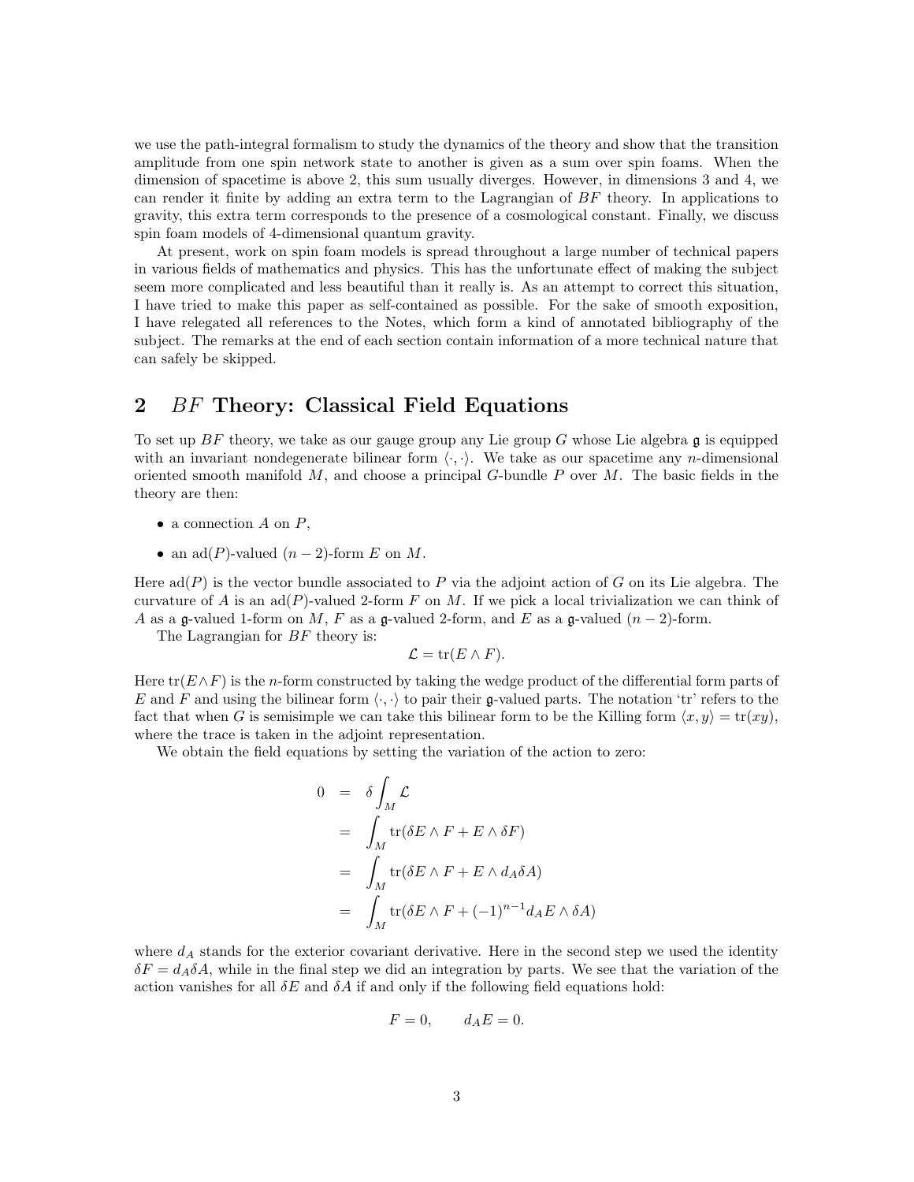we use the path-integral formalism to study the dynamics of the theory and show that the transition amplitude from one spin network state to another is given as a sum over spin foams. When the dimension of spacetime is above 2, this sum usually diverges. However, in dimensions 3 and 4, we can render it finite by adding an extra term to the Lagrangian of $BF$ theory. In applications to gravity, this extra term corresponds to the presence of a cosmological constant. Finally, we discuss spin foam models of 4-dimensional quantum gravity.

At present, work on spin foam models is spread throughout a large number of technical papers in various fields of mathematics and physics. This has the unfortunate effect of making the subject seem more complicated and less beautiful than it really is. As an attempt to correct this situation, I have tried to make this paper as self-contained as possible. For the sake of smooth exposition, I have relegated all references to the Notes, which form a kind of annotated bibliography of the subject. The remarks at the end of each section contain information of a more technical nature that can safely be skipped.

## 2 $BF$ Theory: Classical Field Equations

To set up $BF$ theory, we take as our gauge group any Lie group $G$ whose Lie algebra $\mathfrak{g}$ is equipped with an invariant nondegenerate bilinear form $\langle \cdot, \cdot \rangle$. We take as our spacetime any $n$-dimensional oriented smooth manifold $M$, and choose a principal $G$-bundle $P$ over $M$. The basic fields in the theory are then:

- a connection $A$ on $P$,
- an $\mathrm{ad}(P)$-valued $(n-2)$-form $E$ on $M$.

Here $\mathrm{ad}(P)$ is the vector bundle associated to $P$ via the adjoint action of $G$ on its Lie algebra. The curvature of $A$ is an $\mathrm{ad}(P)$-valued 2-form $F$ on $M$. If we pick a local trivialization we can think of $A$ as a $\mathfrak{g}$-valued 1-form on $M$, $F$ as a $\mathfrak{g}$-valued 2-form, and $E$ as a $\mathfrak{g}$-valued $(n-2)$-form.

The Lagrangian for $BF$ theory is:

$$\mathcal{L} = \mathrm{tr}(E \wedge F).$$

Here $\mathrm{tr}(E \wedge F)$ is the $n$-form constructed by taking the wedge product of the differential form parts of $E$ and $F$ and using the bilinear form $\langle \cdot, \cdot \rangle$ to pair their $\mathfrak{g}$-valued parts. The notation 'tr' refers to the fact that when $G$ is semisimple we can take this bilinear form to be the Killing form $\langle x, y \rangle = \mathrm{tr}(xy)$, where the trace is taken in the adjoint representation.

We obtain the field equations by setting the variation of the action to zero:

$$\begin{aligned}
0 &= \delta \int_M \mathcal{L} \\
&= \int_M \mathrm{tr}(\delta E \wedge F + E \wedge \delta F) \\
&= \int_M \mathrm{tr}(\delta E \wedge F + E \wedge d_A \delta A) \\
&= \int_M \mathrm{tr}(\delta E \wedge F + (-1)^{n-1} d_A E \wedge \delta A)
\end{aligned}$$

where $d_A$ stands for the exterior covariant derivative. Here in the second step we used the identity $\delta F = d_A \delta A$, while in the final step we did an integration by parts. We see that the variation of the action vanishes for all $\delta E$ and $\delta A$ if and only if the following field equations hold:

$$F = 0, \qquad d_A E = 0.$$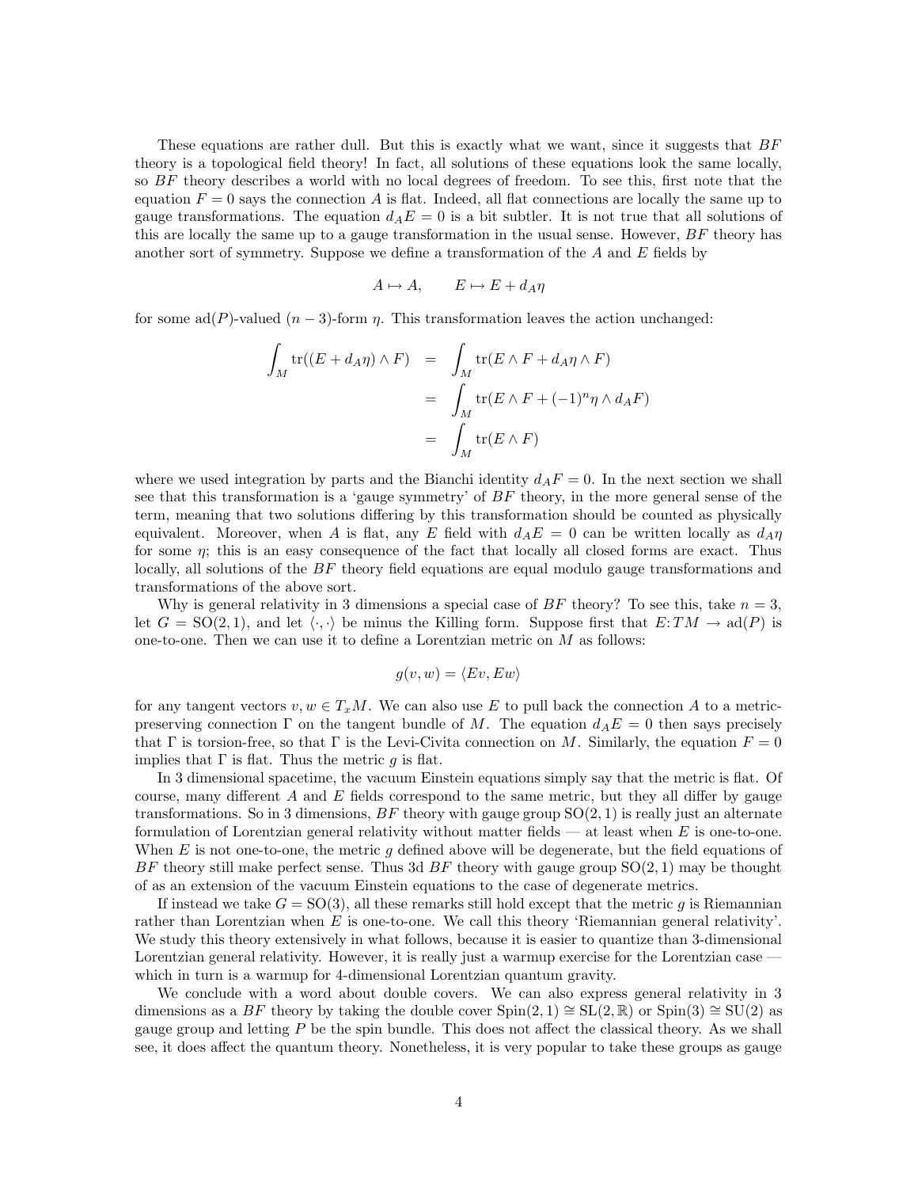These equations are rather dull. But this is exactly what we want, since it suggests that $BF$ theory is a topological field theory! In fact, all solutions of these equations look the same locally, so $BF$ theory describes a world with no local degrees of freedom. To see this, first note that the equation $F = 0$ says the connection $A$ is flat. Indeed, all flat connections are locally the same up to gauge transformations. The equation $d_A E = 0$ is a bit subtler. It is not true that all solutions of this are locally the same up to a gauge transformation in the usual sense. However, $BF$ theory has another sort of symmetry. Suppose we define a transformation of the $A$ and $E$ fields by

$$A \mapsto A, \qquad E \mapsto E + d_A \eta$$

for some $\mathrm{ad}(P)$-valued $(n-3)$-form $\eta$. This transformation leaves the action unchanged:

$$\begin{aligned}
\int_M \mathrm{tr}((E + d_A\eta) \wedge F) &= \int_M \mathrm{tr}(E \wedge F + d_A\eta \wedge F) \\
&= \int_M \mathrm{tr}(E \wedge F + (-1)^n \eta \wedge d_A F) \\
&= \int_M \mathrm{tr}(E \wedge F)
\end{aligned}$$

where we used integration by parts and the Bianchi identity $d_A F = 0$. In the next section we shall see that this transformation is a 'gauge symmetry' of $BF$ theory, in the more general sense of the term, meaning that two solutions differing by this transformation should be counted as physically equivalent. Moreover, when $A$ is flat, any $E$ field with $d_A E = 0$ can be written locally as $d_A \eta$ for some $\eta$; this is an easy consequence of the fact that locally all closed forms are exact. Thus locally, all solutions of the $BF$ theory field equations are equal modulo gauge transformations and transformations of the above sort.

Why is general relativity in 3 dimensions a special case of $BF$ theory? To see this, take $n = 3$, let $G = \mathrm{SO}(2,1)$, and let $\langle \cdot, \cdot \rangle$ be minus the Killing form. Suppose first that $E\colon TM \to \mathrm{ad}(P)$ is one-to-one. Then we can use it to define a Lorentzian metric on $M$ as follows:

$$g(v, w) = \langle Ev, Ew \rangle$$

for any tangent vectors $v, w \in T_x M$. We can also use $E$ to pull back the connection $A$ to a metric-preserving connection $\Gamma$ on the tangent bundle of $M$. The equation $d_A E = 0$ then says precisely that $\Gamma$ is torsion-free, so that $\Gamma$ is the Levi-Civita connection on $M$. Similarly, the equation $F = 0$ implies that $\Gamma$ is flat. Thus the metric $g$ is flat.

In 3 dimensional spacetime, the vacuum Einstein equations simply say that the metric is flat. Of course, many different $A$ and $E$ fields correspond to the same metric, but they all differ by gauge transformations. So in 3 dimensions, $BF$ theory with gauge group $\mathrm{SO}(2,1)$ is really just an alternate formulation of Lorentzian general relativity without matter fields — at least when $E$ is one-to-one. When $E$ is not one-to-one, the metric $g$ defined above will be degenerate, but the field equations of $BF$ theory still make perfect sense. Thus 3d $BF$ theory with gauge group $\mathrm{SO}(2,1)$ may be thought of as an extension of the vacuum Einstein equations to the case of degenerate metrics.

If instead we take $G = \mathrm{SO}(3)$, all these remarks still hold except that the metric $g$ is Riemannian rather than Lorentzian when $E$ is one-to-one. We call this theory 'Riemannian general relativity'. We study this theory extensively in what follows, because it is easier to quantize than 3-dimensional Lorentzian general relativity. However, it is really just a warmup exercise for the Lorentzian case — which in turn is a warmup for 4-dimensional Lorentzian quantum gravity.

We conclude with a word about double covers. We can also express general relativity in 3 dimensions as a $BF$ theory by taking the double cover $\mathrm{Spin}(2,1) \cong \mathrm{SL}(2,\mathbb{R})$ or $\mathrm{Spin}(3) \cong \mathrm{SU}(2)$ as gauge group and letting $P$ be the spin bundle. This does not affect the classical theory. As we shall see, it does affect the quantum theory. Nonetheless, it is very popular to take these groups as gauge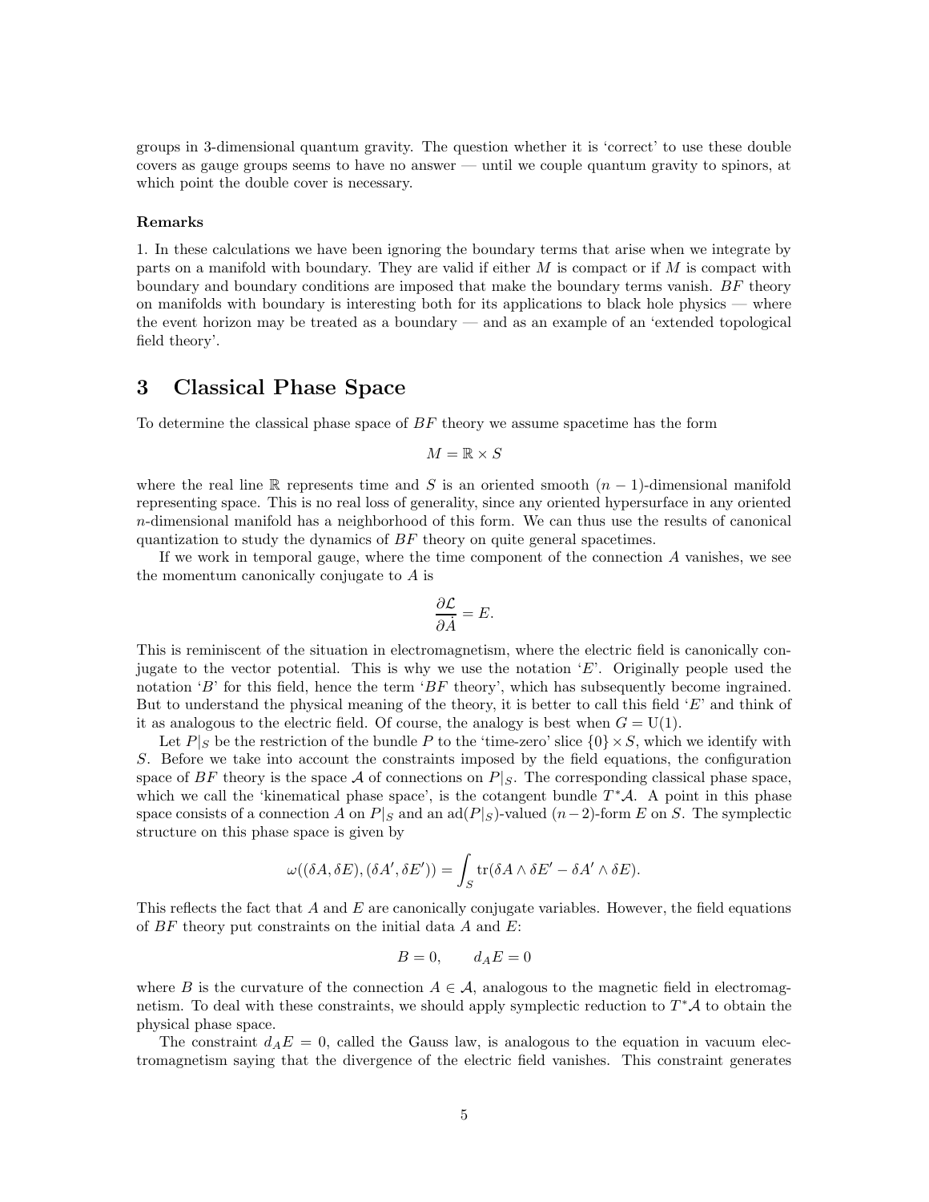groups in 3-dimensional quantum gravity. The question whether it is 'correct' to use these double covers as gauge groups seems to have no answer — until we couple quantum gravity to spinors, at which point the double cover is necessary.

#### Remarks

1. In these calculations we have been ignoring the boundary terms that arise when we integrate by parts on a manifold with boundary. They are valid if either $M$ is compact or if $M$ is compact with boundary and boundary conditions are imposed that make the boundary terms vanish. $BF$ theory on manifolds with boundary is interesting both for its applications to black hole physics — where the event horizon may be treated as a boundary — and as an example of an 'extended topological field theory'.

## 3 Classical Phase Space

To determine the classical phase space of $BF$ theory we assume spacetime has the form

$$M = \mathbb{R} \times S$$

where the real line $\mathbb{R}$ represents time and $S$ is an oriented smooth $(n-1)$-dimensional manifold representing space. This is no real loss of generality, since any oriented hypersurface in any oriented $n$-dimensional manifold has a neighborhood of this form. We can thus use the results of canonical quantization to study the dynamics of $BF$ theory on quite general spacetimes.

If we work in temporal gauge, where the time component of the connection $A$ vanishes, we see the momentum canonically conjugate to $A$ is

$$\frac{\partial \mathcal{L}}{\partial \dot{A}} = E.$$

This is reminiscent of the situation in electromagnetism, where the electric field is canonically conjugate to the vector potential. This is why we use the notation '$E$'. Originally people used the notation '$B$' for this field, hence the term '$BF$ theory', which has subsequently become ingrained. But to understand the physical meaning of the theory, it is better to call this field '$E$' and think of it as analogous to the electric field. Of course, the analogy is best when $G = \mathrm{U}(1)$.

Let $P|_S$ be the restriction of the bundle $P$ to the 'time-zero' slice $\{0\} \times S$, which we identify with $S$. Before we take into account the constraints imposed by the field equations, the configuration space of $BF$ theory is the space $\mathcal{A}$ of connections on $P|_S$. The corresponding classical phase space, which we call the 'kinematical phase space', is the cotangent bundle $T^*\mathcal{A}$. A point in this phase space consists of a connection $A$ on $P|_S$ and an $\mathrm{ad}(P|_S)$-valued $(n-2)$-form $E$ on $S$. The symplectic structure on this phase space is given by

$$\omega((\delta A, \delta E), (\delta A', \delta E')) = \int_S \mathrm{tr}(\delta A \wedge \delta E' - \delta A' \wedge \delta E).$$

This reflects the fact that $A$ and $E$ are canonically conjugate variables. However, the field equations of $BF$ theory put constraints on the initial data $A$ and $E$:

$$B = 0, \qquad d_A E = 0$$

where $B$ is the curvature of the connection $A \in \mathcal{A}$, analogous to the magnetic field in electromagnetism. To deal with these constraints, we should apply symplectic reduction to $T^*\mathcal{A}$ to obtain the physical phase space.

The constraint $d_A E = 0$, called the Gauss law, is analogous to the equation in vacuum electromagnetism saying that the divergence of the electric field vanishes. This constraint generates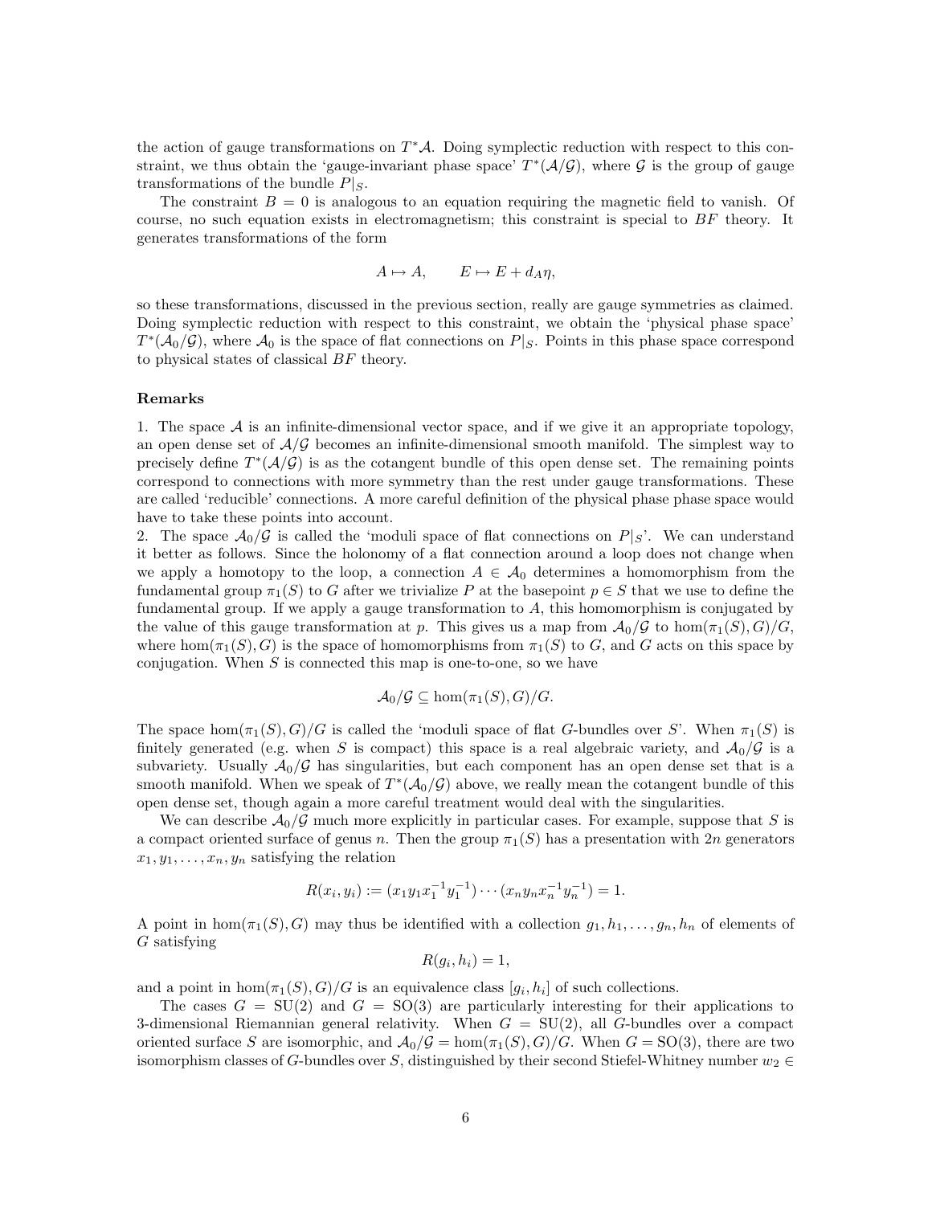the action of gauge transformations on $T^*\mathcal{A}$. Doing symplectic reduction with respect to this constraint, we thus obtain the 'gauge-invariant phase space' $T^*(\mathcal{A}/\mathcal{G})$, where $\mathcal{G}$ is the group of gauge transformations of the bundle $P|_S$.

The constraint $B = 0$ is analogous to an equation requiring the magnetic field to vanish. Of course, no such equation exists in electromagnetism; this constraint is special to $BF$ theory. It generates transformations of the form

$$A \mapsto A, \qquad E \mapsto E + d_A \eta,$$

so these transformations, discussed in the previous section, really are gauge symmetries as claimed. Doing symplectic reduction with respect to this constraint, we obtain the 'physical phase space' $T^*(\mathcal{A}_0/\mathcal{G})$, where $\mathcal{A}_0$ is the space of flat connections on $P|_S$. Points in this phase space correspond to physical states of classical $BF$ theory.

**Remarks**

1. The space $\mathcal{A}$ is an infinite-dimensional vector space, and if we give it an appropriate topology, an open dense set of $\mathcal{A}/\mathcal{G}$ becomes an infinite-dimensional smooth manifold. The simplest way to precisely define $T^*(\mathcal{A}/\mathcal{G})$ is as the cotangent bundle of this open dense set. The remaining points correspond to connections with more symmetry than the rest under gauge transformations. These are called 'reducible' connections. A more careful definition of the physical phase phase space would have to take these points into account.
2. The space $\mathcal{A}_0/\mathcal{G}$ is called the 'moduli space of flat connections on $P|_S$'. We can understand it better as follows. Since the holonomy of a flat connection around a loop does not change when we apply a homotopy to the loop, a connection $A \in \mathcal{A}_0$ determines a homomorphism from the fundamental group $\pi_1(S)$ to $G$ after we trivialize $P$ at the basepoint $p \in S$ that we use to define the fundamental group. If we apply a gauge transformation to $A$, this homomorphism is conjugated by the value of this gauge transformation at $p$. This gives us a map from $\mathcal{A}_0/\mathcal{G}$ to $\hom(\pi_1(S), G)/G$, where $\hom(\pi_1(S), G)$ is the space of homomorphisms from $\pi_1(S)$ to $G$, and $G$ acts on this space by conjugation. When $S$ is connected this map is one-to-one, so we have

$$\mathcal{A}_0/\mathcal{G} \subseteq \hom(\pi_1(S), G)/G.$$

The space $\hom(\pi_1(S), G)/G$ is called the 'moduli space of flat $G$-bundles over $S$'. When $\pi_1(S)$ is finitely generated (e.g. when $S$ is compact) this space is a real algebraic variety, and $\mathcal{A}_0/\mathcal{G}$ is a subvariety. Usually $\mathcal{A}_0/\mathcal{G}$ has singularities, but each component has an open dense set that is a smooth manifold. When we speak of $T^*(\mathcal{A}_0/\mathcal{G})$ above, we really mean the cotangent bundle of this open dense set, though again a more careful treatment would deal with the singularities.

We can describe $\mathcal{A}_0/\mathcal{G}$ much more explicitly in particular cases. For example, suppose that $S$ is a compact oriented surface of genus $n$. Then the group $\pi_1(S)$ has a presentation with $2n$ generators $x_1, y_1, \ldots, x_n, y_n$ satisfying the relation

$$R(x_i, y_i) := (x_1 y_1 x_1^{-1} y_1^{-1}) \cdots (x_n y_n x_n^{-1} y_n^{-1}) = 1.$$

A point in $\hom(\pi_1(S), G)$ may thus be identified with a collection $g_1, h_1, \ldots, g_n, h_n$ of elements of $G$ satisfying

$$R(g_i, h_i) = 1,$$

and a point in $\hom(\pi_1(S), G)/G$ is an equivalence class $[g_i, h_i]$ of such collections.

The cases $G = \mathrm{SU}(2)$ and $G = \mathrm{SO}(3)$ are particularly interesting for their applications to 3-dimensional Riemannian general relativity. When $G = \mathrm{SU}(2)$, all $G$-bundles over a compact oriented surface $S$ are isomorphic, and $\mathcal{A}_0/\mathcal{G} = \hom(\pi_1(S), G)/G$. When $G = \mathrm{SO}(3)$, there are two isomorphism classes of $G$-bundles over $S$, distinguished by their second Stiefel-Whitney number $w_2 \in$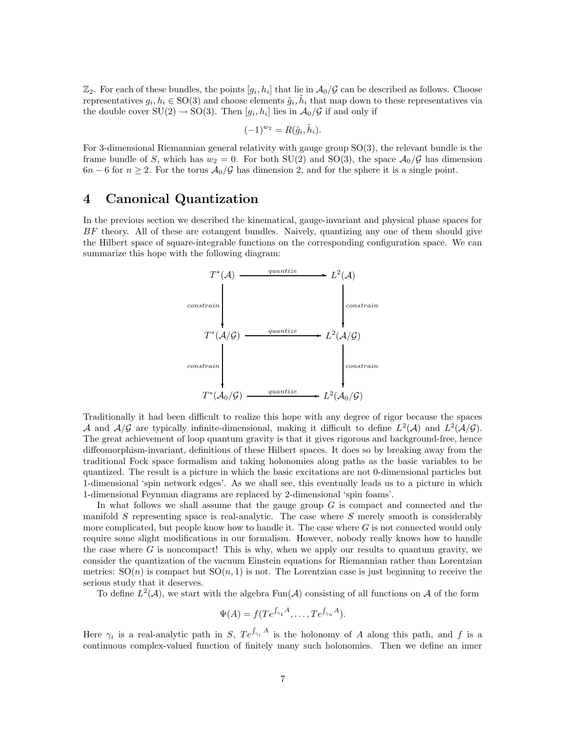$\mathbb{Z}_2$. For each of these bundles, the points $[g_i, h_i]$ that lie in $\mathcal{A}_0/\mathcal{G}$ can be described as follows. Choose representatives $g_i, h_i \in \mathrm{SO}(3)$ and choose elements $\tilde{g}_i, \tilde{h}_i$ that map down to these representatives via the double cover $\mathrm{SU}(2) \to \mathrm{SO}(3)$. Then $[g_i, h_i]$ lies in $\mathcal{A}_0/\mathcal{G}$ if and only if

$$(-1)^{w_2} = R(\tilde{g}_i, \tilde{h}_i).$$

For 3-dimensional Riemannian general relativity with gauge group $\mathrm{SO}(3)$, the relevant bundle is the frame bundle of $S$, which has $w_2 = 0$. For both $\mathrm{SU}(2)$ and $\mathrm{SO}(3)$, the space $\mathcal{A}_0/\mathcal{G}$ has dimension $6n - 6$ for $n \geq 2$. For the torus $\mathcal{A}_0/\mathcal{G}$ has dimension 2, and for the sphere it is a single point.

# 4 Canonical Quantization

In the previous section we described the kinematical, gauge-invariant and physical phase spaces for $BF$ theory. All of these are cotangent bundles. Naively, quantizing any one of them should give the Hilbert space of square-integrable functions on the corresponding configuration space. We can summarize this hope with the following diagram:

$$\begin{array}{ccc}
T^*(\mathcal{A}) & \xrightarrow{\;quantize\;} & L^2(\mathcal{A}) \\
\Big\downarrow {\scriptstyle constrain} & & \Big\downarrow {\scriptstyle constrain} \\
T^*(\mathcal{A}/\mathcal{G}) & \xrightarrow{\;quantize\;} & L^2(\mathcal{A}/\mathcal{G}) \\
\Big\downarrow {\scriptstyle constrain} & & \Big\downarrow {\scriptstyle constrain} \\
T^*(\mathcal{A}_0/\mathcal{G}) & \xrightarrow{\;quantize\;} & L^2(\mathcal{A}_0/\mathcal{G})
\end{array}$$

Traditionally it had been difficult to realize this hope with any degree of rigor because the spaces $\mathcal{A}$ and $\mathcal{A}/\mathcal{G}$ are typically infinite-dimensional, making it difficult to define $L^2(\mathcal{A})$ and $L^2(\mathcal{A}/\mathcal{G})$. The great achievement of loop quantum gravity is that it gives rigorous and background-free, hence diffeomorphism-invariant, definitions of these Hilbert spaces. It does so by breaking away from the traditional Fock space formalism and taking holonomies along paths as the basic variables to be quantized. The result is a picture in which the basic excitations are not 0-dimensional particles but 1-dimensional 'spin network edges'. As we shall see, this eventually leads us to a picture in which 1-dimensional Feynman diagrams are replaced by 2-dimensional 'spin foams'.

In what follows we shall assume that the gauge group $G$ is compact and connected and the manifold $S$ representing space is real-analytic. The case where $S$ merely smooth is considerably more complicated, but people know how to handle it. The case where $G$ is not connected would only require some slight modifications in our formalism. However, nobody really knows how to handle the case where $G$ is noncompact! This is why, when we apply our results to quantum gravity, we consider the quantization of the vacuum Einstein equations for Riemannian rather than Lorentzian metrics: $\mathrm{SO}(n)$ is compact but $\mathrm{SO}(n, 1)$ is not. The Lorentzian case is just beginning to receive the serious study that it deserves.

To define $L^2(\mathcal{A})$, we start with the algebra $\mathrm{Fun}(\mathcal{A})$ consisting of all functions on $\mathcal{A}$ of the form

$$\Psi(A) = f(Te^{\int_{\gamma_1} A}, \ldots, Te^{\int_{\gamma_n} A}).$$

Here $\gamma_i$ is a real-analytic path in $S$, $Te^{\int_{\gamma_i} A}$ is the holonomy of $A$ along this path, and $f$ is a continuous complex-valued function of finitely many such holonomies. Then we define an inner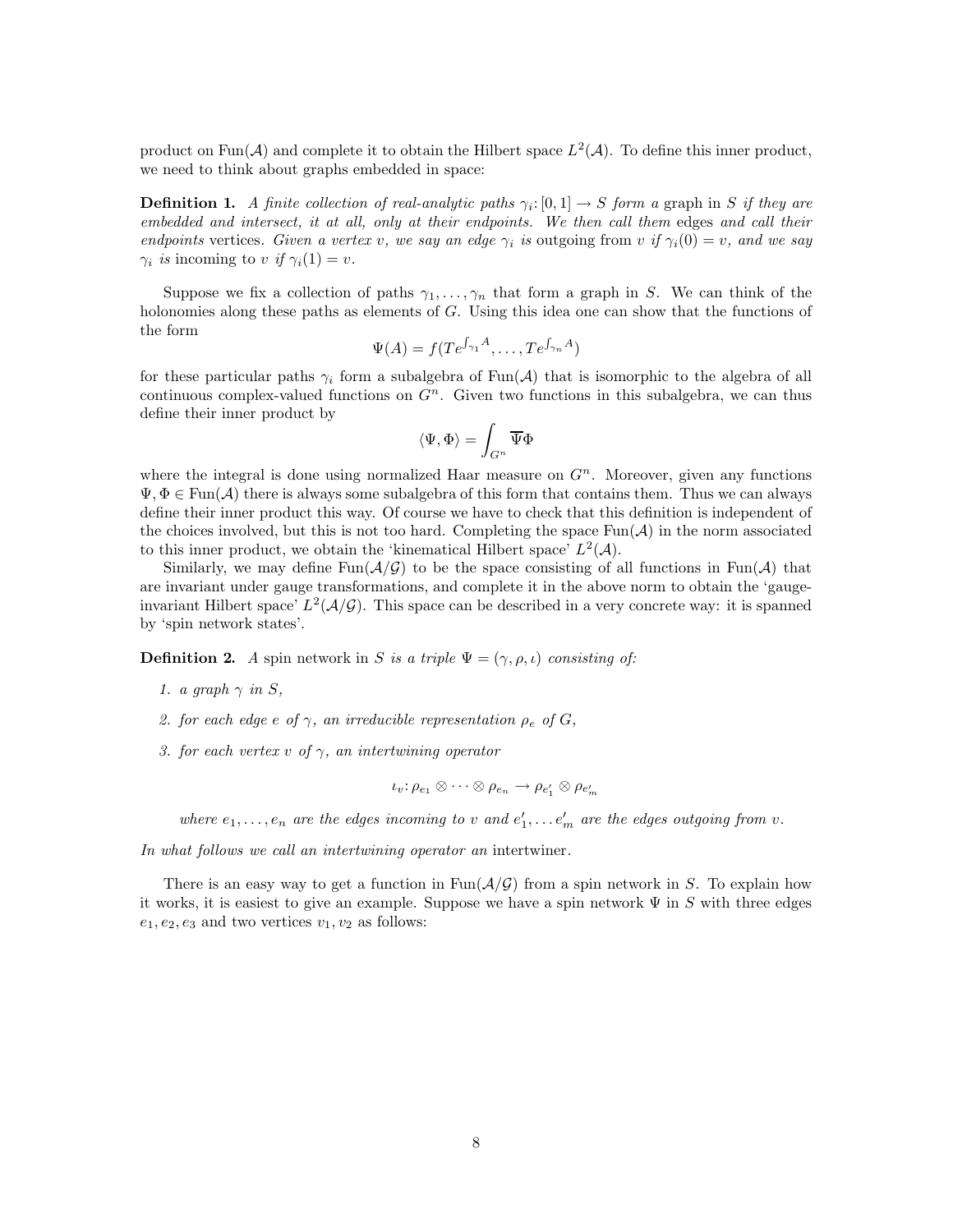product on $\mathrm{Fun}(\mathcal{A})$ and complete it to obtain the Hilbert space $L^2(\mathcal{A})$. To define this inner product, we need to think about graphs embedded in space:

**Definition 1.** *A finite collection of real-analytic paths $\gamma_i\colon [0,1] \to S$ form a* graph *in $S$ if they are embedded and intersect, it at all, only at their endpoints. We then call them* edges *and call their endpoints* vertices*. Given a vertex $v$, we say an edge $\gamma_i$ is* outgoing *from $v$ if $\gamma_i(0) = v$, and we say $\gamma_i$ is* incoming *to $v$ if $\gamma_i(1) = v$.*

Suppose we fix a collection of paths $\gamma_1, \ldots, \gamma_n$ that form a graph in $S$. We can think of the holonomies along these paths as elements of $G$. Using this idea one can show that the functions of the form

$$\Psi(A) = f(Te^{\int_{\gamma_1} A}, \ldots, Te^{\int_{\gamma_n} A})$$

for these particular paths $\gamma_i$ form a subalgebra of $\mathrm{Fun}(\mathcal{A})$ that is isomorphic to the algebra of all continuous complex-valued functions on $G^n$. Given two functions in this subalgebra, we can thus define their inner product by

$$\langle \Psi, \Phi \rangle = \int_{G^n} \overline{\Psi}\Phi$$

where the integral is done using normalized Haar measure on $G^n$. Moreover, given any functions $\Psi, \Phi \in \mathrm{Fun}(\mathcal{A})$ there is always some subalgebra of this form that contains them. Thus we can always define their inner product this way. Of course we have to check that this definition is independent of the choices involved, but this is not too hard. Completing the space $\mathrm{Fun}(\mathcal{A})$ in the norm associated to this inner product, we obtain the 'kinematical Hilbert space' $L^2(\mathcal{A})$.

Similarly, we may define $\mathrm{Fun}(\mathcal{A}/\mathcal{G})$ to be the space consisting of all functions in $\mathrm{Fun}(\mathcal{A})$ that are invariant under gauge transformations, and complete it in the above norm to obtain the 'gauge-invariant Hilbert space' $L^2(\mathcal{A}/\mathcal{G})$. This space can be described in a very concrete way: it is spanned by 'spin network states'.

**Definition 2.** *A* spin network *in $S$ is a triple $\Psi = (\gamma, \rho, \iota)$ consisting of:*

1. *a graph $\gamma$ in $S$,*
2. *for each edge $e$ of $\gamma$, an irreducible representation $\rho_e$ of $G$,*
3. *for each vertex $v$ of $\gamma$, an intertwining operator*

$$\iota_v\colon \rho_{e_1} \otimes \cdots \otimes \rho_{e_n} \to \rho_{e'_1} \otimes \rho_{e'_m}$$

*where $e_1, \ldots, e_n$ are the edges incoming to $v$ and $e'_1, \ldots e'_m$ are the edges outgoing from $v$.*

*In what follows we call an intertwining operator an* intertwiner*.*

There is an easy way to get a function in $\mathrm{Fun}(\mathcal{A}/\mathcal{G})$ from a spin network in $S$. To explain how it works, it is easiest to give an example. Suppose we have a spin network $\Psi$ in $S$ with three edges $e_1, e_2, e_3$ and two vertices $v_1, v_2$ as follows: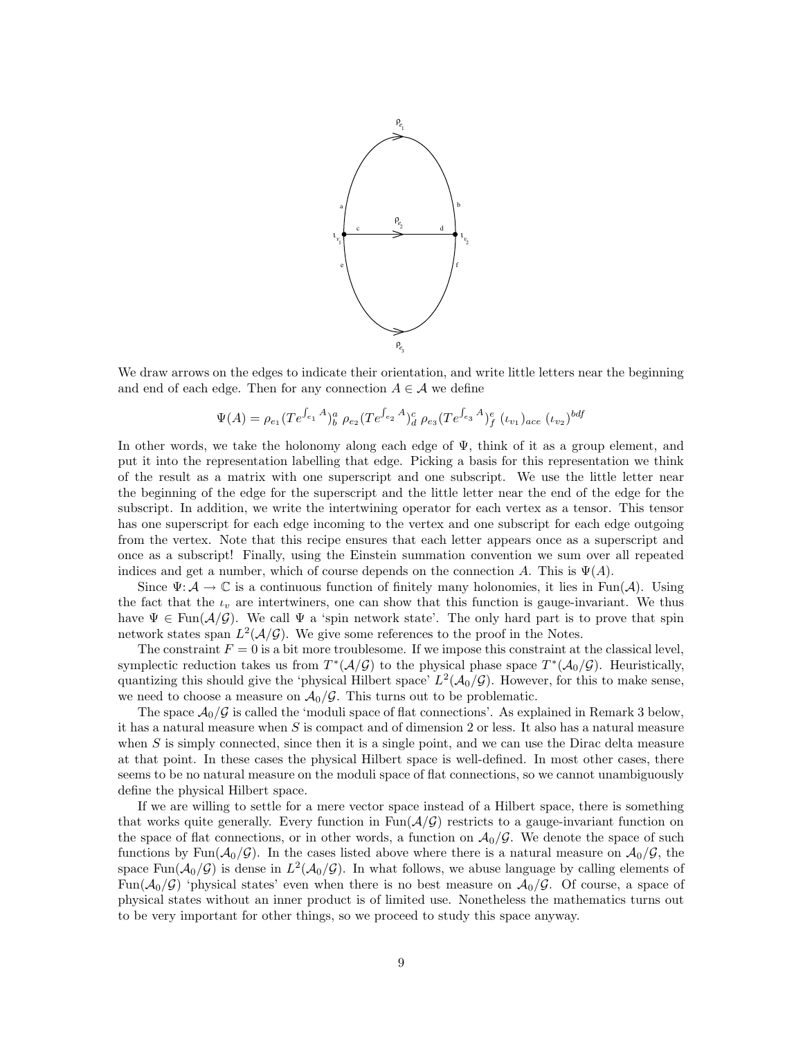We draw arrows on the edges to indicate their orientation, and write little letters near the beginning and end of each edge. Then for any connection $A \in \mathcal{A}$ we define

$$\Psi(A) = \rho_{e_1}(Te^{\int_{e_1} A})^a_b \; \rho_{e_2}(Te^{\int_{e_2} A})^c_d \; \rho_{e_3}(Te^{\int_{e_3} A})^e_f \; (\iota_{v_1})_{ace} \; (\iota_{v_2})^{bdf}$$

In other words, we take the holonomy along each edge of $\Psi$, think of it as a group element, and put it into the representation labelling that edge. Picking a basis for this representation we think of the result as a matrix with one superscript and one subscript. We use the little letter near the beginning of the edge for the superscript and the little letter near the end of the edge for the subscript. In addition, we write the intertwining operator for each vertex as a tensor. This tensor has one superscript for each edge incoming to the vertex and one subscript for each edge outgoing from the vertex. Note that this recipe ensures that each letter appears once as a superscript and once as a subscript! Finally, using the Einstein summation convention we sum over all repeated indices and get a number, which of course depends on the connection $A$. This is $\Psi(A)$.

Since $\Psi \colon \mathcal{A} \to \mathbb{C}$ is a continuous function of finitely many holonomies, it lies in $\mathrm{Fun}(\mathcal{A})$. Using the fact that the $\iota_v$ are intertwiners, one can show that this function is gauge-invariant. We thus have $\Psi \in \mathrm{Fun}(\mathcal{A}/\mathcal{G})$. We call $\Psi$ a 'spin network state'. The only hard part is to prove that spin network states span $L^2(\mathcal{A}/\mathcal{G})$. We give some references to the proof in the Notes.

The constraint $F = 0$ is a bit more troublesome. If we impose this constraint at the classical level, symplectic reduction takes us from $T^*(\mathcal{A}/\mathcal{G})$ to the physical phase space $T^*(\mathcal{A}_0/\mathcal{G})$. Heuristically, quantizing this should give the 'physical Hilbert space' $L^2(\mathcal{A}_0/\mathcal{G})$. However, for this to make sense, we need to choose a measure on $\mathcal{A}_0/\mathcal{G}$. This turns out to be problematic.

The space $\mathcal{A}_0/\mathcal{G}$ is called the 'moduli space of flat connections'. As explained in Remark 3 below, it has a natural measure when $S$ is compact and of dimension 2 or less. It also has a natural measure when $S$ is simply connected, since then it is a single point, and we can use the Dirac delta measure at that point. In these cases the physical Hilbert space is well-defined. In most other cases, there seems to be no natural measure on the moduli space of flat connections, so we cannot unambiguously define the physical Hilbert space.

If we are willing to settle for a mere vector space instead of a Hilbert space, there is something that works quite generally. Every function in $\mathrm{Fun}(\mathcal{A}/\mathcal{G})$ restricts to a gauge-invariant function on the space of flat connections, or in other words, a function on $\mathcal{A}_0/\mathcal{G}$. We denote the space of such functions by $\mathrm{Fun}(\mathcal{A}_0/\mathcal{G})$. In the cases listed above where there is a natural measure on $\mathcal{A}_0/\mathcal{G}$, the space $\mathrm{Fun}(\mathcal{A}_0/\mathcal{G})$ is dense in $L^2(\mathcal{A}_0/\mathcal{G})$. In what follows, we abuse language by calling elements of $\mathrm{Fun}(\mathcal{A}_0/\mathcal{G})$ 'physical states' even when there is no best measure on $\mathcal{A}_0/\mathcal{G}$. Of course, a space of physical states without an inner product is of limited use. Nonetheless the mathematics turns out to be very important for other things, so we proceed to study this space anyway.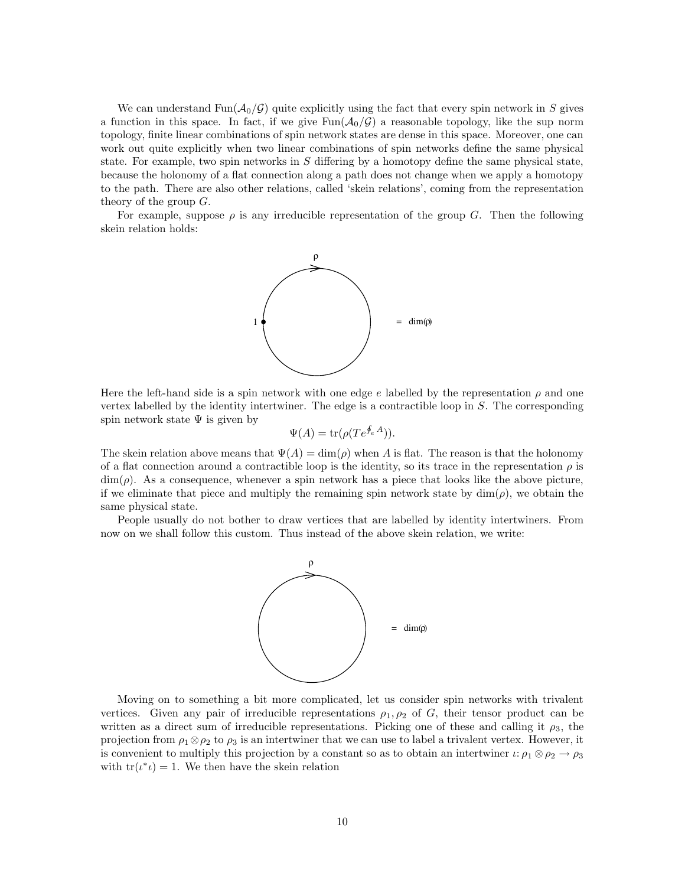We can understand $\mathrm{Fun}(\mathcal{A}_0/\mathcal{G})$ quite explicitly using the fact that every spin network in $S$ gives a function in this space. In fact, if we give $\mathrm{Fun}(\mathcal{A}_0/\mathcal{G})$ a reasonable topology, like the sup norm topology, finite linear combinations of spin network states are dense in this space. Moreover, one can work out quite explicitly when two linear combinations of spin networks define the same physical state. For example, two spin networks in $S$ differing by a homotopy define the same physical state, because the holonomy of a flat connection along a path does not change when we apply a homotopy to the path. There are also other relations, called 'skein relations', coming from the representation theory of the group $G$.

For example, suppose $\rho$ is any irreducible representation of the group $G$. Then the following skein relation holds:

ρ

1

= dim(ρ)

Here the left-hand side is a spin network with one edge $e$ labelled by the representation $\rho$ and one vertex labelled by the identity intertwiner. The edge is a contractible loop in $S$. The corresponding spin network state $\Psi$ is given by

$$\Psi(A) = \mathrm{tr}(\rho(Te^{\oint_e A})).$$

The skein relation above means that $\Psi(A) = \dim(\rho)$ when $A$ is flat. The reason is that the holonomy of a flat connection around a contractible loop is the identity, so its trace in the representation $\rho$ is $\dim(\rho)$. As a consequence, whenever a spin network has a piece that looks like the above picture, if we eliminate that piece and multiply the remaining spin network state by $\dim(\rho)$, we obtain the same physical state.

People usually do not bother to draw vertices that are labelled by identity intertwiners. From now on we shall follow this custom. Thus instead of the above skein relation, we write:

ρ

= dim(ρ)

Moving on to something a bit more complicated, let us consider spin networks with trivalent vertices. Given any pair of irreducible representations $\rho_1, \rho_2$ of $G$, their tensor product can be written as a direct sum of irreducible representations. Picking one of these and calling it $\rho_3$, the projection from $\rho_1 \otimes \rho_2$ to $\rho_3$ is an intertwiner that we can use to label a trivalent vertex. However, it is convenient to multiply this projection by a constant so as to obtain an intertwiner $\iota\colon \rho_1 \otimes \rho_2 \to \rho_3$ with $\mathrm{tr}(\iota^* \iota) = 1$. We then have the skein relation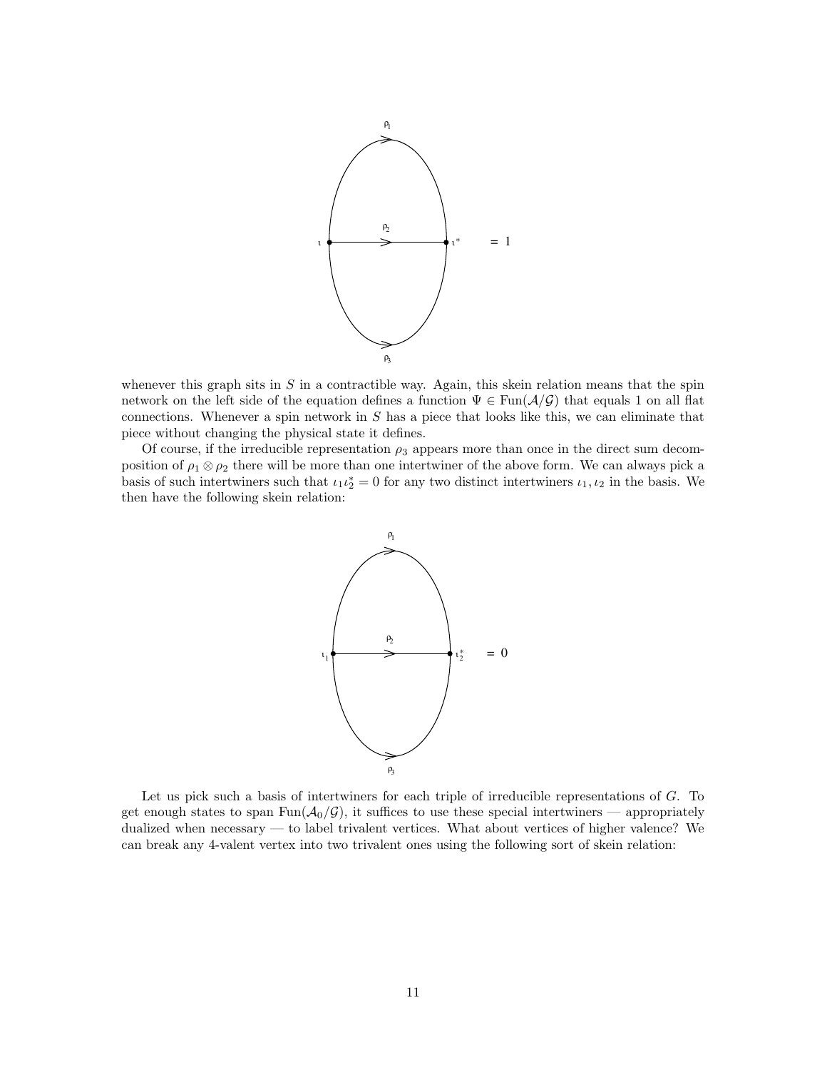$\rho_1$

$\rho_2$

$\iota$ $\iota^*$ = 1

$\rho_3$

whenever this graph sits in $S$ in a contractible way. Again, this skein relation means that the spin network on the left side of the equation defines a function $\Psi \in \mathrm{Fun}(\mathcal{A}/\mathcal{G})$ that equals 1 on all flat connections. Whenever a spin network in $S$ has a piece that looks like this, we can eliminate that piece without changing the physical state it defines.

Of course, if the irreducible representation $\rho_3$ appears more than once in the direct sum decomposition of $\rho_1 \otimes \rho_2$ there will be more than one intertwiner of the above form. We can always pick a basis of such intertwiners such that $\iota_1 \iota_2^* = 0$ for any two distinct intertwiners $\iota_1, \iota_2$ in the basis. We then have the following skein relation:

$\rho_1$

$\rho_2$

$\iota_1$ $\iota_2^*$ = 0

$\rho_3$

Let us pick such a basis of intertwiners for each triple of irreducible representations of $G$. To get enough states to span $\mathrm{Fun}(\mathcal{A}_0/\mathcal{G})$, it suffices to use these special intertwiners — appropriately dualized when necessary — to label trivalent vertices. What about vertices of higher valence? We can break any 4-valent vertex into two trivalent ones using the following sort of skein relation: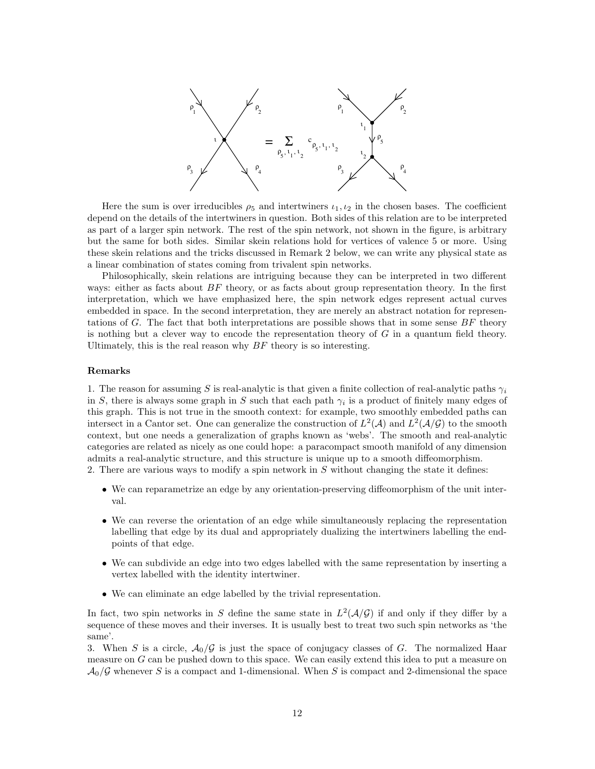$$\text{[4-valent vertex } \iota \text{ with edges } \rho_1, \rho_2, \rho_3, \rho_4] = \sum_{\rho_5, \iota_1, \iota_2} c_{\rho_5, \iota_1, \iota_2} \; \text{[trivalent vertices } \iota_1, \iota_2 \text{ joined by edge } \rho_5 \text{, with edges } \rho_1, \rho_2, \rho_3, \rho_4]$$

Here the sum is over irreducibles $\rho_5$ and intertwiners $\iota_1, \iota_2$ in the chosen bases. The coefficient depend on the details of the intertwiners in question. Both sides of this relation are to be interpreted as part of a larger spin network. The rest of the spin network, not shown in the figure, is arbitrary but the same for both sides. Similar skein relations hold for vertices of valence 5 or more. Using these skein relations and the tricks discussed in Remark 2 below, we can write any physical state as a linear combination of states coming from trivalent spin networks.

Philosophically, skein relations are intriguing because they can be interpreted in two different ways: either as facts about $BF$ theory, or as facts about group representation theory. In the first interpretation, which we have emphasized here, the spin network edges represent actual curves embedded in space. In the second interpretation, they are merely an abstract notation for representations of $G$. The fact that both interpretations are possible shows that in some sense $BF$ theory is nothing but a clever way to encode the representation theory of $G$ in a quantum field theory. Ultimately, this is the real reason why $BF$ theory is so interesting.

**Remarks**

1. The reason for assuming $S$ is real-analytic is that given a finite collection of real-analytic paths $\gamma_i$ in $S$, there is always some graph in $S$ such that each path $\gamma_i$ is a product of finitely many edges of this graph. This is not true in the smooth context: for example, two smoothly embedded paths can intersect in a Cantor set. One can generalize the construction of $L^2(\mathcal{A})$ and $L^2(\mathcal{A}/\mathcal{G})$ to the smooth context, but one needs a generalization of graphs known as 'webs'. The smooth and real-analytic categories are related as nicely as one could hope: a paracompact smooth manifold of any dimension admits a real-analytic structure, and this structure is unique up to a smooth diffeomorphism.

2. There are various ways to modify a spin network in $S$ without changing the state it defines:

- We can reparametrize an edge by any orientation-preserving diffeomorphism of the unit interval.
- We can reverse the orientation of an edge while simultaneously replacing the representation labelling that edge by its dual and appropriately dualizing the intertwiners labelling the endpoints of that edge.
- We can subdivide an edge into two edges labelled with the same representation by inserting a vertex labelled with the identity intertwiner.
- We can eliminate an edge labelled by the trivial representation.

In fact, two spin networks in $S$ define the same state in $L^2(\mathcal{A}/\mathcal{G})$ if and only if they differ by a sequence of these moves and their inverses. It is usually best to treat two such spin networks as 'the same'.

3. When $S$ is a circle, $\mathcal{A}_0/\mathcal{G}$ is just the space of conjugacy classes of $G$. The normalized Haar measure on $G$ can be pushed down to this space. We can easily extend this idea to put a measure on $\mathcal{A}_0/\mathcal{G}$ whenever $S$ is a compact and 1-dimensional. When $S$ is compact and 2-dimensional the space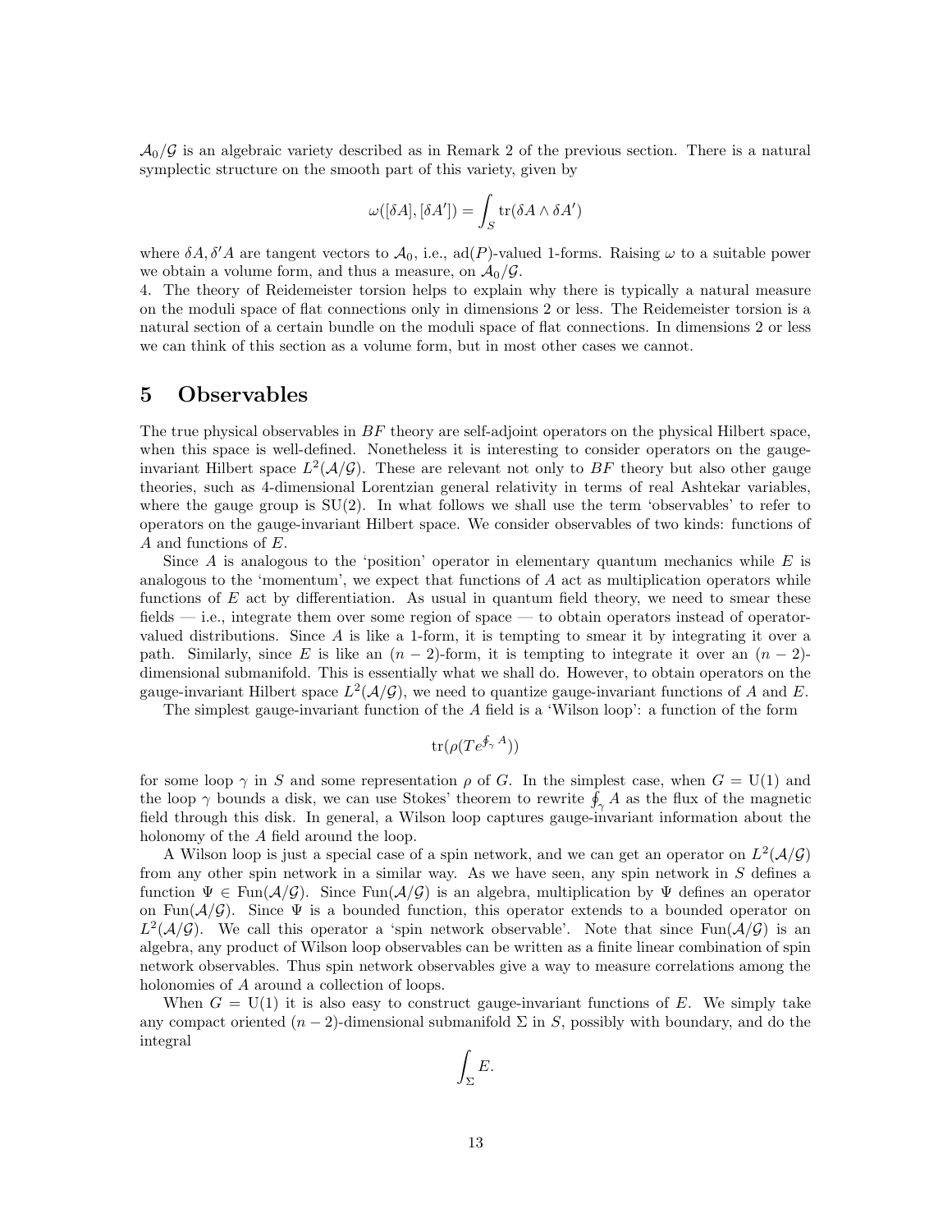$\mathcal{A}_0/\mathcal{G}$ is an algebraic variety described as in Remark 2 of the previous section. There is a natural symplectic structure on the smooth part of this variety, given by

$$\omega([\delta A],[\delta A']) = \int_S \mathrm{tr}(\delta A \wedge \delta A')$$

where $\delta A, \delta' A$ are tangent vectors to $\mathcal{A}_0$, i.e., $\mathrm{ad}(P)$-valued 1-forms. Raising $\omega$ to a suitable power we obtain a volume form, and thus a measure, on $\mathcal{A}_0/\mathcal{G}$.

4. The theory of Reidemeister torsion helps to explain why there is typically a natural measure on the moduli space of flat connections only in dimensions 2 or less. The Reidemeister torsion is a natural section of a certain bundle on the moduli space of flat connections. In dimensions 2 or less we can think of this section as a volume form, but in most other cases we cannot.

# 5 Observables

The true physical observables in $BF$ theory are self-adjoint operators on the physical Hilbert space, when this space is well-defined. Nonetheless it is interesting to consider operators on the gauge-invariant Hilbert space $L^2(\mathcal{A}/\mathcal{G})$. These are relevant not only to $BF$ theory but also other gauge theories, such as 4-dimensional Lorentzian general relativity in terms of real Ashtekar variables, where the gauge group is $\mathrm{SU}(2)$. In what follows we shall use the term 'observables' to refer to operators on the gauge-invariant Hilbert space. We consider observables of two kinds: functions of $A$ and functions of $E$.

Since $A$ is analogous to the 'position' operator in elementary quantum mechanics while $E$ is analogous to the 'momentum', we expect that functions of $A$ act as multiplication operators while functions of $E$ act by differentiation. As usual in quantum field theory, we need to smear these fields — i.e., integrate them over some region of space — to obtain operators instead of operator-valued distributions. Since $A$ is like a 1-form, it is tempting to smear it by integrating it over a path. Similarly, since $E$ is like an $(n-2)$-form, it is tempting to integrate it over an $(n-2)$-dimensional submanifold. This is essentially what we shall do. However, to obtain operators on the gauge-invariant Hilbert space $L^2(\mathcal{A}/\mathcal{G})$, we need to quantize gauge-invariant functions of $A$ and $E$.

The simplest gauge-invariant function of the $A$ field is a 'Wilson loop': a function of the form

$$\mathrm{tr}(\rho(Te^{\oint_\gamma A}))$$

for some loop $\gamma$ in $S$ and some representation $\rho$ of $G$. In the simplest case, when $G = \mathrm{U}(1)$ and the loop $\gamma$ bounds a disk, we can use Stokes' theorem to rewrite $\oint_\gamma A$ as the flux of the magnetic field through this disk. In general, a Wilson loop captures gauge-invariant information about the holonomy of the $A$ field around the loop.

A Wilson loop is just a special case of a spin network, and we can get an operator on $L^2(\mathcal{A}/\mathcal{G})$ from any other spin network in a similar way. As we have seen, any spin network in $S$ defines a function $\Psi \in \mathrm{Fun}(\mathcal{A}/\mathcal{G})$. Since $\mathrm{Fun}(\mathcal{A}/\mathcal{G})$ is an algebra, multiplication by $\Psi$ defines an operator on $\mathrm{Fun}(\mathcal{A}/\mathcal{G})$. Since $\Psi$ is a bounded function, this operator extends to a bounded operator on $L^2(\mathcal{A}/\mathcal{G})$. We call this operator a 'spin network observable'. Note that since $\mathrm{Fun}(\mathcal{A}/\mathcal{G})$ is an algebra, any product of Wilson loop observables can be written as a finite linear combination of spin network observables. Thus spin network observables give a way to measure correlations among the holonomies of $A$ around a collection of loops.

When $G = \mathrm{U}(1)$ it is also easy to construct gauge-invariant functions of $E$. We simply take any compact oriented $(n-2)$-dimensional submanifold $\Sigma$ in $S$, possibly with boundary, and do the integral

$$\int_\Sigma E.$$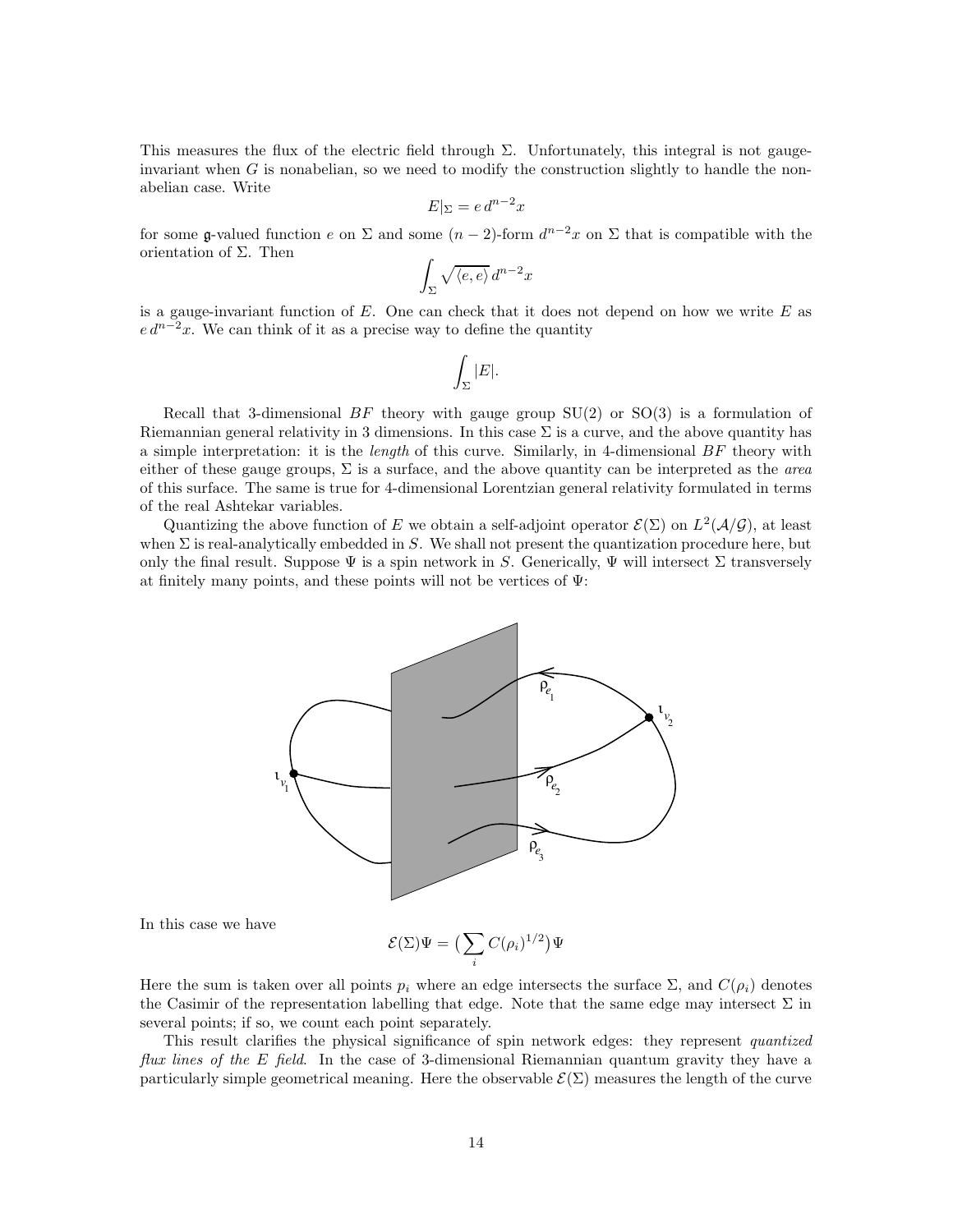This measures the flux of the electric field through $\Sigma$. Unfortunately, this integral is not gauge-invariant when $G$ is nonabelian, so we need to modify the construction slightly to handle the non-abelian case. Write

$$E|_\Sigma = e\, d^{n-2}x$$

for some $\mathfrak{g}$-valued function $e$ on $\Sigma$ and some $(n-2)$-form $d^{n-2}x$ on $\Sigma$ that is compatible with the orientation of $\Sigma$. Then

$$\int_\Sigma \sqrt{\langle e, e\rangle}\, d^{n-2}x$$

is a gauge-invariant function of $E$. One can check that it does not depend on how we write $E$ as $e\, d^{n-2}x$. We can think of it as a precise way to define the quantity

$$\int_\Sigma |E|.$$

Recall that 3-dimensional $BF$ theory with gauge group SU(2) or SO(3) is a formulation of Riemannian general relativity in 3 dimensions. In this case $\Sigma$ is a curve, and the above quantity has a simple interpretation: it is the *length* of this curve. Similarly, in 4-dimensional $BF$ theory with either of these gauge groups, $\Sigma$ is a surface, and the above quantity can be interpreted as the *area* of this surface. The same is true for 4-dimensional Lorentzian general relativity formulated in terms of the real Ashtekar variables.

Quantizing the above function of $E$ we obtain a self-adjoint operator $\mathcal{E}(\Sigma)$ on $L^2(\mathcal{A}/\mathcal{G})$, at least when $\Sigma$ is real-analytically embedded in $S$. We shall not present the quantization procedure here, but only the final result. Suppose $\Psi$ is a spin network in $S$. Generically, $\Psi$ will intersect $\Sigma$ transversely at finitely many points, and these points will not be vertices of $\Psi$:

$\iota_{v_1}$

$\rho_{e_1}$

$\iota_{v_2}$

$\rho_{e_2}$

$\rho_{e_3}$

In this case we have

$$\mathcal{E}(\Sigma)\Psi = \big(\sum_i C(\rho_i)^{1/2}\big)\Psi$$

Here the sum is taken over all points $p_i$ where an edge intersects the surface $\Sigma$, and $C(\rho_i)$ denotes the Casimir of the representation labelling that edge. Note that the same edge may intersect $\Sigma$ in several points; if so, we count each point separately.

This result clarifies the physical significance of spin network edges: they represent *quantized flux lines of the E field*. In the case of 3-dimensional Riemannian quantum gravity they have a particularly simple geometrical meaning. Here the observable $\mathcal{E}(\Sigma)$ measures the length of the curve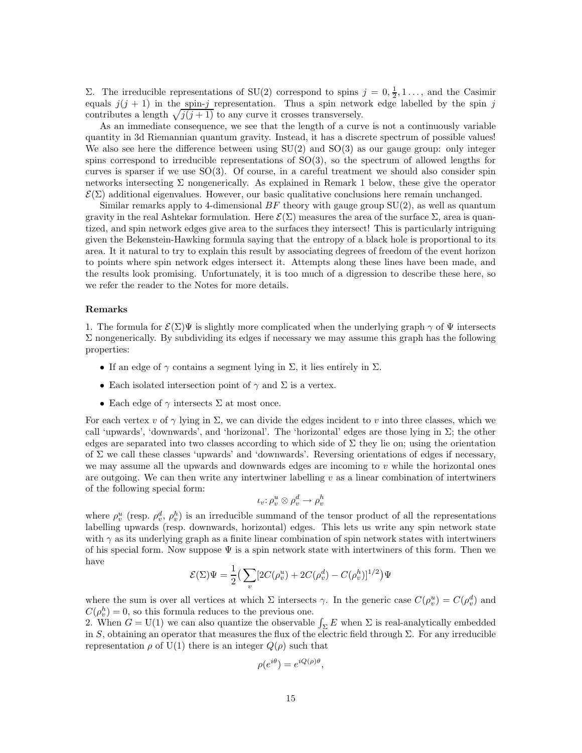Σ. The irreducible representations of SU(2) correspond to spins $j = 0, \frac{1}{2}, 1 \ldots$, and the Casimir equals $j(j+1)$ in the spin-$j$ representation. Thus a spin network edge labelled by the spin $j$ contributes a length $\sqrt{j(j+1)}$ to any curve it crosses transversely.

As an immediate consequence, we see that the length of a curve is not a continuously variable quantity in 3d Riemannian quantum gravity. Instead, it has a discrete spectrum of possible values! We also see here the difference between using SU(2) and SO(3) as our gauge group: only integer spins correspond to irreducible representations of SO(3), so the spectrum of allowed lengths for curves is sparser if we use SO(3). Of course, in a careful treatment we should also consider spin networks intersecting Σ nongenerically. As explained in Remark 1 below, these give the operator $\mathcal{E}(\Sigma)$ additional eigenvalues. However, our basic qualitative conclusions here remain unchanged.

Similar remarks apply to 4-dimensional $BF$ theory with gauge group SU(2), as well as quantum gravity in the real Ashtekar formulation. Here $\mathcal{E}(\Sigma)$ measures the area of the surface Σ, area is quantized, and spin network edges give area to the surfaces they intersect! This is particularly intriguing given the Bekenstein-Hawking formula saying that the entropy of a black hole is proportional to its area. It it natural to try to explain this result by associating degrees of freedom of the event horizon to points where spin network edges intersect it. Attempts along these lines have been made, and the results look promising. Unfortunately, it is too much of a digression to describe these here, so we refer the reader to the Notes for more details.

### Remarks

1. The formula for $\mathcal{E}(\Sigma)\Psi$ is slightly more complicated when the underlying graph $\gamma$ of $\Psi$ intersects Σ nongenerically. By subdividing its edges if necessary we may assume this graph has the following properties:

- If an edge of $\gamma$ contains a segment lying in Σ, it lies entirely in Σ.
- Each isolated intersection point of $\gamma$ and Σ is a vertex.
- Each edge of $\gamma$ intersects Σ at most once.

For each vertex $v$ of $\gamma$ lying in Σ, we can divide the edges incident to $v$ into three classes, which we call 'upwards', 'downwards', and 'horizonal'. The 'horizontal' edges are those lying in Σ; the other edges are separated into two classes according to which side of Σ they lie on; using the orientation of Σ we call these classes 'upwards' and 'downwards'. Reversing orientations of edges if necessary, we may assume all the upwards and downwards edges are incoming to $v$ while the horizontal ones are outgoing. We can then write any intertwiner labelling $v$ as a linear combination of intertwiners of the following special form:

$$\iota_v \colon \rho_v^u \otimes \rho_v^d \to \rho_v^h$$

where $\rho_v^u$ (resp. $\rho_v^d$, $\rho_v^h$) is an irreducible summand of the tensor product of all the representations labelling upwards (resp. downwards, horizontal) edges. This lets us write any spin network state with $\gamma$ as its underlying graph as a finite linear combination of spin network states with intertwiners of his special form. Now suppose $\Psi$ is a spin network state with intertwiners of this form. Then we have

$$\mathcal{E}(\Sigma)\Psi = \frac{1}{2}\Big(\sum_v [2C(\rho_v^u) + 2C(\rho_v^d) - C(\rho_v^h)]^{1/2}\Big)\Psi$$

where the sum is over all vertices at which Σ intersects $\gamma$. In the generic case $C(\rho_v^u) = C(\rho_v^d)$ and $C(\rho_v^h) = 0$, so this formula reduces to the previous one.

2. When $G = \mathrm{U}(1)$ we can also quantize the observable $\int_\Sigma E$ when Σ is real-analytically embedded in $S$, obtaining an operator that measures the flux of the electric field through Σ. For any irreducible representation $\rho$ of U(1) there is an integer $Q(\rho)$ such that

$$\rho(e^{i\theta}) = e^{iQ(\rho)\theta},$$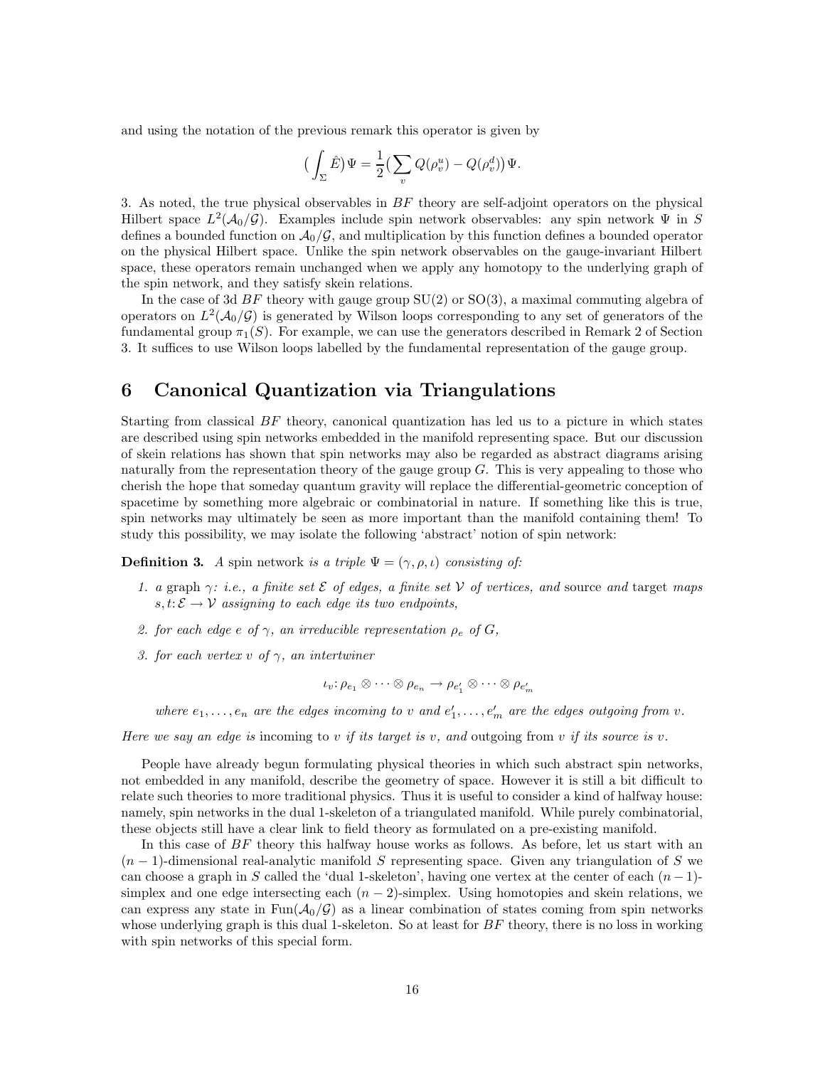and using the notation of the previous remark this operator is given by

$$\Big(\int_\Sigma \hat{E}\Big)\Psi = \frac{1}{2}\Big(\sum_v Q(\rho_v^u) - Q(\rho_v^d)\Big)\Psi.$$

3. As noted, the true physical observables in $BF$ theory are self-adjoint operators on the physical Hilbert space $L^2(\mathcal{A}_0/\mathcal{G})$. Examples include spin network observables: any spin network $\Psi$ in $S$ defines a bounded function on $\mathcal{A}_0/\mathcal{G}$, and multiplication by this function defines a bounded operator on the physical Hilbert space. Unlike the spin network observables on the gauge-invariant Hilbert space, these operators remain unchanged when we apply any homotopy to the underlying graph of the spin network, and they satisfy skein relations.

In the case of 3d $BF$ theory with gauge group SU(2) or SO(3), a maximal commuting algebra of operators on $L^2(\mathcal{A}_0/\mathcal{G})$ is generated by Wilson loops corresponding to any set of generators of the fundamental group $\pi_1(S)$. For example, we can use the generators described in Remark 2 of Section 3. It suffices to use Wilson loops labelled by the fundamental representation of the gauge group.

## 6 Canonical Quantization via Triangulations

Starting from classical $BF$ theory, canonical quantization has led us to a picture in which states are described using spin networks embedded in the manifold representing space. But our discussion of skein relations has shown that spin networks may also be regarded as abstract diagrams arising naturally from the representation theory of the gauge group $G$. This is very appealing to those who cherish the hope that someday quantum gravity will replace the differential-geometric conception of spacetime by something more algebraic or combinatorial in nature. If something like this is true, spin networks may ultimately be seen as more important than the manifold containing them! To study this possibility, we may isolate the following 'abstract' notion of spin network:

**Definition 3.** *A* spin network *is a triple* $\Psi = (\gamma, \rho, \iota)$ *consisting of:*

1. *a* graph $\gamma$*: i.e., a finite set* $\mathcal{E}$ *of edges, a finite set* $\mathcal{V}$ *of vertices, and* source *and* target *maps* $s, t \colon \mathcal{E} \to \mathcal{V}$ *assigning to each edge its two endpoints,*
2. *for each edge* $e$ *of* $\gamma$*, an irreducible representation* $\rho_e$ *of* $G$*,*
3. *for each vertex* $v$ *of* $\gamma$*, an intertwiner*

$$\iota_v \colon \rho_{e_1} \otimes \cdots \otimes \rho_{e_n} \to \rho_{e'_1} \otimes \cdots \otimes \rho_{e'_m}$$

*where* $e_1, \ldots, e_n$ *are the edges incoming to* $v$ *and* $e'_1, \ldots, e'_m$ *are the edges outgoing from* $v$*.*

*Here we say an edge is* incoming *to* $v$ *if its target is* $v$*, and* outgoing *from* $v$ *if its source is* $v$*.*

People have already begun formulating physical theories in which such abstract spin networks, not embedded in any manifold, describe the geometry of space. However it is still a bit difficult to relate such theories to more traditional physics. Thus it is useful to consider a kind of halfway house: namely, spin networks in the dual 1-skeleton of a triangulated manifold. While purely combinatorial, these objects still have a clear link to field theory as formulated on a pre-existing manifold.

In this case of $BF$ theory this halfway house works as follows. As before, let us start with an $(n-1)$-dimensional real-analytic manifold $S$ representing space. Given any triangulation of $S$ we can choose a graph in $S$ called the 'dual 1-skeleton', having one vertex at the center of each $(n-1)$-simplex and one edge intersecting each $(n-2)$-simplex. Using homotopies and skein relations, we can express any state in $\mathrm{Fun}(\mathcal{A}_0/\mathcal{G})$ as a linear combination of states coming from spin networks whose underlying graph is this dual 1-skeleton. So at least for $BF$ theory, there is no loss in working with spin networks of this special form.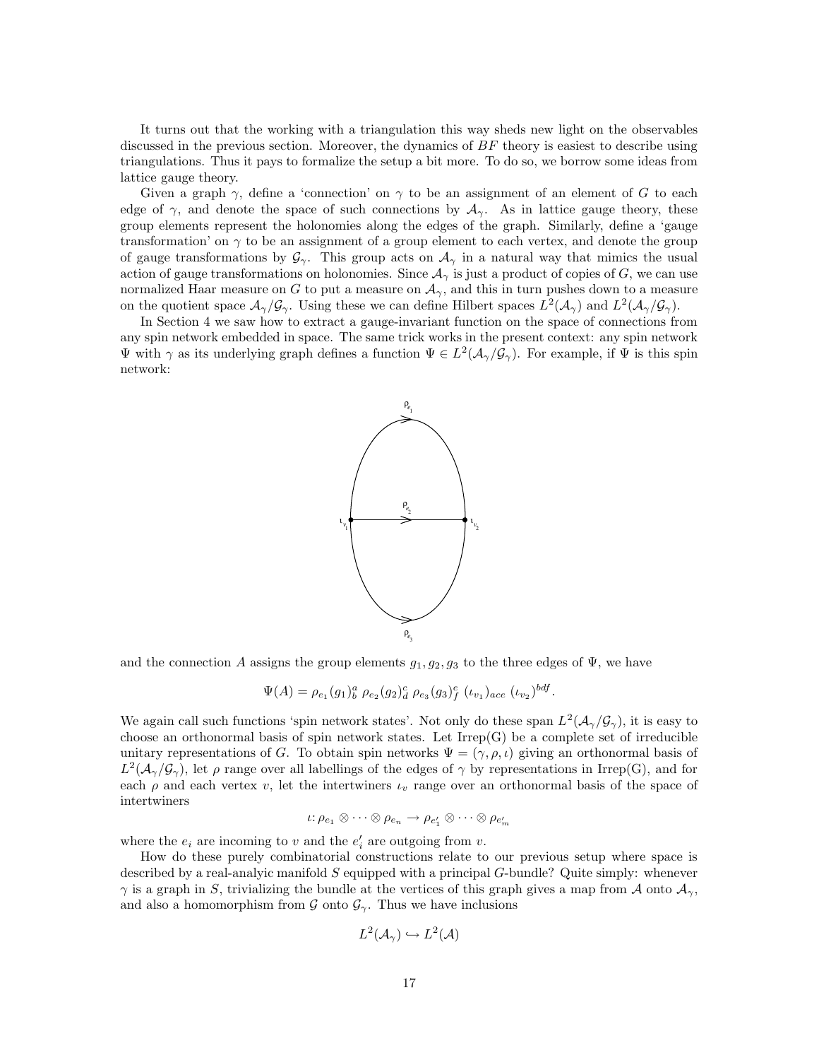It turns out that the working with a triangulation this way sheds new light on the observables discussed in the previous section. Moreover, the dynamics of $BF$ theory is easiest to describe using triangulations. Thus it pays to formalize the setup a bit more. To do so, we borrow some ideas from lattice gauge theory.

Given a graph $\gamma$, define a 'connection' on $\gamma$ to be an assignment of an element of $G$ to each edge of $\gamma$, and denote the space of such connections by $\mathcal{A}_\gamma$. As in lattice gauge theory, these group elements represent the holonomies along the edges of the graph. Similarly, define a 'gauge transformation' on $\gamma$ to be an assignment of a group element to each vertex, and denote the group of gauge transformations by $\mathcal{G}_\gamma$. This group acts on $\mathcal{A}_\gamma$ in a natural way that mimics the usual action of gauge transformations on holonomies. Since $\mathcal{A}_\gamma$ is just a product of copies of $G$, we can use normalized Haar measure on $G$ to put a measure on $\mathcal{A}_\gamma$, and this in turn pushes down to a measure on the quotient space $\mathcal{A}_\gamma/\mathcal{G}_\gamma$. Using these we can define Hilbert spaces $L^2(\mathcal{A}_\gamma)$ and $L^2(\mathcal{A}_\gamma/\mathcal{G}_\gamma)$.

In Section 4 we saw how to extract a gauge-invariant function on the space of connections from any spin network embedded in space. The same trick works in the present context: any spin network $\Psi$ with $\gamma$ as its underlying graph defines a function $\Psi \in L^2(\mathcal{A}_\gamma/\mathcal{G}_\gamma)$. For example, if $\Psi$ is this spin network:

$\rho_{e_1}$

$\rho_{e_2}$

$\iota_{v_1}$ $\iota_{v_2}$

$\rho_{e_3}$

and the connection $A$ assigns the group elements $g_1, g_2, g_3$ to the three edges of $\Psi$, we have

$$\Psi(A) = \rho_{e_1}(g_1)^a_b \; \rho_{e_2}(g_2)^c_d \; \rho_{e_3}(g_3)^e_f \; (\iota_{v_1})_{ace} \; (\iota_{v_2})^{bdf}.$$

We again call such functions 'spin network states'. Not only do these span $L^2(\mathcal{A}_\gamma/\mathcal{G}_\gamma)$, it is easy to choose an orthonormal basis of spin network states. Let Irrep(G) be a complete set of irreducible unitary representations of $G$. To obtain spin networks $\Psi = (\gamma, \rho, \iota)$ giving an orthonormal basis of $L^2(\mathcal{A}_\gamma/\mathcal{G}_\gamma)$, let $\rho$ range over all labellings of the edges of $\gamma$ by representations in Irrep(G), and for each $\rho$ and each vertex $v$, let the intertwiners $\iota_v$ range over an orthonormal basis of the space of intertwiners

$$\iota\colon \rho_{e_1} \otimes \cdots \otimes \rho_{e_n} \to \rho_{e'_1} \otimes \cdots \otimes \rho_{e'_m}$$

where the $e_i$ are incoming to $v$ and the $e'_i$ are outgoing from $v$.

How do these purely combinatorial constructions relate to our previous setup where space is described by a real-analyic manifold $S$ equipped with a principal $G$-bundle? Quite simply: whenever $\gamma$ is a graph in $S$, trivializing the bundle at the vertices of this graph gives a map from $\mathcal{A}$ onto $\mathcal{A}_\gamma$, and also a homomorphism from $\mathcal{G}$ onto $\mathcal{G}_\gamma$. Thus we have inclusions

$$L^2(\mathcal{A}_\gamma) \hookrightarrow L^2(\mathcal{A})$$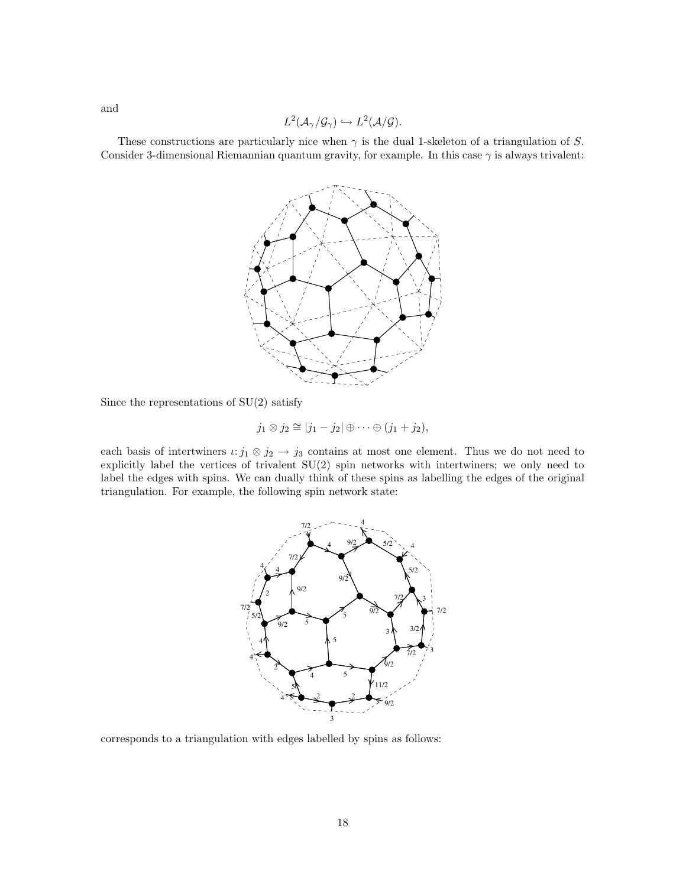and

$$L^2(\mathcal{A}_\gamma/\mathcal{G}_\gamma) \hookrightarrow L^2(\mathcal{A}/\mathcal{G}).$$

These constructions are particularly nice when $\gamma$ is the dual 1-skeleton of a triangulation of $S$. Consider 3-dimensional Riemannian quantum gravity, for example. In this case $\gamma$ is always trivalent:

Since the representations of SU(2) satisfy

$$j_1 \otimes j_2 \cong |j_1 - j_2| \oplus \cdots \oplus (j_1 + j_2),$$

each basis of intertwiners $\iota\colon j_1 \otimes j_2 \to j_3$ contains at most one element. Thus we do not need to explicitly label the vertices of trivalent SU(2) spin networks with intertwiners; we only need to label the edges with spins. We can dually think of these spins as labelling the edges of the original triangulation. For example, the following spin network state:

corresponds to a triangulation with edges labelled by spins as follows: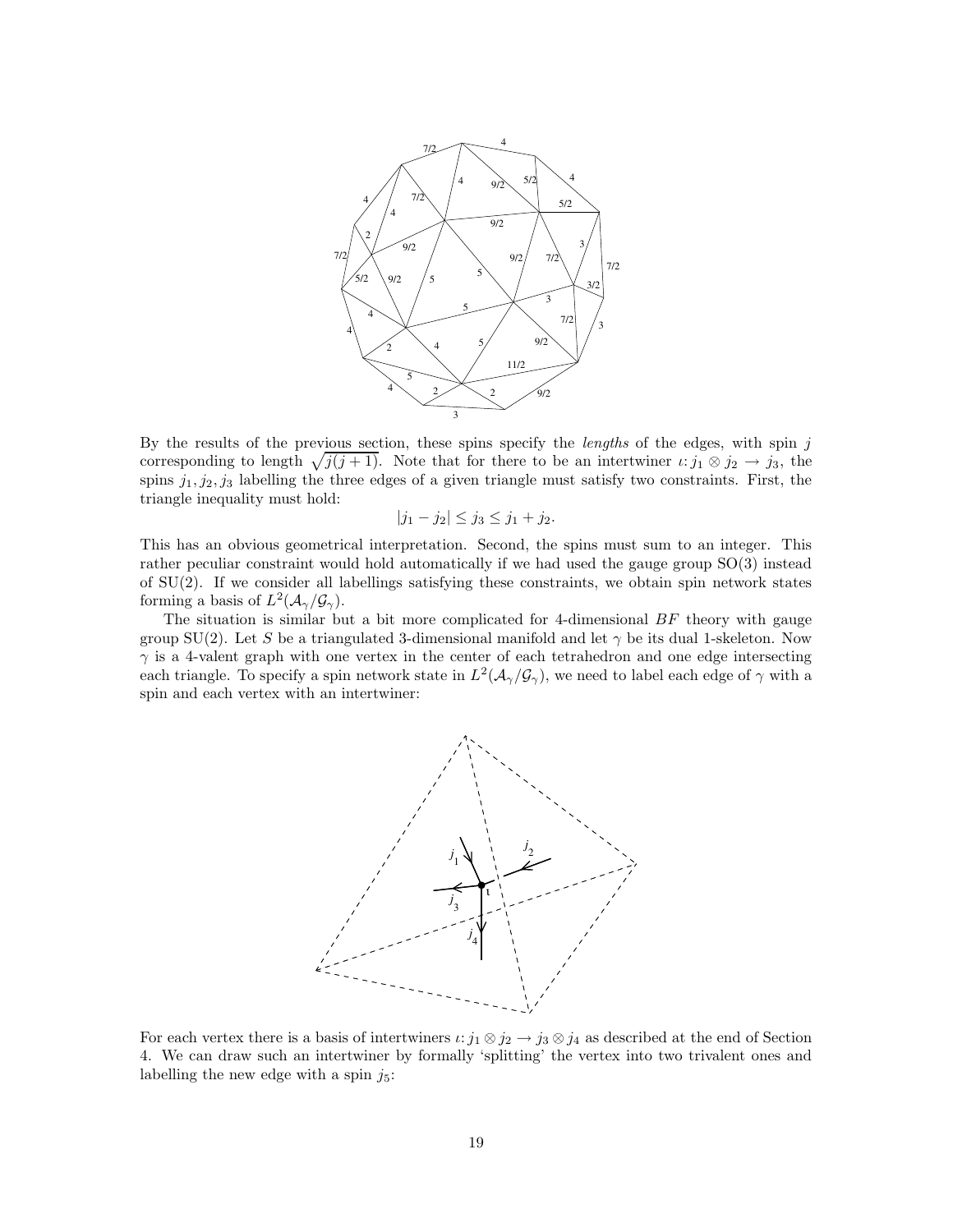By the results of the previous section, these spins specify the *lengths* of the edges, with spin $j$ corresponding to length $\sqrt{j(j+1)}$. Note that for there to be an intertwiner $\iota\colon j_1 \otimes j_2 \to j_3$, the spins $j_1, j_2, j_3$ labelling the three edges of a given triangle must satisfy two constraints. First, the triangle inequality must hold:

$$|j_1 - j_2| \leq j_3 \leq j_1 + j_2.$$

This has an obvious geometrical interpretation. Second, the spins must sum to an integer. This rather peculiar constraint would hold automatically if we had used the gauge group SO(3) instead of SU(2). If we consider all labellings satisfying these constraints, we obtain spin network states forming a basis of $L^2(\mathcal{A}_\gamma/\mathcal{G}_\gamma)$.

The situation is similar but a bit more complicated for 4-dimensional $BF$ theory with gauge group SU(2). Let $S$ be a triangulated 3-dimensional manifold and let $\gamma$ be its dual 1-skeleton. Now $\gamma$ is a 4-valent graph with one vertex in the center of each tetrahedron and one edge intersecting each triangle. To specify a spin network state in $L^2(\mathcal{A}_\gamma/\mathcal{G}_\gamma)$, we need to label each edge of $\gamma$ with a spin and each vertex with an intertwiner:

For each vertex there is a basis of intertwiners $\iota\colon j_1 \otimes j_2 \to j_3 \otimes j_4$ as described at the end of Section 4. We can draw such an intertwiner by formally 'splitting' the vertex into two trivalent ones and labelling the new edge with a spin $j_5$: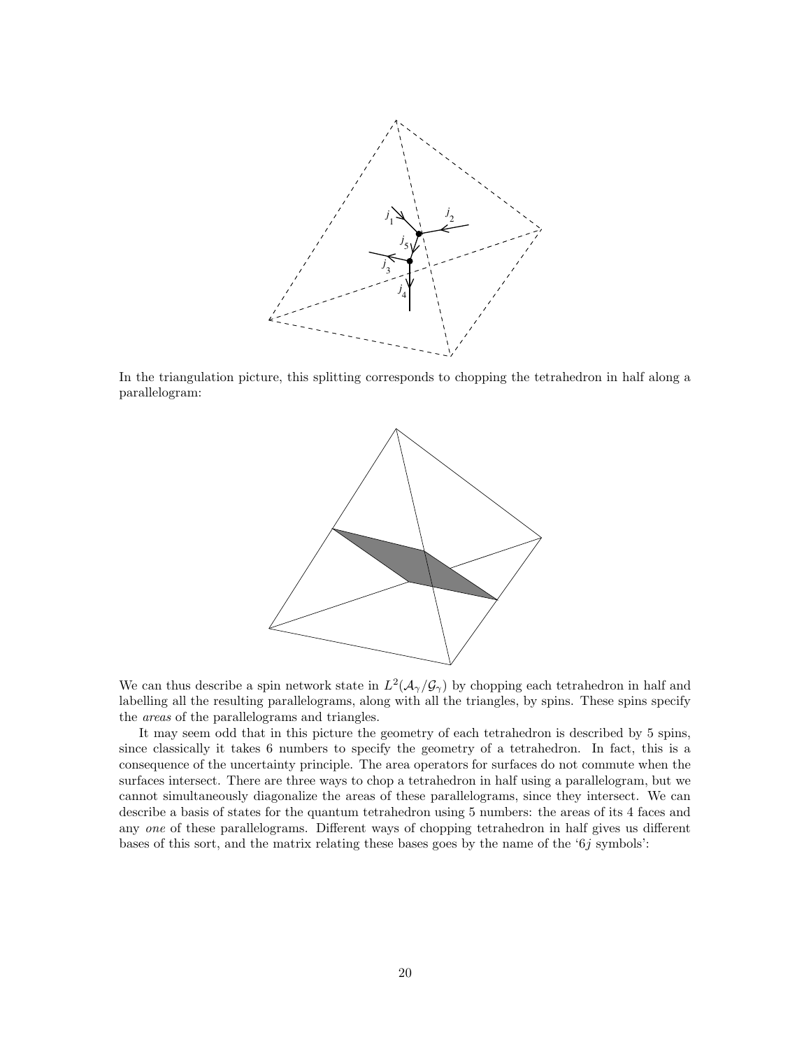$j_1$

$j_2$

$j_5$

$j_3$

$j_4$

In the triangulation picture, this splitting corresponds to chopping the tetrahedron in half along a parallelogram:

We can thus describe a spin network state in $L^2(\mathcal{A}_\gamma/\mathcal{G}_\gamma)$ by chopping each tetrahedron in half and labelling all the resulting parallelograms, along with all the triangles, by spins. These spins specify the *areas* of the parallelograms and triangles.

It may seem odd that in this picture the geometry of each tetrahedron is described by 5 spins, since classically it takes 6 numbers to specify the geometry of a tetrahedron. In fact, this is a consequence of the uncertainty principle. The area operators for surfaces do not commute when the surfaces intersect. There are three ways to chop a tetrahedron in half using a parallelogram, but we cannot simultaneously diagonalize the areas of these parallelograms, since they intersect. We can describe a basis of states for the quantum tetrahedron using 5 numbers: the areas of its 4 faces and any *one* of these parallelograms. Different ways of chopping tetrahedron in half gives us different bases of this sort, and the matrix relating these bases goes by the name of the '$6j$ symbols':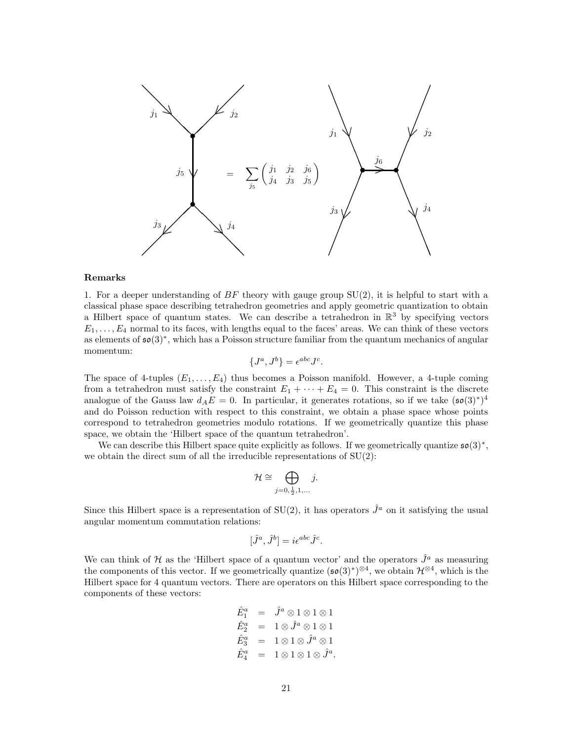$$
\sum_{j_5} \begin{pmatrix} j_1 & j_2 & j_6 \\ j_4 & j_3 & j_5 \end{pmatrix}
$$

## Remarks

1. For a deeper understanding of $BF$ theory with gauge group SU(2), it is helpful to start with a classical phase space describing tetrahedron geometries and apply geometric quantization to obtain a Hilbert space of quantum states. We can describe a tetrahedron in $\mathbb{R}^3$ by specifying vectors $E_1, \ldots, E_4$ normal to its faces, with lengths equal to the faces' areas. We can think of these vectors as elements of $\mathfrak{so}(3)^*$, which has a Poisson structure familiar from the quantum mechanics of angular momentum:

$$
\{J^a, J^b\} = \epsilon^{abc} J^c.
$$

The space of 4-tuples $(E_1, \ldots, E_4)$ thus becomes a Poisson manifold. However, a 4-tuple coming from a tetrahedron must satisfy the constraint $E_1 + \cdots + E_4 = 0$. This constraint is the discrete analogue of the Gauss law $d_A E = 0$. In particular, it generates rotations, so if we take $(\mathfrak{so}(3)^*)^4$ and do Poisson reduction with respect to this constraint, we obtain a phase space whose points correspond to tetrahedron geometries modulo rotations. If we geometrically quantize this phase space, we obtain the 'Hilbert space of the quantum tetrahedron'.

We can describe this Hilbert space quite explicitly as follows. If we geometrically quantize $\mathfrak{so}(3)^*$, we obtain the direct sum of all the irreducible representations of SU(2):

$$
\mathcal{H} \cong \bigoplus_{j=0,\frac{1}{2},1,\ldots} j.
$$

Since this Hilbert space is a representation of SU(2), it has operators $\hat{J}^a$ on it satisfying the usual angular momentum commutation relations:

$$
[\hat{J}^a, \hat{J}^b] = i\epsilon^{abc} \hat{J}^c.
$$

We can think of $\mathcal{H}$ as the 'Hilbert space of a quantum vector' and the operators $\hat{J}^a$ as measuring the components of this vector. If we geometrically quantize $(\mathfrak{so}(3)^*)^{\otimes 4}$, we obtain $\mathcal{H}^{\otimes 4}$, which is the Hilbert space for 4 quantum vectors. There are operators on this Hilbert space corresponding to the components of these vectors:

$$
\begin{aligned}
\hat{E}_1^a &= \hat{J}^a \otimes 1 \otimes 1 \otimes 1 \\
\hat{E}_2^a &= 1 \otimes \hat{J}^a \otimes 1 \otimes 1 \\
\hat{E}_3^a &= 1 \otimes 1 \otimes \hat{J}^a \otimes 1 \\
\hat{E}_4^a &= 1 \otimes 1 \otimes 1 \otimes \hat{J}^a.
\end{aligned}
$$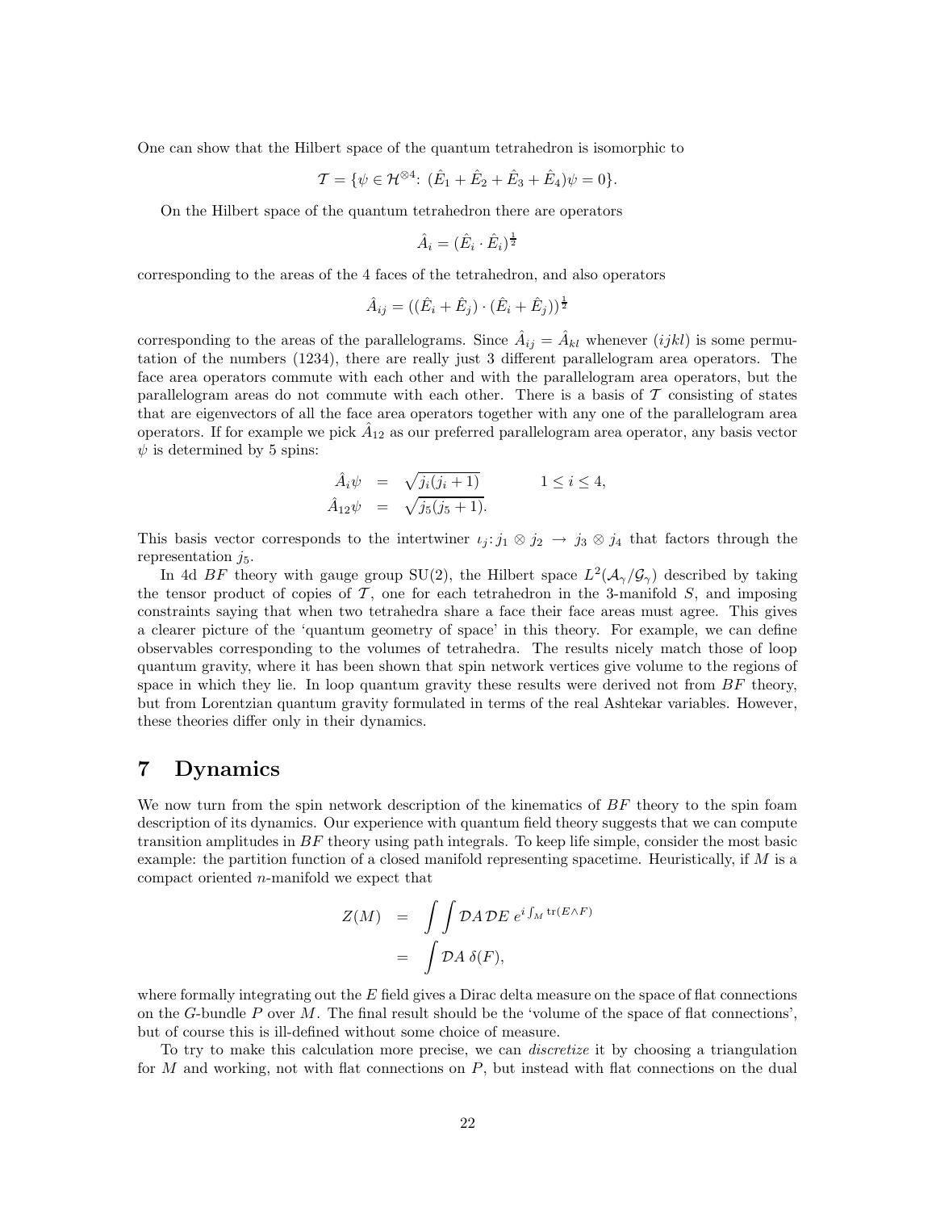One can show that the Hilbert space of the quantum tetrahedron is isomorphic to

$$\mathcal{T} = \{\psi \in \mathcal{H}^{\otimes 4} \colon\ (\hat{E}_1 + \hat{E}_2 + \hat{E}_3 + \hat{E}_4)\psi = 0\}.$$

On the Hilbert space of the quantum tetrahedron there are operators

$$\hat{A}_i = (\hat{E}_i \cdot \hat{E}_i)^{\frac{1}{2}}$$

corresponding to the areas of the 4 faces of the tetrahedron, and also operators

$$\hat{A}_{ij} = ((\hat{E}_i + \hat{E}_j) \cdot (\hat{E}_i + \hat{E}_j))^{\frac{1}{2}}$$

corresponding to the areas of the parallelograms. Since $\hat{A}_{ij} = \hat{A}_{kl}$ whenever $(ijkl)$ is some permutation of the numbers (1234), there are really just 3 different parallelogram area operators. The face area operators commute with each other and with the parallelogram area operators, but the parallelogram areas do not commute with each other. There is a basis of $\mathcal{T}$ consisting of states that are eigenvectors of all the face area operators together with any one of the parallelogram area operators. If for example we pick $\hat{A}_{12}$ as our preferred parallelogram area operator, any basis vector $\psi$ is determined by 5 spins:

$$\begin{aligned} \hat{A}_i \psi &= \sqrt{j_i(j_i+1)} \qquad\qquad 1 \le i \le 4, \\ \hat{A}_{12}\psi &= \sqrt{j_5(j_5+1)}. \end{aligned}$$

This basis vector corresponds to the intertwiner $\iota_j \colon j_1 \otimes j_2 \to j_3 \otimes j_4$ that factors through the representation $j_5$.

In 4d $BF$ theory with gauge group SU(2), the Hilbert space $L^2(\mathcal{A}_\gamma/\mathcal{G}_\gamma)$ described by taking the tensor product of copies of $\mathcal{T}$, one for each tetrahedron in the 3-manifold $S$, and imposing constraints saying that when two tetrahedra share a face their face areas must agree. This gives a clearer picture of the 'quantum geometry of space' in this theory. For example, we can define observables corresponding to the volumes of tetrahedra. The results nicely match those of loop quantum gravity, where it has been shown that spin network vertices give volume to the regions of space in which they lie. In loop quantum gravity these results were derived not from $BF$ theory, but from Lorentzian quantum gravity formulated in terms of the real Ashtekar variables. However, these theories differ only in their dynamics.

# 7 Dynamics

We now turn from the spin network description of the kinematics of $BF$ theory to the spin foam description of its dynamics. Our experience with quantum field theory suggests that we can compute transition amplitudes in $BF$ theory using path integrals. To keep life simple, consider the most basic example: the partition function of a closed manifold representing spacetime. Heuristically, if $M$ is a compact oriented $n$-manifold we expect that

$$\begin{aligned} Z(M) &= \int\int \mathcal{D}A\,\mathcal{D}E\; e^{i\int_M \mathrm{tr}(E\wedge F)} \\ &= \int \mathcal{D}A\; \delta(F), \end{aligned}$$

where formally integrating out the $E$ field gives a Dirac delta measure on the space of flat connections on the $G$-bundle $P$ over $M$. The final result should be the 'volume of the space of flat connections', but of course this is ill-defined without some choice of measure.

To try to make this calculation more precise, we can *discretize* it by choosing a triangulation for $M$ and working, not with flat connections on $P$, but instead with flat connections on the dual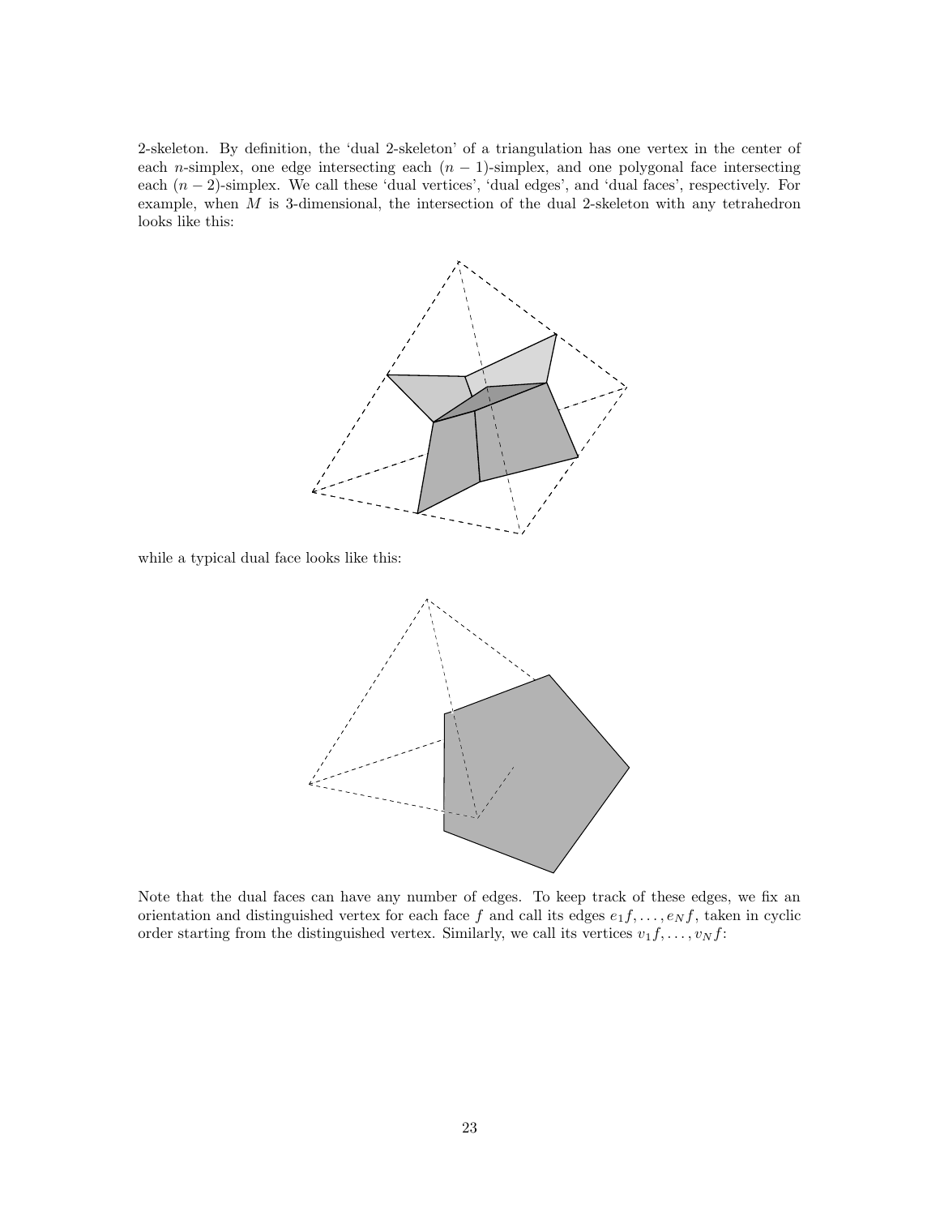2-skeleton. By definition, the 'dual 2-skeleton' of a triangulation has one vertex in the center of each $n$-simplex, one edge intersecting each $(n-1)$-simplex, and one polygonal face intersecting each $(n-2)$-simplex. We call these 'dual vertices', 'dual edges', and 'dual faces', respectively. For example, when $M$ is 3-dimensional, the intersection of the dual 2-skeleton with any tetrahedron looks like this:

while a typical dual face looks like this:

Note that the dual faces can have any number of edges. To keep track of these edges, we fix an orientation and distinguished vertex for each face $f$ and call its edges $e_1 f, \ldots, e_N f$, taken in cyclic order starting from the distinguished vertex. Similarly, we call its vertices $v_1 f, \ldots, v_N f$: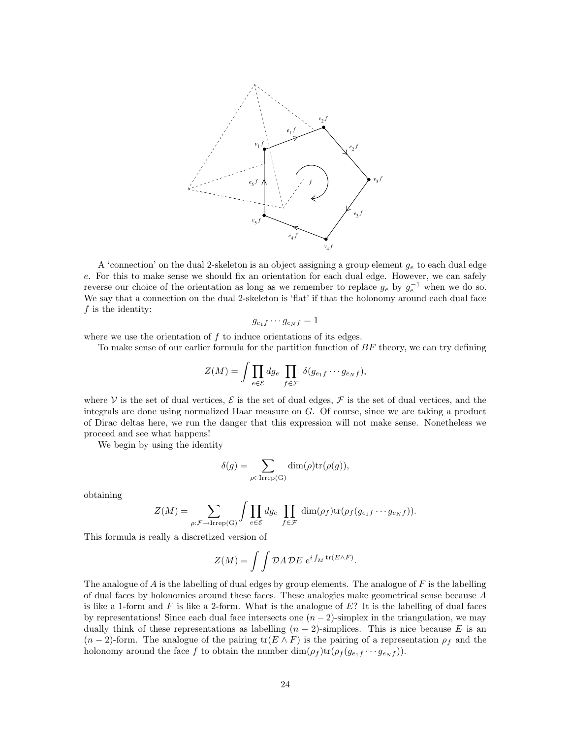A 'connection' on the dual 2-skeleton is an object assigning a group element $g_e$ to each dual edge $e$. For this to make sense we should fix an orientation for each dual edge. However, we can safely reverse our choice of the orientation as long as we remember to replace $g_e$ by $g_e^{-1}$ when we do so. We say that a connection on the dual 2-skeleton is 'flat' if that the holonomy around each dual face $f$ is the identity:

$$g_{e_1 f} \cdots g_{e_N f} = 1$$

where we use the orientation of $f$ to induce orientations of its edges.

To make sense of our earlier formula for the partition function of $BF$ theory, we can try defining

$$Z(M) = \int \prod_{e \in \mathcal{E}} dg_e \prod_{f \in \mathcal{F}} \delta(g_{e_1 f} \cdots g_{e_N f}),$$

where $\mathcal{V}$ is the set of dual vertices, $\mathcal{E}$ is the set of dual edges, $\mathcal{F}$ is the set of dual vertices, and the integrals are done using normalized Haar measure on $G$. Of course, since we are taking a product of Dirac deltas here, we run the danger that this expression will not make sense. Nonetheless we proceed and see what happens!

We begin by using the identity

$$\delta(g) = \sum_{\rho \in \mathrm{Irrep(G)}} \dim(\rho) \mathrm{tr}(\rho(g)),$$

obtaining

$$Z(M) = \sum_{\rho : \mathcal{F} \to \mathrm{Irrep(G)}} \int \prod_{e \in \mathcal{E}} dg_e \prod_{f \in \mathcal{F}} \dim(\rho_f) \mathrm{tr}(\rho_f(g_{e_1 f} \cdots g_{e_N f})).$$

This formula is really a discretized version of

$$Z(M) = \int \int \mathcal{D}A \, \mathcal{D}E \; e^{i \int_M \mathrm{tr}(E \wedge F)}.$$

The analogue of $A$ is the labelling of dual edges by group elements. The analogue of $F$ is the labelling of dual faces by holonomies around these faces. These analogies make geometrical sense because $A$ is like a 1-form and $F$ is like a 2-form. What is the analogue of $E$? It is the labelling of dual faces by representations! Since each dual face intersects one $(n-2)$-simplex in the triangulation, we may dually think of these representations as labelling $(n-2)$-simplices. This is nice because $E$ is an $(n-2)$-form. The analogue of the pairing $\mathrm{tr}(E \wedge F)$ is the pairing of a representation $\rho_f$ and the holonomy around the face $f$ to obtain the number $\dim(\rho_f)\mathrm{tr}(\rho_f(g_{e_1 f} \cdots g_{e_N f}))$.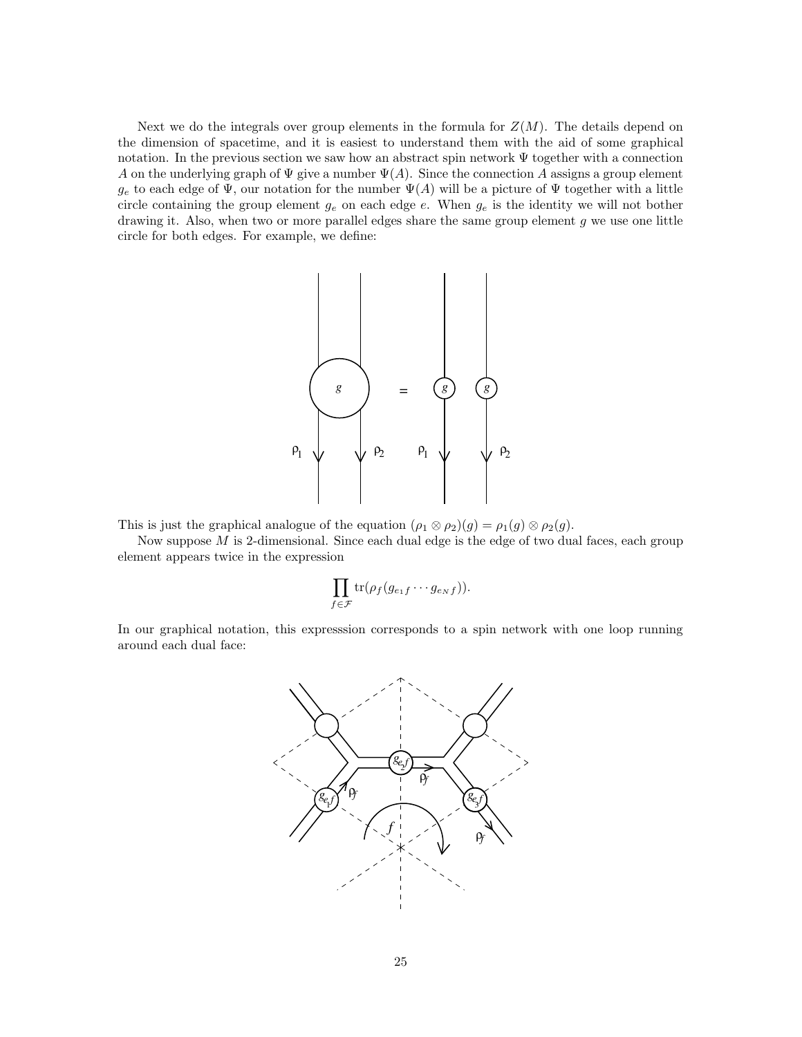Next we do the integrals over group elements in the formula for $Z(M)$. The details depend on the dimension of spacetime, and it is easiest to understand them with the aid of some graphical notation. In the previous section we saw how an abstract spin network $\Psi$ together with a connection $A$ on the underlying graph of $\Psi$ give a number $\Psi(A)$. Since the connection $A$ assigns a group element $g_e$ to each edge of $\Psi$, our notation for the number $\Psi(A)$ will be a picture of $\Psi$ together with a little circle containing the group element $g_e$ on each edge $e$. When $g_e$ is the identity we will not bother drawing it. Also, when two or more parallel edges share the same group element $g$ we use one little circle for both edges. For example, we define:

g

=

g g

$\rho_1$ $\rho_2$ $\rho_1$ $\rho_2$

This is just the graphical analogue of the equation $(\rho_1 \otimes \rho_2)(g) = \rho_1(g) \otimes \rho_2(g)$.

Now suppose $M$ is 2-dimensional. Since each dual edge is the edge of two dual faces, each group element appears twice in the expression

$$\prod_{f \in \mathcal{F}} \mathrm{tr}(\rho_f(g_{e_1 f} \cdots g_{e_N f})).$$

In our graphical notation, this expresssion corresponds to a spin network with one loop running around each dual face:

$g_{e_1 f}$ $g_{e_2 f}$ $g_{e_3 f}$ $\rho_f$ $\rho_f$ $\rho_f$ $f$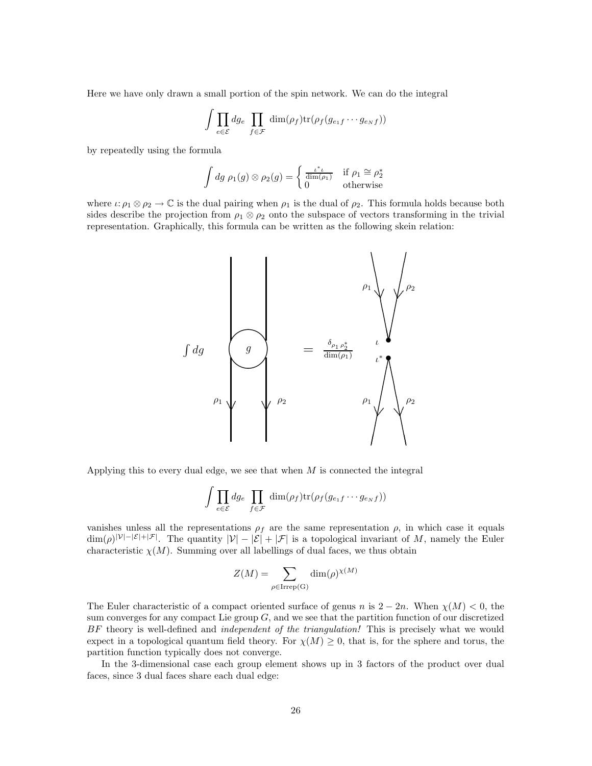Here we have only drawn a small portion of the spin network. We can do the integral

$$\int \prod_{e \in \mathcal{E}} dg_e \prod_{f \in \mathcal{F}} \dim(\rho_f) \mathrm{tr}(\rho_f(g_{e_1 f} \cdots g_{e_N f}))$$

by repeatedly using the formula

$$\int dg \; \rho_1(g) \otimes \rho_2(g) = \begin{cases} \frac{\iota^* \iota}{\dim(\rho_1)} & \text{if } \rho_1 \cong \rho_2^* \\ 0 & \text{otherwise} \end{cases}$$

where $\iota \colon \rho_1 \otimes \rho_2 \to \mathbb{C}$ is the dual pairing when $\rho_1$ is the dual of $\rho_2$. This formula holds because both sides describe the projection from $\rho_1 \otimes \rho_2$ onto the subspace of vectors transforming in the trivial representation. Graphically, this formula can be written as the following skein relation:

$\int dg$ $g$ $\rho_1$ $\rho_2$ $= \frac{\delta_{\rho_1 \rho_2^*}}{\dim(\rho_1)}$ $\rho_1$ $\rho_2$ $\iota$ $\iota^*$ $\rho_1$ $\rho_2$

Applying this to every dual edge, we see that when $M$ is connected the integral

$$\int \prod_{e \in \mathcal{E}} dg_e \prod_{f \in \mathcal{F}} \dim(\rho_f) \mathrm{tr}(\rho_f(g_{e_1 f} \cdots g_{e_N f}))$$

vanishes unless all the representations $\rho_f$ are the same representation $\rho$, in which case it equals $\dim(\rho)^{|\mathcal{V}|-|\mathcal{E}|+|\mathcal{F}|}$. The quantity $|\mathcal{V}| - |\mathcal{E}| + |\mathcal{F}|$ is a topological invariant of $M$, namely the Euler characteristic $\chi(M)$. Summing over all labellings of dual faces, we thus obtain

$$Z(M) = \sum_{\rho \in \mathrm{Irrep(G)}} \dim(\rho)^{\chi(M)}$$

The Euler characteristic of a compact oriented surface of genus $n$ is $2 - 2n$. When $\chi(M) < 0$, the sum converges for any compact Lie group $G$, and we see that the partition function of our discretized $BF$ theory is well-defined and *independent of the triangulation!* This is precisely what we would expect in a topological quantum field theory. For $\chi(M) \geq 0$, that is, for the sphere and torus, the partition function typically does not converge.

In the 3-dimensional case each group element shows up in 3 factors of the product over dual faces, since 3 dual faces share each dual edge: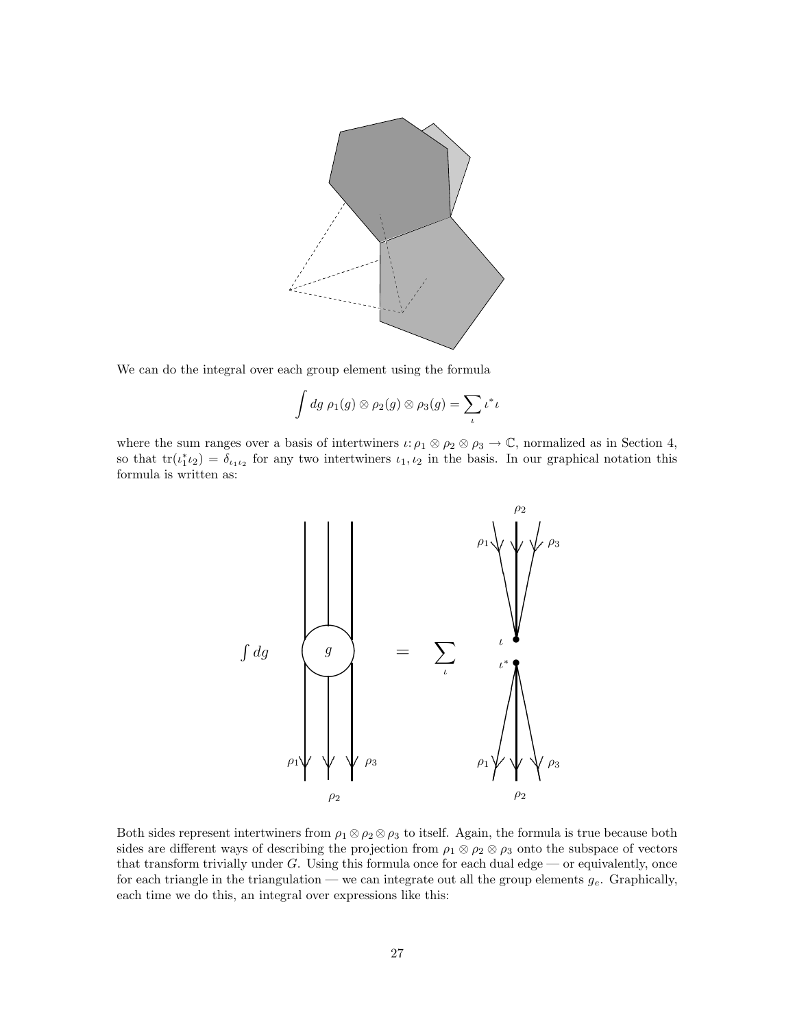We can do the integral over each group element using the formula

$$\int dg \; \rho_1(g) \otimes \rho_2(g) \otimes \rho_3(g) = \sum_\iota \iota^* \iota$$

where the sum ranges over a basis of intertwiners $\iota \colon \rho_1 \otimes \rho_2 \otimes \rho_3 \to \mathbb{C}$, normalized as in Section 4, so that $\mathrm{tr}(\iota_1^* \iota_2) = \delta_{\iota_1 \iota_2}$ for any two intertwiners $\iota_1, \iota_2$ in the basis. In our graphical notation this formula is written as:

Both sides represent intertwiners from $\rho_1 \otimes \rho_2 \otimes \rho_3$ to itself. Again, the formula is true because both sides are different ways of describing the projection from $\rho_1 \otimes \rho_2 \otimes \rho_3$ onto the subspace of vectors that transform trivially under $G$. Using this formula once for each dual edge — or equivalently, once for each triangle in the triangulation — we can integrate out all the group elements $g_e$. Graphically, each time we do this, an integral over expressions like this: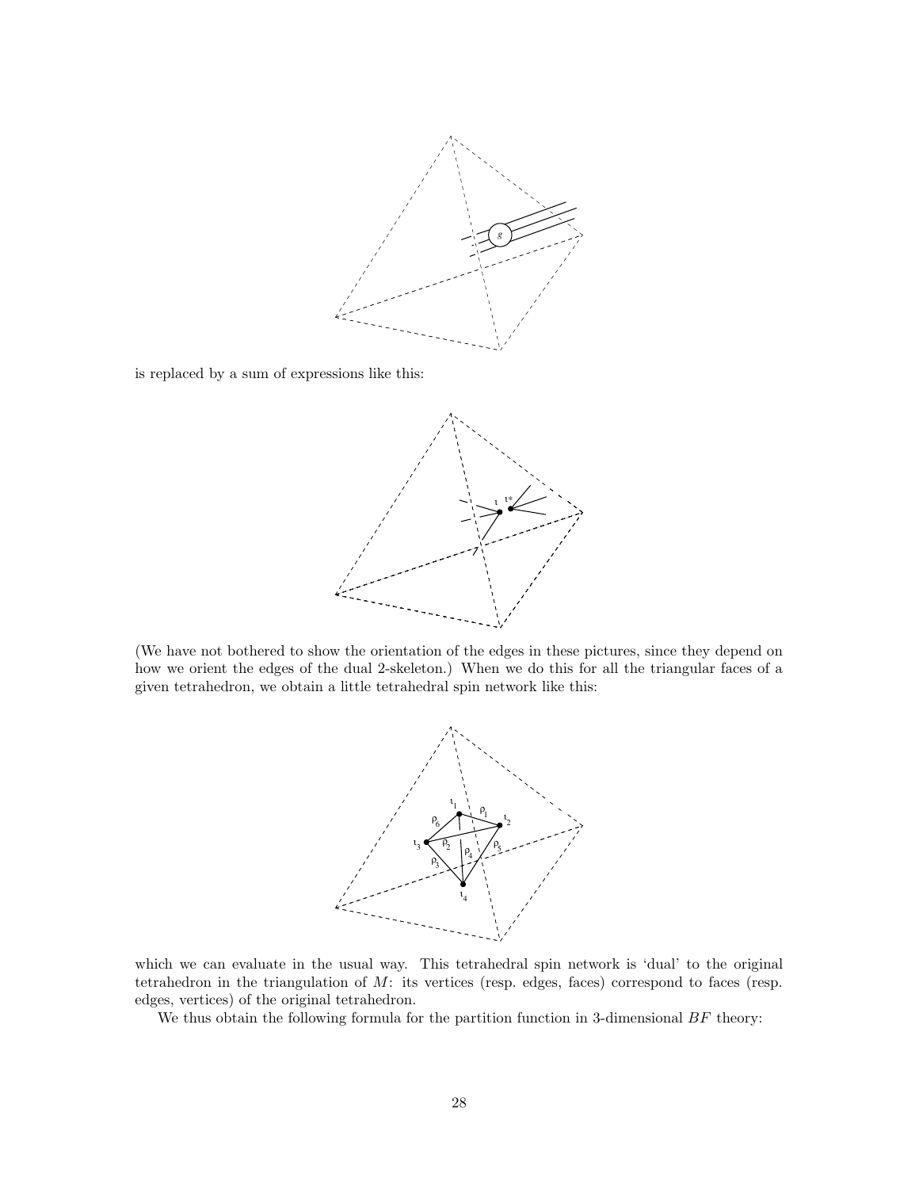is replaced by a sum of expressions like this:

(We have not bothered to show the orientation of the edges in these pictures, since they depend on how we orient the edges of the dual 2-skeleton.) When we do this for all the triangular faces of a given tetrahedron, we obtain a little tetrahedral spin network like this:

which we can evaluate in the usual way. This tetrahedral spin network is 'dual' to the original tetrahedron in the triangulation of $M$: its vertices (resp. edges, faces) correspond to faces (resp. edges, vertices) of the original tetrahedron.

We thus obtain the following formula for the partition function in 3-dimensional $BF$ theory: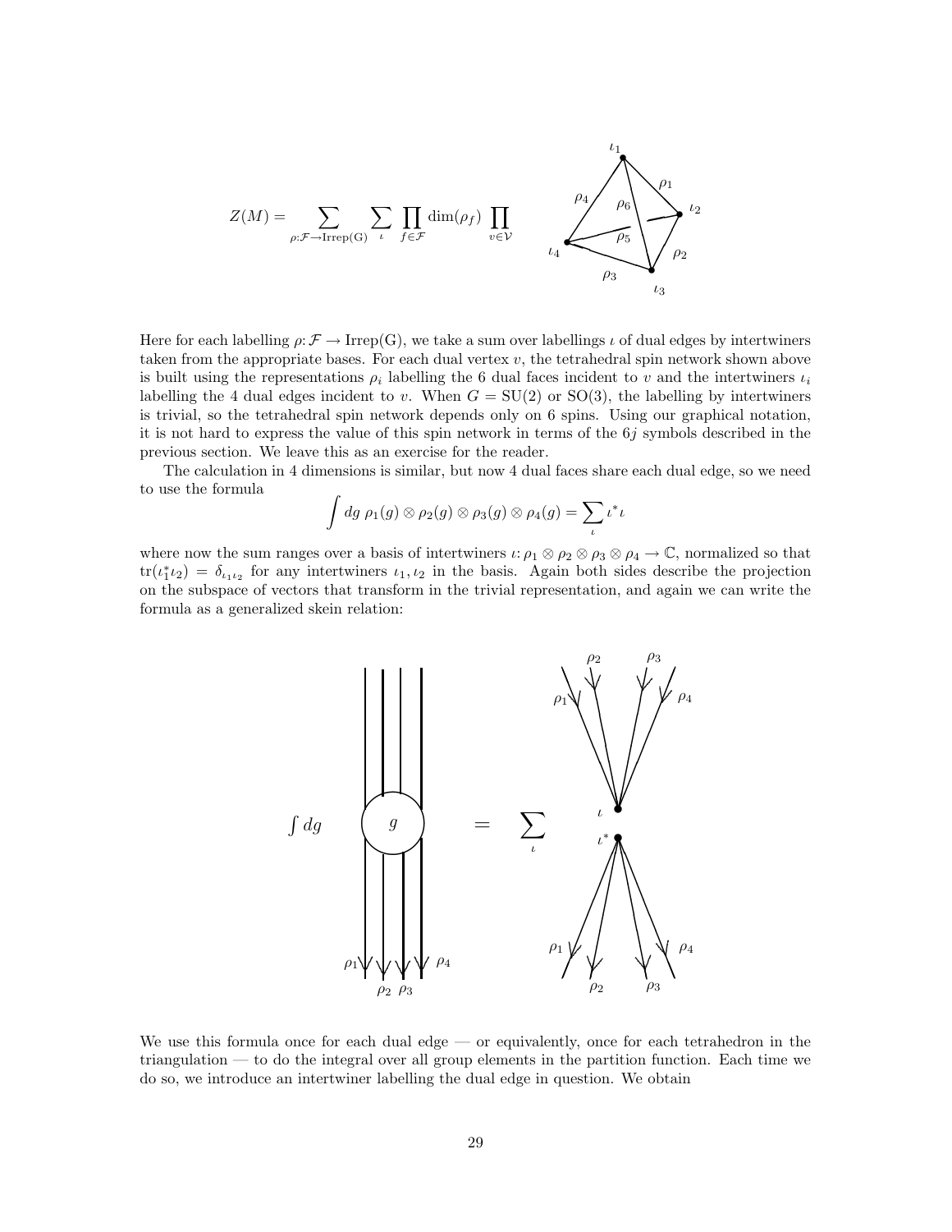$$Z(M) = \sum_{\rho:\mathcal{F}\to \mathrm{Irrep(G)}} \sum_{\iota} \prod_{f\in\mathcal{F}} \dim(\rho_f) \prod_{v\in\mathcal{V}}$$

Here for each labelling $\rho: \mathcal{F} \to \mathrm{Irrep(G)}$, we take a sum over labellings $\iota$ of dual edges by intertwiners taken from the appropriate bases. For each dual vertex $v$, the tetrahedral spin network shown above is built using the representations $\rho_i$ labelling the 6 dual faces incident to $v$ and the intertwiners $\iota_i$ labelling the 4 dual edges incident to $v$. When $G = \mathrm{SU}(2)$ or $\mathrm{SO}(3)$, the labelling by intertwiners is trivial, so the tetrahedral spin network depends only on 6 spins. Using our graphical notation, it is not hard to express the value of this spin network in terms of the $6j$ symbols described in the previous section. We leave this as an exercise for the reader.

The calculation in 4 dimensions is similar, but now 4 dual faces share each dual edge, so we need to use the formula

$$\int dg \; \rho_1(g) \otimes \rho_2(g) \otimes \rho_3(g) \otimes \rho_4(g) = \sum_{\iota} \iota^* \iota$$

where now the sum ranges over a basis of intertwiners $\iota: \rho_1 \otimes \rho_2 \otimes \rho_3 \otimes \rho_4 \to \mathbb{C}$, normalized so that $\mathrm{tr}(\iota_1^* \iota_2) = \delta_{\iota_1 \iota_2}$ for any intertwiners $\iota_1, \iota_2$ in the basis. Again both sides describe the projection on the subspace of vectors that transform in the trivial representation, and again we can write the formula as a generalized skein relation:

We use this formula once for each dual edge — or equivalently, once for each tetrahedron in the triangulation — to do the integral over all group elements in the partition function. Each time we do so, we introduce an intertwiner labelling the dual edge in question. We obtain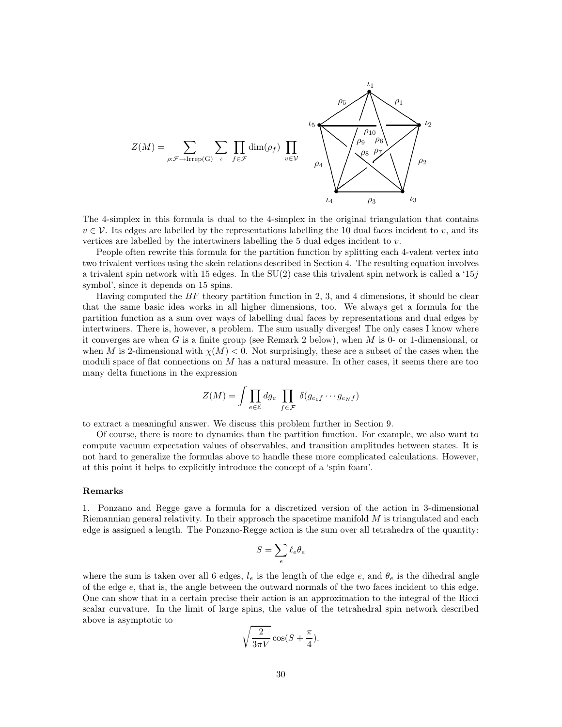$$Z(M) = \sum_{\rho:\mathcal{F}\to \mathrm{Irrep(G)}} \sum_{\iota} \prod_{f\in\mathcal{F}} \dim(\rho_f) \prod_{v\in\mathcal{V}}$$

$\iota_1$ $\rho_5$ $\rho_1$ $\iota_5$ $\iota_2$ $\rho_{10}$ $\rho_9$ $\rho_6$ $\rho_8$ $\rho_7$ $\rho_4$ $\rho_2$ $\iota_4$ $\rho_3$ $\iota_3$

The 4-simplex in this formula is dual to the 4-simplex in the original triangulation that contains $v \in \mathcal{V}$. Its edges are labelled by the representations labelling the 10 dual faces incident to $v$, and its vertices are labelled by the intertwiners labelling the 5 dual edges incident to $v$.

People often rewrite this formula for the partition function by splitting each 4-valent vertex into two trivalent vertices using the skein relations described in Section 4. The resulting equation involves a trivalent spin network with 15 edges. In the SU(2) case this trivalent spin network is called a '15$j$ symbol', since it depends on 15 spins.

Having computed the $BF$ theory partition function in 2, 3, and 4 dimensions, it should be clear that the same basic idea works in all higher dimensions, too. We always get a formula for the partition function as a sum over ways of labelling dual faces by representations and dual edges by intertwiners. There is, however, a problem. The sum usually diverges! The only cases I know where it converges are when $G$ is a finite group (see Remark 2 below), when $M$ is 0- or 1-dimensional, or when $M$ is 2-dimensional with $\chi(M) < 0$. Not surprisingly, these are a subset of the cases when the moduli space of flat connections on $M$ has a natural measure. In other cases, it seems there are too many delta functions in the expression

$$Z(M) = \int \prod_{e\in\mathcal{E}} dg_e \prod_{f\in\mathcal{F}} \delta(g_{e_1 f} \cdots g_{e_N f})$$

to extract a meaningful answer. We discuss this problem further in Section 9.

Of course, there is more to dynamics than the partition function. For example, we also want to compute vacuum expectation values of observables, and transition amplitudes between states. It is not hard to generalize the formulas above to handle these more complicated calculations. However, at this point it helps to explicitly introduce the concept of a 'spin foam'.

**Remarks**

1. Ponzano and Regge gave a formula for a discretized version of the action in 3-dimensional Riemannian general relativity. In their approach the spacetime manifold $M$ is triangulated and each edge is assigned a length. The Ponzano-Regge action is the sum over all tetrahedra of the quantity:

$$S = \sum_e \ell_e \theta_e$$

where the sum is taken over all 6 edges, $l_e$ is the length of the edge $e$, and $\theta_e$ is the dihedral angle of the edge $e$, that is, the angle between the outward normals of the two faces incident to this edge. One can show that in a certain precise their action is an approximation to the integral of the Ricci scalar curvature. In the limit of large spins, the value of the tetrahedral spin network described above is asymptotic to

$$\sqrt{\frac{2}{3\pi V}}\cos(S + \frac{\pi}{4}).$$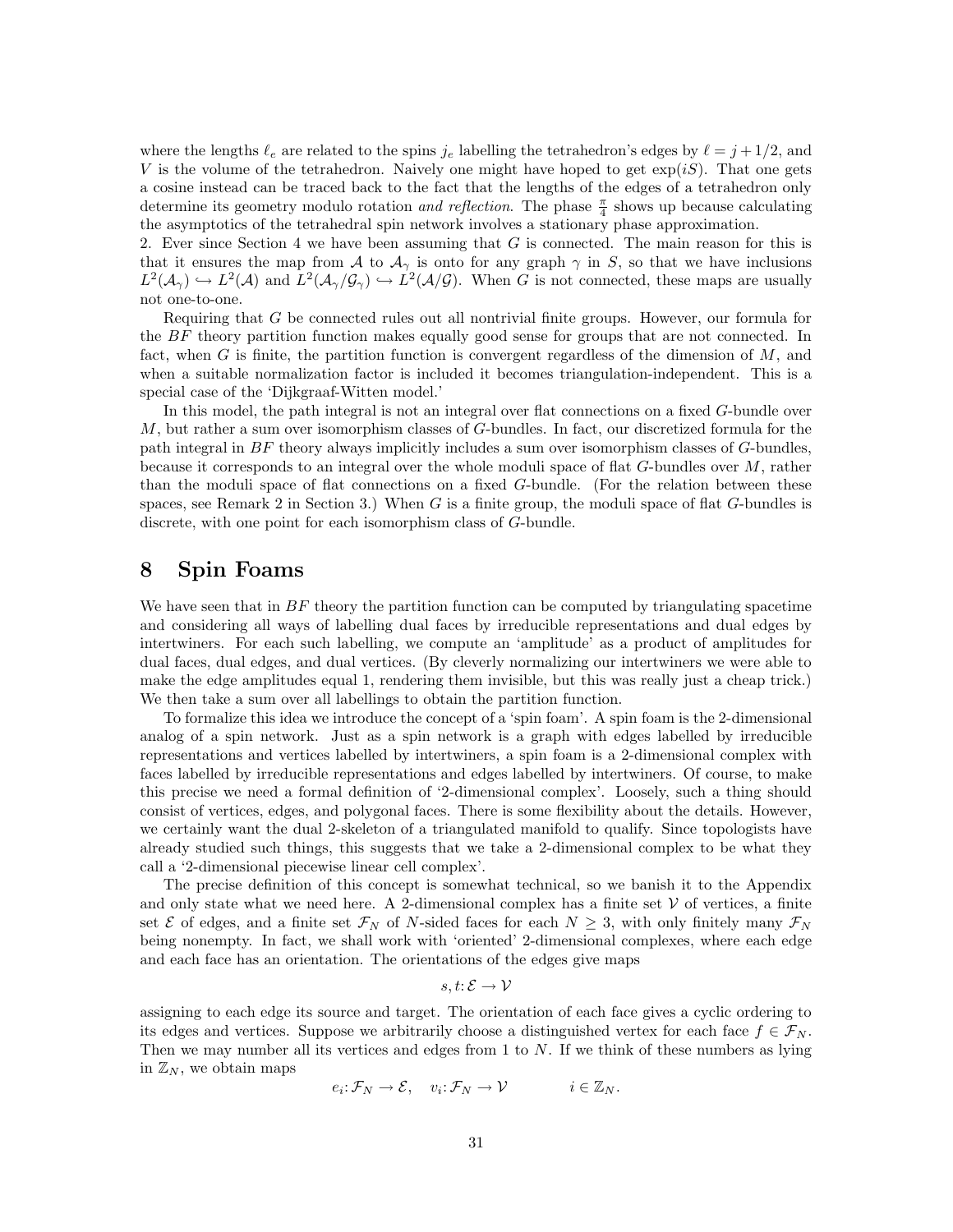where the lengths $\ell_e$ are related to the spins $j_e$ labelling the tetrahedron's edges by $\ell = j + 1/2$, and $V$ is the volume of the tetrahedron. Naively one might have hoped to get $\exp(iS)$. That one gets a cosine instead can be traced back to the fact that the lengths of the edges of a tetrahedron only determine its geometry modulo rotation *and reflection*. The phase $\frac{\pi}{4}$ shows up because calculating the asymptotics of the tetrahedral spin network involves a stationary phase approximation.

2. Ever since Section 4 we have been assuming that $G$ is connected. The main reason for this is that it ensures the map from $\mathcal{A}$ to $\mathcal{A}_\gamma$ is onto for any graph $\gamma$ in $S$, so that we have inclusions $L^2(\mathcal{A}_\gamma) \hookrightarrow L^2(\mathcal{A})$ and $L^2(\mathcal{A}_\gamma/\mathcal{G}_\gamma) \hookrightarrow L^2(\mathcal{A}/\mathcal{G})$. When $G$ is not connected, these maps are usually not one-to-one.

Requiring that $G$ be connected rules out all nontrivial finite groups. However, our formula for the $BF$ theory partition function makes equally good sense for groups that are not connected. In fact, when $G$ is finite, the partition function is convergent regardless of the dimension of $M$, and when a suitable normalization factor is included it becomes triangulation-independent. This is a special case of the 'Dijkgraaf-Witten model.'

In this model, the path integral is not an integral over flat connections on a fixed $G$-bundle over $M$, but rather a sum over isomorphism classes of $G$-bundles. In fact, our discretized formula for the path integral in $BF$ theory always implicitly includes a sum over isomorphism classes of $G$-bundles, because it corresponds to an integral over the whole moduli space of flat $G$-bundles over $M$, rather than the moduli space of flat connections on a fixed $G$-bundle. (For the relation between these spaces, see Remark 2 in Section 3.) When $G$ is a finite group, the moduli space of flat $G$-bundles is discrete, with one point for each isomorphism class of $G$-bundle.

# 8 Spin Foams

We have seen that in $BF$ theory the partition function can be computed by triangulating spacetime and considering all ways of labelling dual faces by irreducible representations and dual edges by intertwiners. For each such labelling, we compute an 'amplitude' as a product of amplitudes for dual faces, dual edges, and dual vertices. (By cleverly normalizing our intertwiners we were able to make the edge amplitudes equal 1, rendering them invisible, but this was really just a cheap trick.) We then take a sum over all labellings to obtain the partition function.

To formalize this idea we introduce the concept of a 'spin foam'. A spin foam is the 2-dimensional analog of a spin network. Just as a spin network is a graph with edges labelled by irreducible representations and vertices labelled by intertwiners, a spin foam is a 2-dimensional complex with faces labelled by irreducible representations and edges labelled by intertwiners. Of course, to make this precise we need a formal definition of '2-dimensional complex'. Loosely, such a thing should consist of vertices, edges, and polygonal faces. There is some flexibility about the details. However, we certainly want the dual 2-skeleton of a triangulated manifold to qualify. Since topologists have already studied such things, this suggests that we take a 2-dimensional complex to be what they call a '2-dimensional piecewise linear cell complex'.

The precise definition of this concept is somewhat technical, so we banish it to the Appendix and only state what we need here. A 2-dimensional complex has a finite set $\mathcal{V}$ of vertices, a finite set $\mathcal{E}$ of edges, and a finite set $\mathcal{F}_N$ of $N$-sided faces for each $N \geq 3$, with only finitely many $\mathcal{F}_N$ being nonempty. In fact, we shall work with 'oriented' 2-dimensional complexes, where each edge and each face has an orientation. The orientations of the edges give maps

$$s, t \colon \mathcal{E} \to \mathcal{V}$$

assigning to each edge its source and target. The orientation of each face gives a cyclic ordering to its edges and vertices. Suppose we arbitrarily choose a distinguished vertex for each face $f \in \mathcal{F}_N$. Then we may number all its vertices and edges from 1 to $N$. If we think of these numbers as lying in $\mathbb{Z}_N$, we obtain maps

$$e_i \colon \mathcal{F}_N \to \mathcal{E}, \quad v_i \colon \mathcal{F}_N \to \mathcal{V} \qquad\qquad i \in \mathbb{Z}_N.$$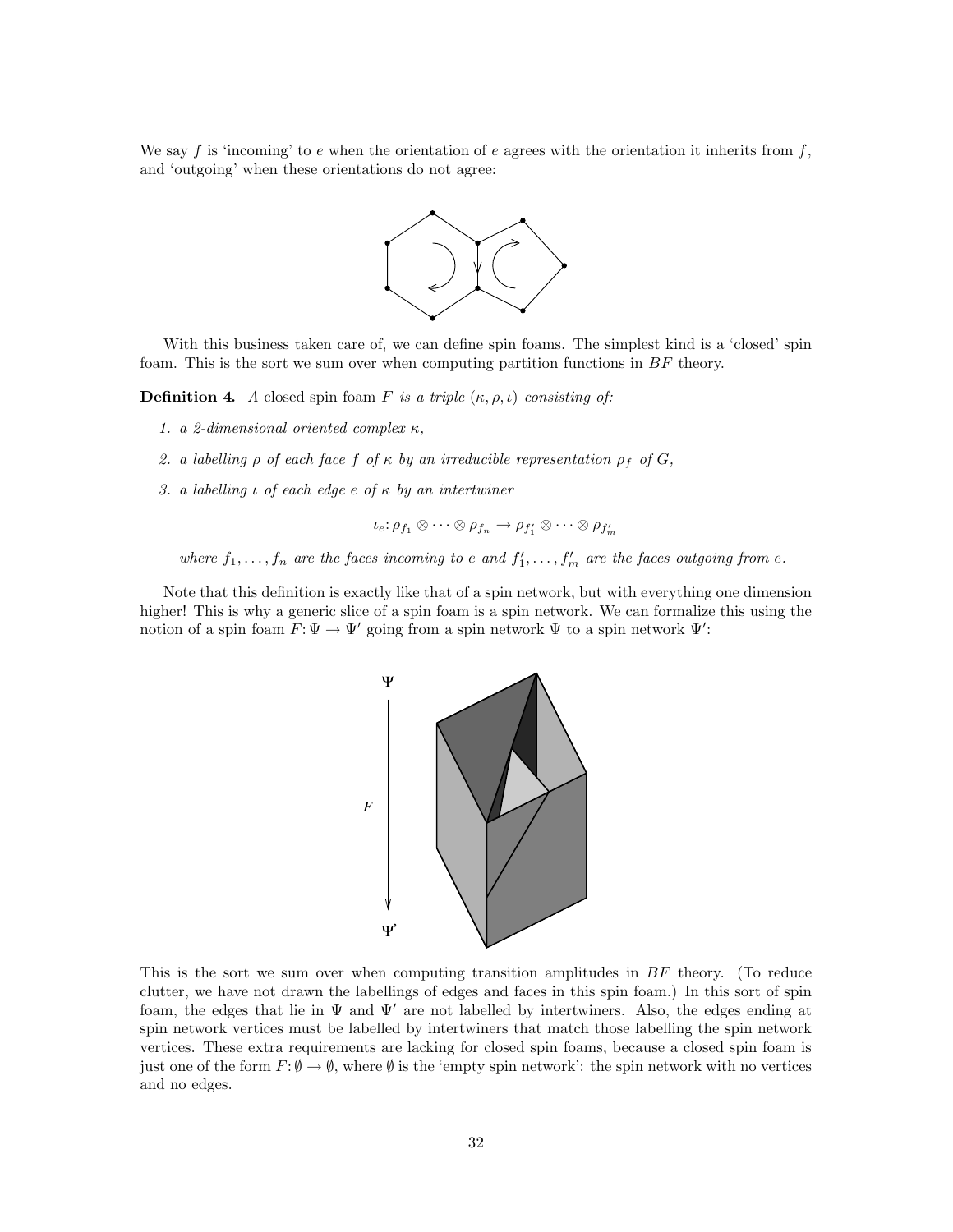We say $f$ is 'incoming' to $e$ when the orientation of $e$ agrees with the orientation it inherits from $f$, and 'outgoing' when these orientations do not agree:

With this business taken care of, we can define spin foams. The simplest kind is a 'closed' spin foam. This is the sort we sum over when computing partition functions in $BF$ theory.

**Definition 4.** *A closed spin foam $F$ is a triple $(\kappa, \rho, \iota)$ consisting of:*

1. *a 2-dimensional oriented complex $\kappa$,*
2. *a labelling $\rho$ of each face $f$ of $\kappa$ by an irreducible representation $\rho_f$ of $G$,*
3. *a labelling $\iota$ of each edge $e$ of $\kappa$ by an intertwiner*

$$\iota_e \colon \rho_{f_1} \otimes \cdots \otimes \rho_{f_n} \to \rho_{f'_1} \otimes \cdots \otimes \rho_{f'_m}$$

*where $f_1, \ldots, f_n$ are the faces incoming to $e$ and $f'_1, \ldots, f'_m$ are the faces outgoing from $e$.*

Note that this definition is exactly like that of a spin network, but with everything one dimension higher! This is why a generic slice of a spin foam is a spin network. We can formalize this using the notion of a spin foam $F \colon \Psi \to \Psi'$ going from a spin network $\Psi$ to a spin network $\Psi'$:

$\Psi$

$F$

$\Psi'$

This is the sort we sum over when computing transition amplitudes in $BF$ theory. (To reduce clutter, we have not drawn the labellings of edges and faces in this spin foam.) In this sort of spin foam, the edges that lie in $\Psi$ and $\Psi'$ are not labelled by intertwiners. Also, the edges ending at spin network vertices must be labelled by intertwiners that match those labelling the spin network vertices. These extra requirements are lacking for closed spin foams, because a closed spin foam is just one of the form $F \colon \emptyset \to \emptyset$, where $\emptyset$ is the 'empty spin network': the spin network with no vertices and no edges.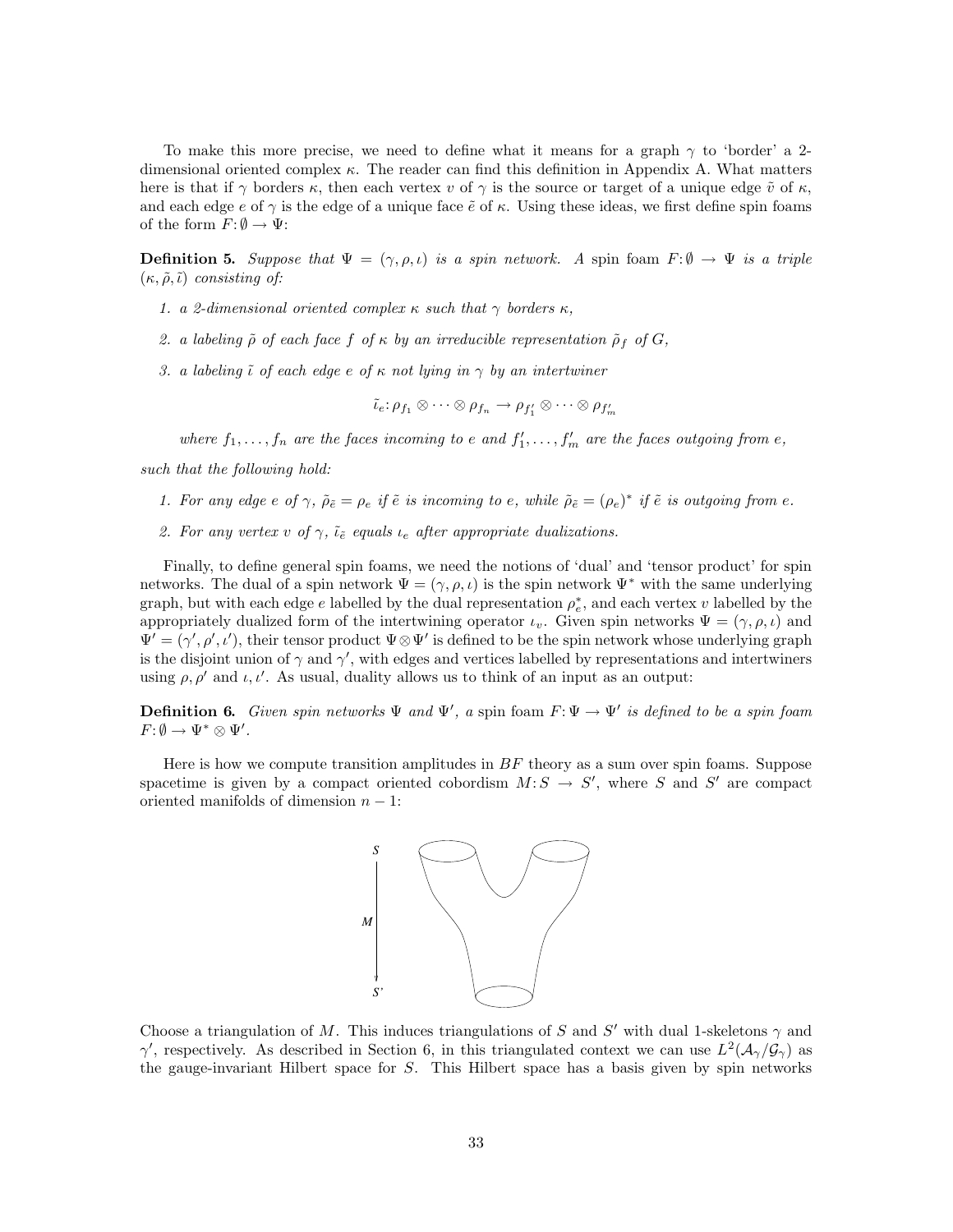To make this more precise, we need to define what it means for a graph $\gamma$ to 'border' a 2-dimensional oriented complex $\kappa$. The reader can find this definition in Appendix A. What matters here is that if $\gamma$ borders $\kappa$, then each vertex $v$ of $\gamma$ is the source or target of a unique edge $\tilde{v}$ of $\kappa$, and each edge $e$ of $\gamma$ is the edge of a unique face $\tilde{e}$ of $\kappa$. Using these ideas, we first define spin foams of the form $F: \emptyset \to \Psi$:

**Definition 5.** *Suppose that $\Psi = (\gamma, \rho, \iota)$ is a spin network. A* spin foam *$F: \emptyset \to \Psi$ is a triple $(\kappa, \tilde{\rho}, \tilde{\iota})$ consisting of:*

1. *a 2-dimensional oriented complex $\kappa$ such that $\gamma$ borders $\kappa$,*
2. *a labeling $\tilde{\rho}$ of each face $f$ of $\kappa$ by an irreducible representation $\tilde{\rho}_f$ of $G$,*
3. *a labeling $\tilde{\iota}$ of each edge $e$ of $\kappa$ not lying in $\gamma$ by an intertwiner*

$$\tilde{\iota}_e: \rho_{f_1} \otimes \cdots \otimes \rho_{f_n} \to \rho_{f'_1} \otimes \cdots \otimes \rho_{f'_m}$$

*where $f_1, \ldots, f_n$ are the faces incoming to $e$ and $f'_1, \ldots, f'_m$ are the faces outgoing from $e$,*

*such that the following hold:*

1. *For any edge $e$ of $\gamma$, $\tilde{\rho}_{\tilde{e}} = \rho_e$ if $\tilde{e}$ is incoming to $e$, while $\tilde{\rho}_{\tilde{e}} = (\rho_e)^*$ if $\tilde{e}$ is outgoing from $e$.*
2. *For any vertex $v$ of $\gamma$, $\tilde{\iota}_{\tilde{e}}$ equals $\iota_e$ after appropriate dualizations.*

Finally, to define general spin foams, we need the notions of 'dual' and 'tensor product' for spin networks. The dual of a spin network $\Psi = (\gamma, \rho, \iota)$ is the spin network $\Psi^*$ with the same underlying graph, but with each edge $e$ labelled by the dual representation $\rho_e^*$, and each vertex $v$ labelled by the appropriately dualized form of the intertwining operator $\iota_v$. Given spin networks $\Psi = (\gamma, \rho, \iota)$ and $\Psi' = (\gamma', \rho', \iota')$, their tensor product $\Psi \otimes \Psi'$ is defined to be the spin network whose underlying graph is the disjoint union of $\gamma$ and $\gamma'$, with edges and vertices labelled by representations and intertwiners using $\rho, \rho'$ and $\iota, \iota'$. As usual, duality allows us to think of an input as an output:

**Definition 6.** *Given spin networks $\Psi$ and $\Psi'$, a* spin foam *$F: \Psi \to \Psi'$ is defined to be a spin foam $F: \emptyset \to \Psi^* \otimes \Psi'$.*

Here is how we compute transition amplitudes in $BF$ theory as a sum over spin foams. Suppose spacetime is given by a compact oriented cobordism $M: S \to S'$, where $S$ and $S'$ are compact oriented manifolds of dimension $n - 1$:

S

M

S'

Choose a triangulation of $M$. This induces triangulations of $S$ and $S'$ with dual 1-skeletons $\gamma$ and $\gamma'$, respectively. As described in Section 6, in this triangulated context we can use $L^2(\mathcal{A}_\gamma/\mathcal{G}_\gamma)$ as the gauge-invariant Hilbert space for $S$. This Hilbert space has a basis given by spin networks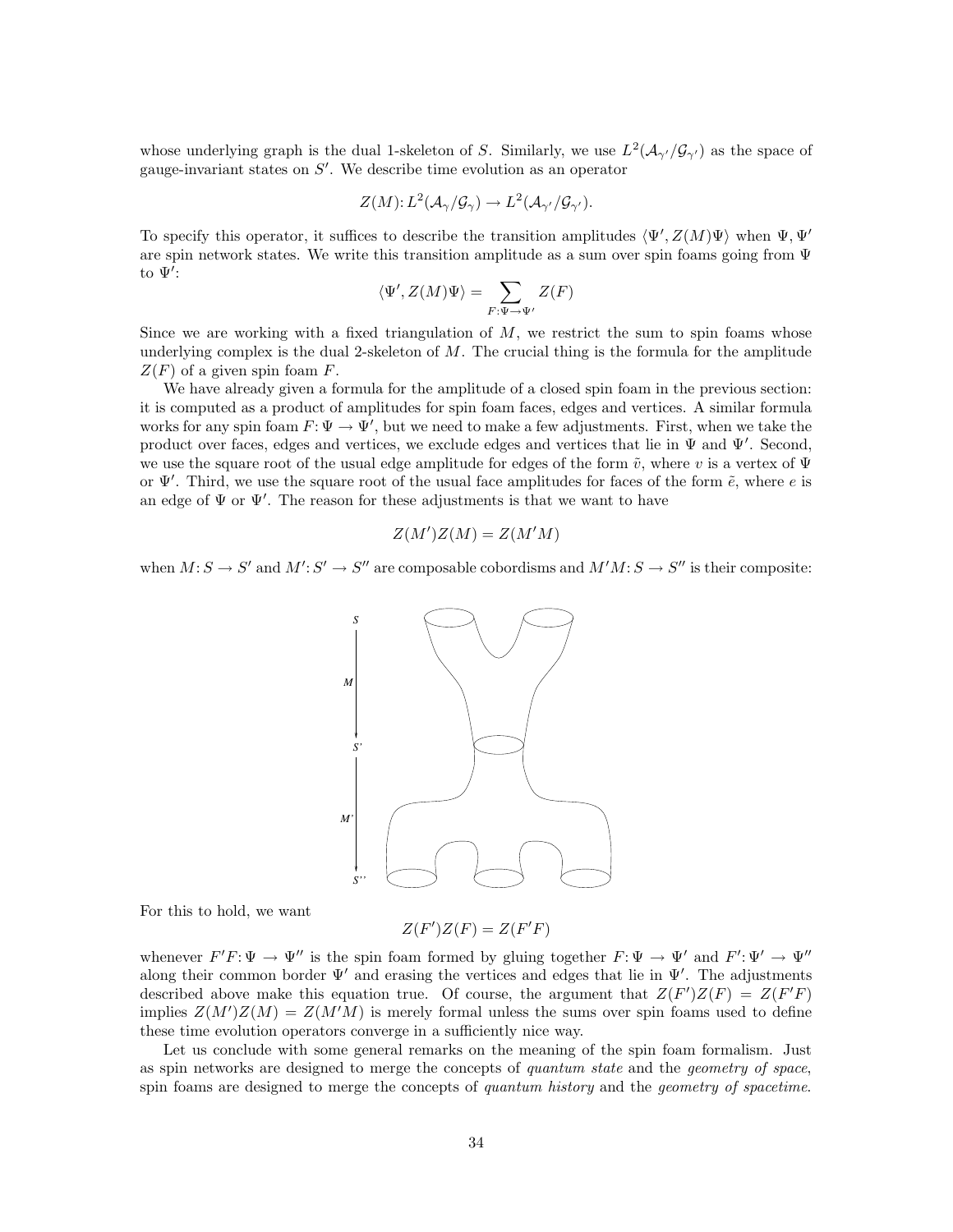whose underlying graph is the dual 1-skeleton of $S$. Similarly, we use $L^2(\mathcal{A}_{\gamma'}/\mathcal{G}_{\gamma'})$ as the space of gauge-invariant states on $S'$. We describe time evolution as an operator

$$Z(M): L^2(\mathcal{A}_\gamma/\mathcal{G}_\gamma) \to L^2(\mathcal{A}_{\gamma'}/\mathcal{G}_{\gamma'}).$$

To specify this operator, it suffices to describe the transition amplitudes $\langle \Psi', Z(M)\Psi\rangle$ when $\Psi, \Psi'$ are spin network states. We write this transition amplitude as a sum over spin foams going from $\Psi$ to $\Psi'$:

$$\langle \Psi', Z(M)\Psi\rangle = \sum_{F: \Psi \to \Psi'} Z(F)$$

Since we are working with a fixed triangulation of $M$, we restrict the sum to spin foams whose underlying complex is the dual 2-skeleton of $M$. The crucial thing is the formula for the amplitude $Z(F)$ of a given spin foam $F$.

We have already given a formula for the amplitude of a closed spin foam in the previous section: it is computed as a product of amplitudes for spin foam faces, edges and vertices. A similar formula works for any spin foam $F: \Psi \to \Psi'$, but we need to make a few adjustments. First, when we take the product over faces, edges and vertices, we exclude edges and vertices that lie in $\Psi$ and $\Psi'$. Second, we use the square root of the usual edge amplitude for edges of the form $\tilde{v}$, where $v$ is a vertex of $\Psi$ or $\Psi'$. Third, we use the square root of the usual face amplitudes for faces of the form $\tilde{e}$, where $e$ is an edge of $\Psi$ or $\Psi'$. The reason for these adjustments is that we want to have

$$Z(M')Z(M) = Z(M'M)$$

when $M: S \to S'$ and $M': S' \to S''$ are composable cobordisms and $M'M: S \to S''$ is their composite:

S

M

S'

M'

S''

For this to hold, we want

$$Z(F')Z(F) = Z(F'F)$$

whenever $F'F: \Psi \to \Psi''$ is the spin foam formed by gluing together $F: \Psi \to \Psi'$ and $F': \Psi' \to \Psi''$ along their common border $\Psi'$ and erasing the vertices and edges that lie in $\Psi'$. The adjustments described above make this equation true. Of course, the argument that $Z(F')Z(F) = Z(F'F)$ implies $Z(M')Z(M) = Z(M'M)$ is merely formal unless the sums over spin foams used to define these time evolution operators converge in a sufficiently nice way.

Let us conclude with some general remarks on the meaning of the spin foam formalism. Just as spin networks are designed to merge the concepts of *quantum state* and the *geometry of space*, spin foams are designed to merge the concepts of *quantum history* and the *geometry of spacetime*.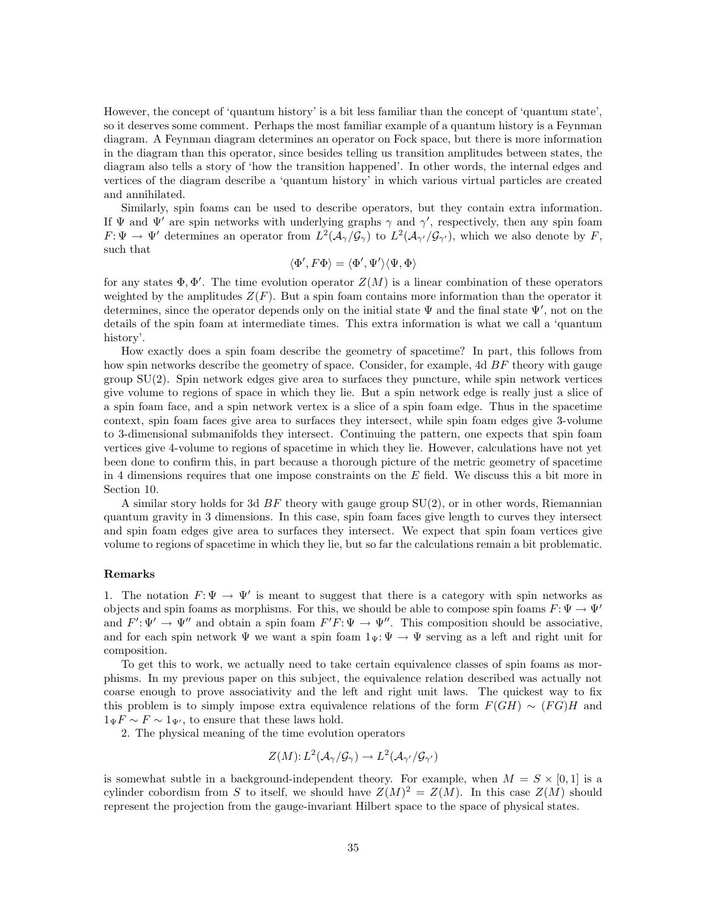However, the concept of 'quantum history' is a bit less familiar than the concept of 'quantum state', so it deserves some comment. Perhaps the most familiar example of a quantum history is a Feynman diagram. A Feynman diagram determines an operator on Fock space, but there is more information in the diagram than this operator, since besides telling us transition amplitudes between states, the diagram also tells a story of 'how the transition happened'. In other words, the internal edges and vertices of the diagram describe a 'quantum history' in which various virtual particles are created and annihilated.

Similarly, spin foams can be used to describe operators, but they contain extra information. If $\Psi$ and $\Psi'$ are spin networks with underlying graphs $\gamma$ and $\gamma'$, respectively, then any spin foam $F\colon \Psi \to \Psi'$ determines an operator from $L^2(\mathcal{A}_\gamma/\mathcal{G}_\gamma)$ to $L^2(\mathcal{A}_{\gamma'}/\mathcal{G}_{\gamma'})$, which we also denote by $F$, such that

$$\langle \Phi', F\Phi \rangle = \langle \Phi', \Psi' \rangle \langle \Psi, \Phi \rangle$$

for any states $\Phi, \Phi'$. The time evolution operator $Z(M)$ is a linear combination of these operators weighted by the amplitudes $Z(F)$. But a spin foam contains more information than the operator it determines, since the operator depends only on the initial state $\Psi$ and the final state $\Psi'$, not on the details of the spin foam at intermediate times. This extra information is what we call a 'quantum history'.

How exactly does a spin foam describe the geometry of spacetime? In part, this follows from how spin networks describe the geometry of space. Consider, for example, 4d $BF$ theory with gauge group SU(2). Spin network edges give area to surfaces they puncture, while spin network vertices give volume to regions of space in which they lie. But a spin network edge is really just a slice of a spin foam face, and a spin network vertex is a slice of a spin foam edge. Thus in the spacetime context, spin foam faces give area to surfaces they intersect, while spin foam edges give 3-volume to 3-dimensional submanifolds they intersect. Continuing the pattern, one expects that spin foam vertices give 4-volume to regions of spacetime in which they lie. However, calculations have not yet been done to confirm this, in part because a thorough picture of the metric geometry of spacetime in 4 dimensions requires that one impose constraints on the $E$ field. We discuss this a bit more in Section 10.

A similar story holds for 3d $BF$ theory with gauge group SU(2), or in other words, Riemannian quantum gravity in 3 dimensions. In this case, spin foam faces give length to curves they intersect and spin foam edges give area to surfaces they intersect. We expect that spin foam vertices give volume to regions of spacetime in which they lie, but so far the calculations remain a bit problematic.

**Remarks**

1. The notation $F\colon \Psi \to \Psi'$ is meant to suggest that there is a category with spin networks as objects and spin foams as morphisms. For this, we should be able to compose spin foams $F\colon \Psi \to \Psi'$ and $F'\colon \Psi' \to \Psi''$ and obtain a spin foam $F'F\colon \Psi \to \Psi''$. This composition should be associative, and for each spin network $\Psi$ we want a spin foam $1_\Psi\colon \Psi \to \Psi$ serving as a left and right unit for composition.

To get this to work, we actually need to take certain equivalence classes of spin foams as morphisms. In my previous paper on this subject, the equivalence relation described was actually not coarse enough to prove associativity and the left and right unit laws. The quickest way to fix this problem is to simply impose extra equivalence relations of the form $F(GH) \sim (FG)H$ and $1_\Psi F \sim F \sim 1_{\Psi'}$, to ensure that these laws hold.

2. The physical meaning of the time evolution operators

$$Z(M)\colon L^2(\mathcal{A}_\gamma/\mathcal{G}_\gamma) \to L^2(\mathcal{A}_{\gamma'}/\mathcal{G}_{\gamma'})$$

is somewhat subtle in a background-independent theory. For example, when $M = S \times [0,1]$ is a cylinder cobordism from $S$ to itself, we should have $Z(M)^2 = Z(M)$. In this case $Z(M)$ should represent the projection from the gauge-invariant Hilbert space to the space of physical states.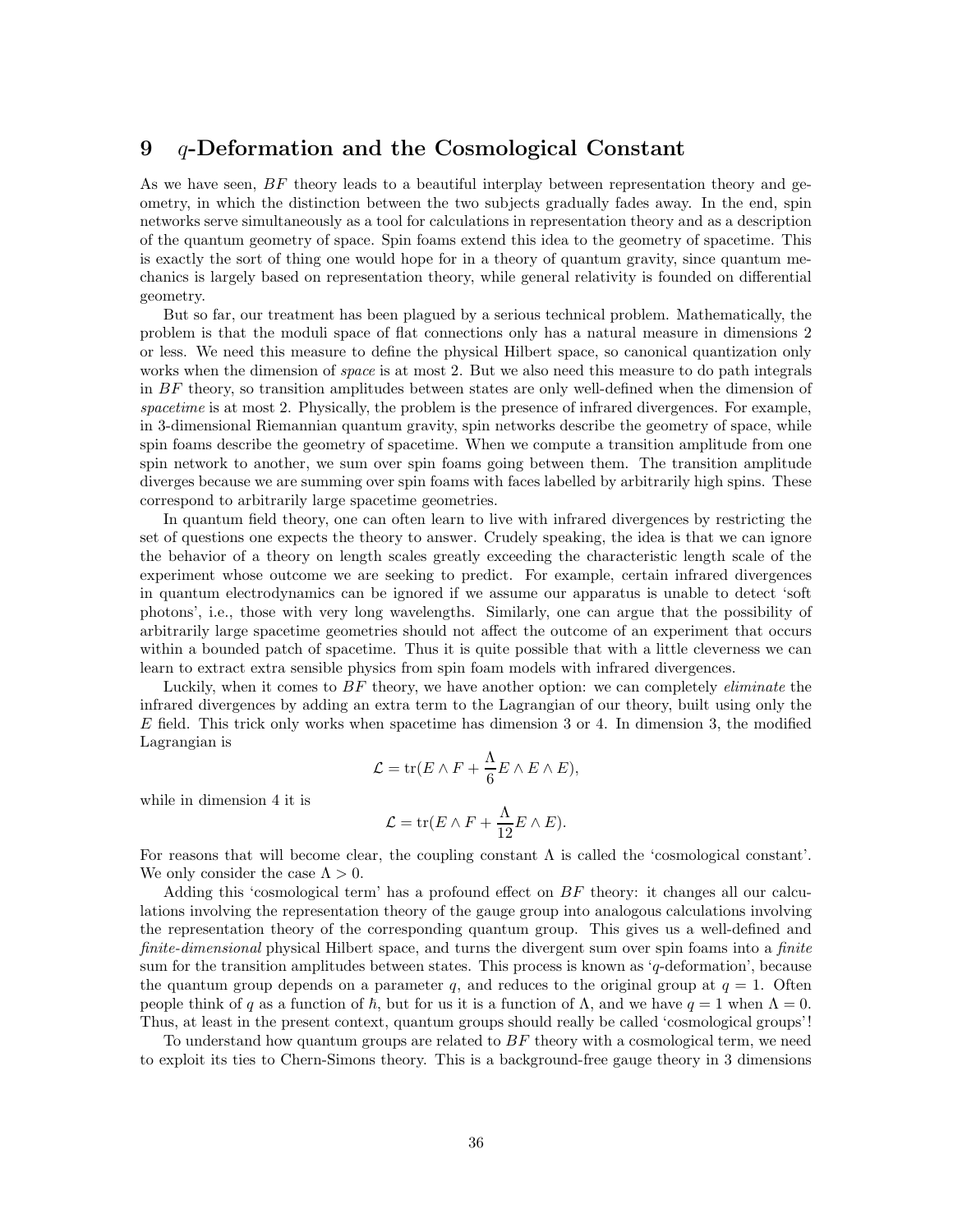## 9 $q$-Deformation and the Cosmological Constant

As we have seen, $BF$ theory leads to a beautiful interplay between representation theory and geometry, in which the distinction between the two subjects gradually fades away. In the end, spin networks serve simultaneously as a tool for calculations in representation theory and as a description of the quantum geometry of space. Spin foams extend this idea to the geometry of spacetime. This is exactly the sort of thing one would hope for in a theory of quantum gravity, since quantum mechanics is largely based on representation theory, while general relativity is founded on differential geometry.

But so far, our treatment has been plagued by a serious technical problem. Mathematically, the problem is that the moduli space of flat connections only has a natural measure in dimensions 2 or less. We need this measure to define the physical Hilbert space, so canonical quantization only works when the dimension of *space* is at most 2. But we also need this measure to do path integrals in $BF$ theory, so transition amplitudes between states are only well-defined when the dimension of *spacetime* is at most 2. Physically, the problem is the presence of infrared divergences. For example, in 3-dimensional Riemannian quantum gravity, spin networks describe the geometry of space, while spin foams describe the geometry of spacetime. When we compute a transition amplitude from one spin network to another, we sum over spin foams going between them. The transition amplitude diverges because we are summing over spin foams with faces labelled by arbitrarily high spins. These correspond to arbitrarily large spacetime geometries.

In quantum field theory, one can often learn to live with infrared divergences by restricting the set of questions one expects the theory to answer. Crudely speaking, the idea is that we can ignore the behavior of a theory on length scales greatly exceeding the characteristic length scale of the experiment whose outcome we are seeking to predict. For example, certain infrared divergences in quantum electrodynamics can be ignored if we assume our apparatus is unable to detect 'soft photons', i.e., those with very long wavelengths. Similarly, one can argue that the possibility of arbitrarily large spacetime geometries should not affect the outcome of an experiment that occurs within a bounded patch of spacetime. Thus it is quite possible that with a little cleverness we can learn to extract extra sensible physics from spin foam models with infrared divergences.

Luckily, when it comes to $BF$ theory, we have another option: we can completely *eliminate* the infrared divergences by adding an extra term to the Lagrangian of our theory, built using only the $E$ field. This trick only works when spacetime has dimension 3 or 4. In dimension 3, the modified Lagrangian is

$$\mathcal{L} = \mathrm{tr}(E \wedge F + \frac{\Lambda}{6} E \wedge E \wedge E),$$

while in dimension 4 it is

$$\mathcal{L} = \mathrm{tr}(E \wedge F + \frac{\Lambda}{12} E \wedge E).$$

For reasons that will become clear, the coupling constant $\Lambda$ is called the 'cosmological constant'. We only consider the case $\Lambda > 0$.

Adding this 'cosmological term' has a profound effect on $BF$ theory: it changes all our calculations involving the representation theory of the gauge group into analogous calculations involving the representation theory of the corresponding quantum group. This gives us a well-defined and *finite-dimensional* physical Hilbert space, and turns the divergent sum over spin foams into a *finite* sum for the transition amplitudes between states. This process is known as '$q$-deformation', because the quantum group depends on a parameter $q$, and reduces to the original group at $q = 1$. Often people think of $q$ as a function of $\hbar$, but for us it is a function of $\Lambda$, and we have $q = 1$ when $\Lambda = 0$. Thus, at least in the present context, quantum groups should really be called 'cosmological groups'!

To understand how quantum groups are related to $BF$ theory with a cosmological term, we need to exploit its ties to Chern-Simons theory. This is a background-free gauge theory in 3 dimensions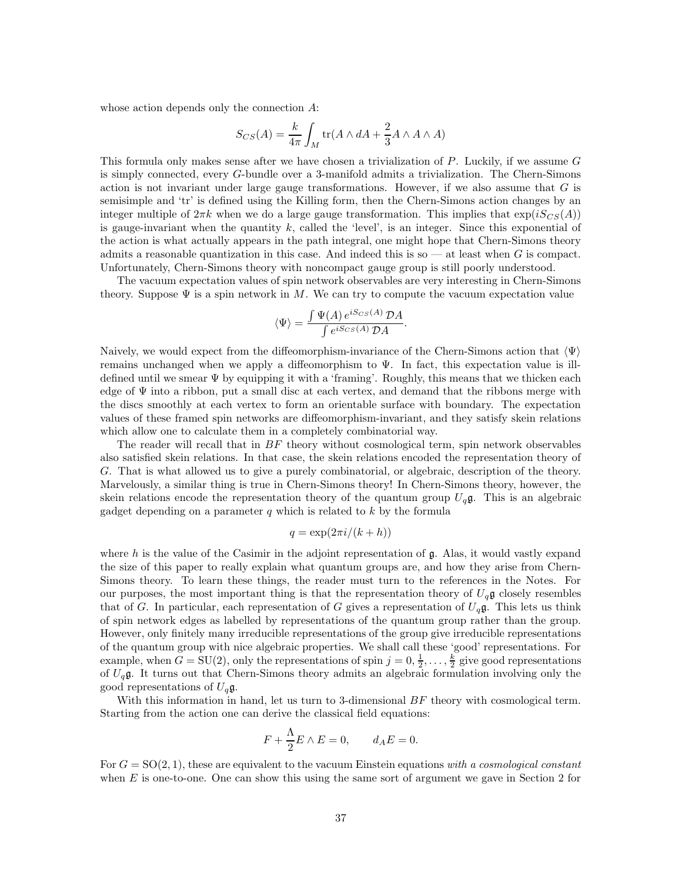whose action depends only the connection $A$:

$$S_{CS}(A) = \frac{k}{4\pi} \int_M \mathrm{tr}(A \wedge dA + \frac{2}{3} A \wedge A \wedge A)$$

This formula only makes sense after we have chosen a trivialization of $P$. Luckily, if we assume $G$ is simply connected, every $G$-bundle over a 3-manifold admits a trivialization. The Chern-Simons action is not invariant under large gauge transformations. However, if we also assume that $G$ is semisimple and 'tr' is defined using the Killing form, then the Chern-Simons action changes by an integer multiple of $2\pi k$ when we do a large gauge transformation. This implies that $\exp(iS_{CS}(A))$ is gauge-invariant when the quantity $k$, called the 'level', is an integer. Since this exponential of the action is what actually appears in the path integral, one might hope that Chern-Simons theory admits a reasonable quantization in this case. And indeed this is so — at least when $G$ is compact. Unfortunately, Chern-Simons theory with noncompact gauge group is still poorly understood.

The vacuum expectation values of spin network observables are very interesting in Chern-Simons theory. Suppose $\Psi$ is a spin network in $M$. We can try to compute the vacuum expectation value

$$\langle \Psi \rangle = \frac{\int \Psi(A)\, e^{iS_{CS}(A)}\, \mathcal{D}A}{\int e^{iS_{CS}(A)}\, \mathcal{D}A}.$$

Naively, we would expect from the diffeomorphism-invariance of the Chern-Simons action that $\langle \Psi \rangle$ remains unchanged when we apply a diffeomorphism to $\Psi$. In fact, this expectation value is ill-defined until we smear $\Psi$ by equipping it with a 'framing'. Roughly, this means that we thicken each edge of $\Psi$ into a ribbon, put a small disc at each vertex, and demand that the ribbons merge with the discs smoothly at each vertex to form an orientable surface with boundary. The expectation values of these framed spin networks are diffeomorphism-invariant, and they satisfy skein relations which allow one to calculate them in a completely combinatorial way.

The reader will recall that in $BF$ theory without cosmological term, spin network observables also satisfied skein relations. In that case, the skein relations encoded the representation theory of $G$. That is what allowed us to give a purely combinatorial, or algebraic, description of the theory. Marvelously, a similar thing is true in Chern-Simons theory! In Chern-Simons theory, however, the skein relations encode the representation theory of the quantum group $U_q\mathfrak{g}$. This is an algebraic gadget depending on a parameter $q$ which is related to $k$ by the formula

$$q = \exp(2\pi i/(k+h))$$

where $h$ is the value of the Casimir in the adjoint representation of $\mathfrak{g}$. Alas, it would vastly expand the size of this paper to really explain what quantum groups are, and how they arise from Chern-Simons theory. To learn these things, the reader must turn to the references in the Notes. For our purposes, the most important thing is that the representation theory of $U_q\mathfrak{g}$ closely resembles that of $G$. In particular, each representation of $G$ gives a representation of $U_q\mathfrak{g}$. This lets us think of spin network edges as labelled by representations of the quantum group rather than the group. However, only finitely many irreducible representations of the group give irreducible representations of the quantum group with nice algebraic properties. We shall call these 'good' representations. For example, when $G = \mathrm{SU}(2)$, only the representations of spin $j = 0, \frac{1}{2}, \ldots, \frac{k}{2}$ give good representations of $U_q\mathfrak{g}$. It turns out that Chern-Simons theory admits an algebraic formulation involving only the good representations of $U_q\mathfrak{g}$.

With this information in hand, let us turn to 3-dimensional $BF$ theory with cosmological term. Starting from the action one can derive the classical field equations:

$$F + \frac{\Lambda}{2} E \wedge E = 0, \qquad d_A E = 0.$$

For $G = \mathrm{SO}(2,1)$, these are equivalent to the vacuum Einstein equations *with a cosmological constant* when $E$ is one-to-one. One can show this using the same sort of argument we gave in Section 2 for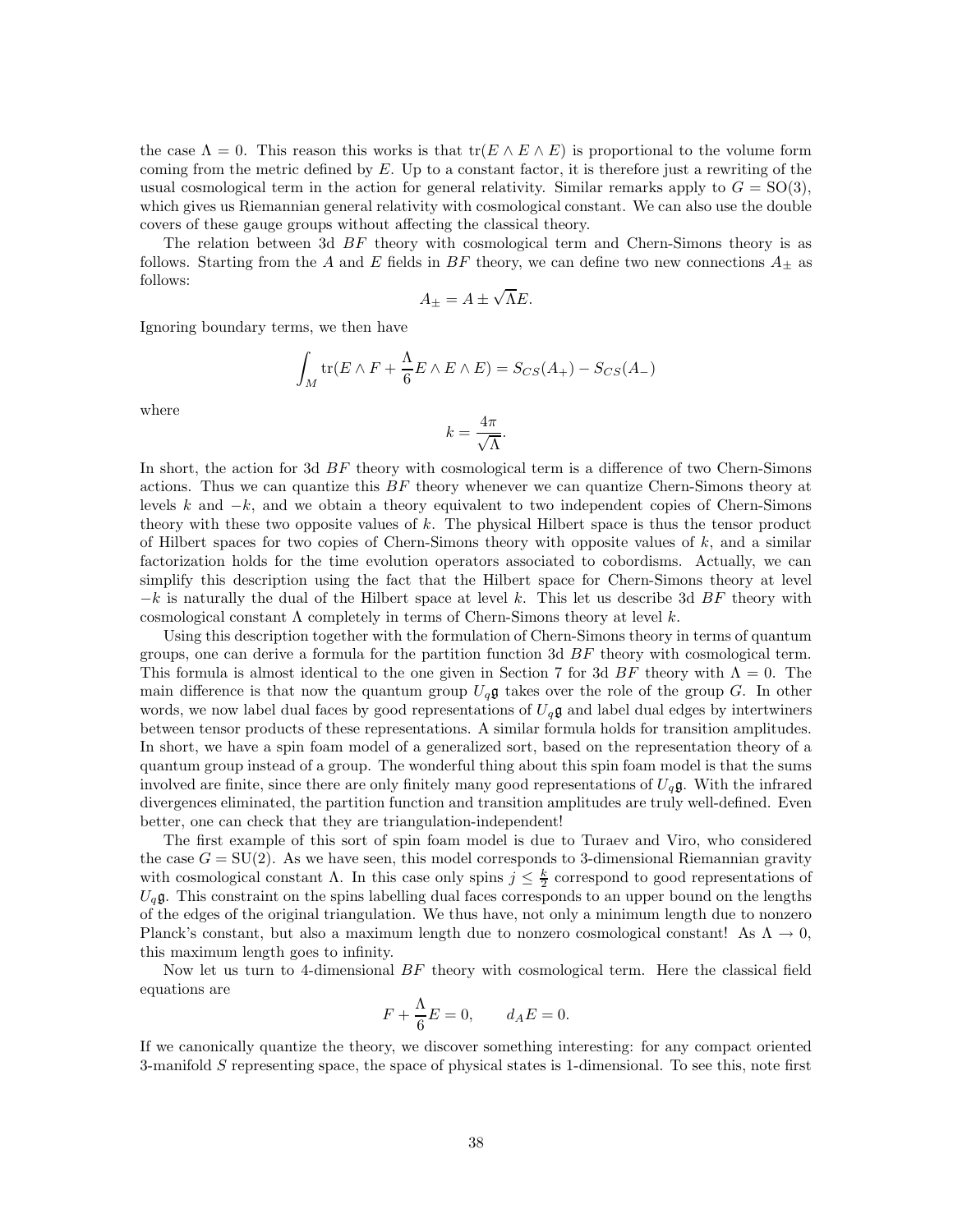the case $\Lambda = 0$. This reason this works is that $\mathrm{tr}(E \wedge E \wedge E)$ is proportional to the volume form coming from the metric defined by $E$. Up to a constant factor, it is therefore just a rewriting of the usual cosmological term in the action for general relativity. Similar remarks apply to $G = \mathrm{SO}(3)$, which gives us Riemannian general relativity with cosmological constant. We can also use the double covers of these gauge groups without affecting the classical theory.

The relation between 3d $BF$ theory with cosmological term and Chern-Simons theory is as follows. Starting from the $A$ and $E$ fields in $BF$ theory, we can define two new connections $A_\pm$ as follows:

$$A_\pm = A \pm \sqrt{\Lambda} E.$$

Ignoring boundary terms, we then have

$$\int_M \mathrm{tr}(E \wedge F + \frac{\Lambda}{6} E \wedge E \wedge E) = S_{CS}(A_+) - S_{CS}(A_-)$$

where

$$k = \frac{4\pi}{\sqrt{\Lambda}}.$$

In short, the action for 3d $BF$ theory with cosmological term is a difference of two Chern-Simons actions. Thus we can quantize this $BF$ theory whenever we can quantize Chern-Simons theory at levels $k$ and $-k$, and we obtain a theory equivalent to two independent copies of Chern-Simons theory with these two opposite values of $k$. The physical Hilbert space is thus the tensor product of Hilbert spaces for two copies of Chern-Simons theory with opposite values of $k$, and a similar factorization holds for the time evolution operators associated to cobordisms. Actually, we can simplify this description using the fact that the Hilbert space for Chern-Simons theory at level $-k$ is naturally the dual of the Hilbert space at level $k$. This let us describe 3d $BF$ theory with cosmological constant $\Lambda$ completely in terms of Chern-Simons theory at level $k$.

Using this description together with the formulation of Chern-Simons theory in terms of quantum groups, one can derive a formula for the partition function 3d $BF$ theory with cosmological term. This formula is almost identical to the one given in Section 7 for 3d $BF$ theory with $\Lambda = 0$. The main difference is that now the quantum group $U_q\mathfrak{g}$ takes over the role of the group $G$. In other words, we now label dual faces by good representations of $U_q\mathfrak{g}$ and label dual edges by intertwiners between tensor products of these representations. A similar formula holds for transition amplitudes. In short, we have a spin foam model of a generalized sort, based on the representation theory of a quantum group instead of a group. The wonderful thing about this spin foam model is that the sums involved are finite, since there are only finitely many good representations of $U_q\mathfrak{g}$. With the infrared divergences eliminated, the partition function and transition amplitudes are truly well-defined. Even better, one can check that they are triangulation-independent!

The first example of this sort of spin foam model is due to Turaev and Viro, who considered the case $G = \mathrm{SU}(2)$. As we have seen, this model corresponds to 3-dimensional Riemannian gravity with cosmological constant $\Lambda$. In this case only spins $j \le \frac{k}{2}$ correspond to good representations of $U_q\mathfrak{g}$. This constraint on the spins labelling dual faces corresponds to an upper bound on the lengths of the edges of the original triangulation. We thus have, not only a minimum length due to nonzero Planck's constant, but also a maximum length due to nonzero cosmological constant! As $\Lambda \to 0$, this maximum length goes to infinity.

Now let us turn to 4-dimensional $BF$ theory with cosmological term. Here the classical field equations are

$$F + \frac{\Lambda}{6} E = 0, \qquad d_A E = 0.$$

If we canonically quantize the theory, we discover something interesting: for any compact oriented 3-manifold $S$ representing space, the space of physical states is 1-dimensional. To see this, note first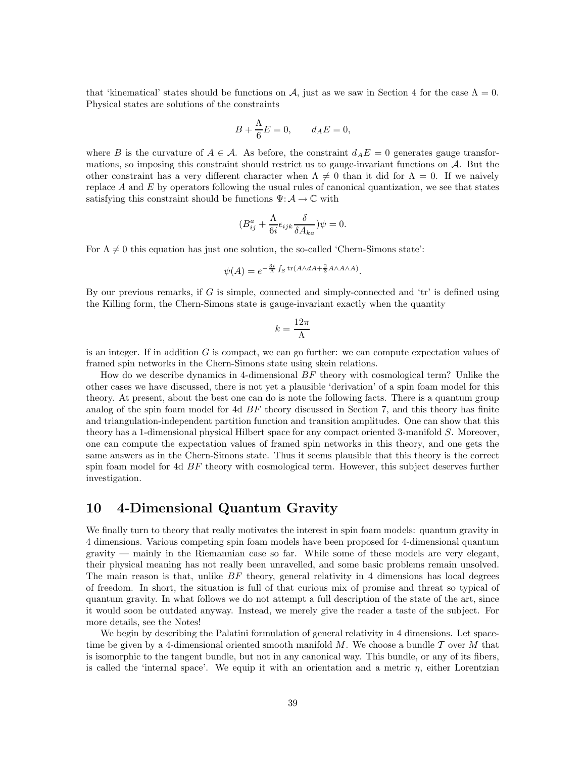that 'kinematical' states should be functions on $\mathcal{A}$, just as we saw in Section 4 for the case $\Lambda = 0$. Physical states are solutions of the constraints

$$B + \frac{\Lambda}{6} E = 0, \qquad d_A E = 0,$$

where $B$ is the curvature of $A \in \mathcal{A}$. As before, the constraint $d_A E = 0$ generates gauge transformations, so imposing this constraint should restrict us to gauge-invariant functions on $\mathcal{A}$. But the other constraint has a very different character when $\Lambda \neq 0$ than it did for $\Lambda = 0$. If we naively replace $A$ and $E$ by operators following the usual rules of canonical quantization, we see that states satisfying this constraint should be functions $\Psi \colon \mathcal{A} \to \mathbb{C}$ with

$$(B^a_{ij} + \frac{\Lambda}{6i} \epsilon_{ijk} \frac{\delta}{\delta A_{ka}})\psi = 0.$$

For $\Lambda \neq 0$ this equation has just one solution, the so-called 'Chern-Simons state':

$$\psi(A) = e^{-\frac{3i}{\Lambda} \int_S \mathrm{tr}(A \wedge dA + \frac{2}{3} A \wedge A \wedge A)}.$$

By our previous remarks, if $G$ is simple, connected and simply-connected and 'tr' is defined using the Killing form, the Chern-Simons state is gauge-invariant exactly when the quantity

$$k = \frac{12\pi}{\Lambda}$$

is an integer. If in addition $G$ is compact, we can go further: we can compute expectation values of framed spin networks in the Chern-Simons state using skein relations.

How do we describe dynamics in 4-dimensional $BF$ theory with cosmological term? Unlike the other cases we have discussed, there is not yet a plausible 'derivation' of a spin foam model for this theory. At present, about the best one can do is note the following facts. There is a quantum group analog of the spin foam model for 4d $BF$ theory discussed in Section 7, and this theory has finite and triangulation-independent partition function and transition amplitudes. One can show that this theory has a 1-dimensional physical Hilbert space for any compact oriented 3-manifold $S$. Moreover, one can compute the expectation values of framed spin networks in this theory, and one gets the same answers as in the Chern-Simons state. Thus it seems plausible that this theory is the correct spin foam model for 4d $BF$ theory with cosmological term. However, this subject deserves further investigation.

# 10 4-Dimensional Quantum Gravity

We finally turn to theory that really motivates the interest in spin foam models: quantum gravity in 4 dimensions. Various competing spin foam models have been proposed for 4-dimensional quantum gravity — mainly in the Riemannian case so far. While some of these models are very elegant, their physical meaning has not really been unravelled, and some basic problems remain unsolved. The main reason is that, unlike $BF$ theory, general relativity in 4 dimensions has local degrees of freedom. In short, the situation is full of that curious mix of promise and threat so typical of quantum gravity. In what follows we do not attempt a full description of the state of the art, since it would soon be outdated anyway. Instead, we merely give the reader a taste of the subject. For more details, see the Notes!

We begin by describing the Palatini formulation of general relativity in 4 dimensions. Let spacetime be given by a 4-dimensional oriented smooth manifold $M$. We choose a bundle $\mathcal{T}$ over $M$ that is isomorphic to the tangent bundle, but not in any canonical way. This bundle, or any of its fibers, is called the 'internal space'. We equip it with an orientation and a metric $\eta$, either Lorentzian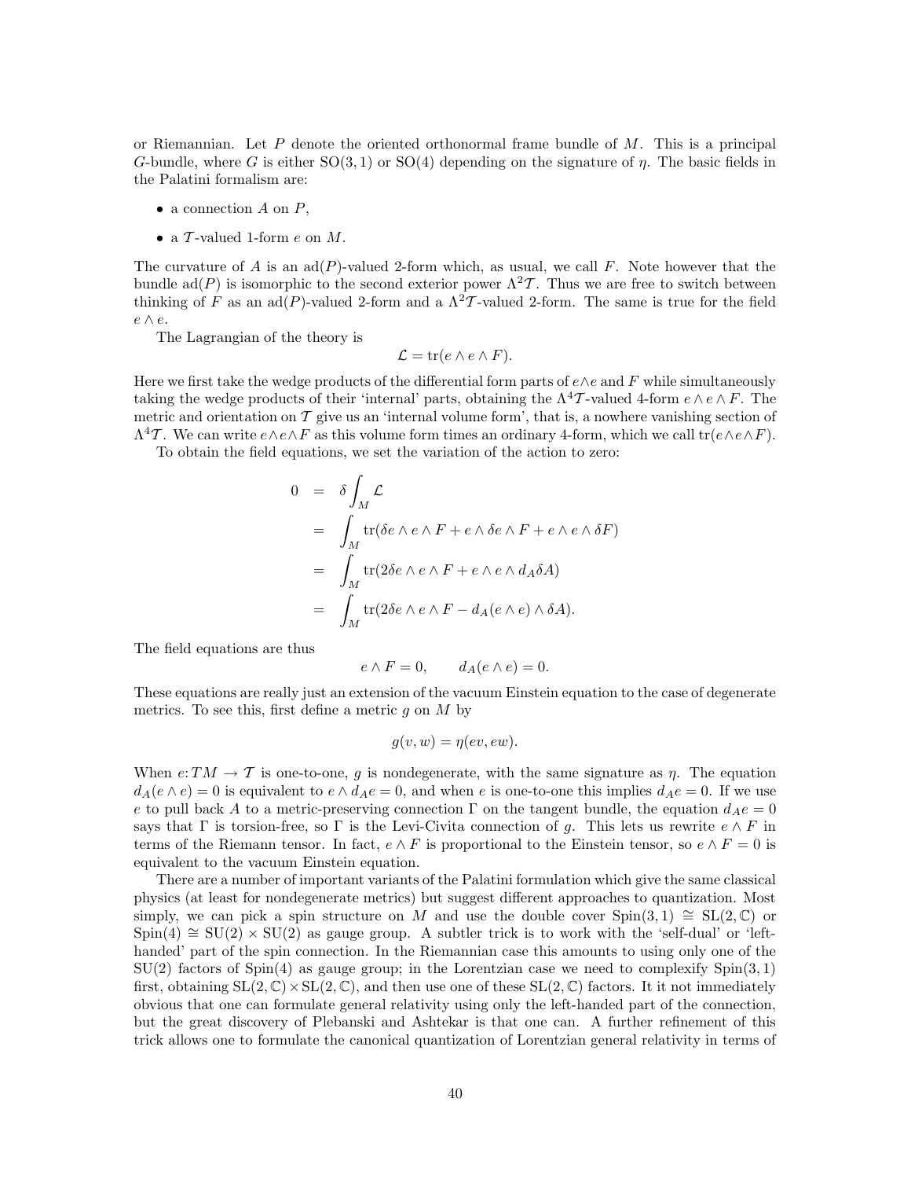or Riemannian. Let $P$ denote the oriented orthonormal frame bundle of $M$. This is a principal $G$-bundle, where $G$ is either $\mathrm{SO}(3,1)$ or $\mathrm{SO}(4)$ depending on the signature of $\eta$. The basic fields in the Palatini formalism are:

- a connection $A$ on $P$,
- a $\mathcal{T}$-valued 1-form $e$ on $M$.

The curvature of $A$ is an $\mathrm{ad}(P)$-valued 2-form which, as usual, we call $F$. Note however that the bundle $\mathrm{ad}(P)$ is isomorphic to the second exterior power $\Lambda^2\mathcal{T}$. Thus we are free to switch between thinking of $F$ as an $\mathrm{ad}(P)$-valued 2-form and a $\Lambda^2\mathcal{T}$-valued 2-form. The same is true for the field $e \wedge e$.

The Lagrangian of the theory is

$$\mathcal{L} = \mathrm{tr}(e \wedge e \wedge F).$$

Here we first take the wedge products of the differential form parts of $e\wedge e$ and $F$ while simultaneously taking the wedge products of their 'internal' parts, obtaining the $\Lambda^4\mathcal{T}$-valued 4-form $e \wedge e \wedge F$. The metric and orientation on $\mathcal{T}$ give us an 'internal volume form', that is, a nowhere vanishing section of $\Lambda^4\mathcal{T}$. We can write $e\wedge e\wedge F$ as this volume form times an ordinary 4-form, which we call $\mathrm{tr}(e\wedge e\wedge F)$.

To obtain the field equations, we set the variation of the action to zero:

$$\begin{aligned}
0 &= \delta \int_M \mathcal{L} \\
&= \int_M \mathrm{tr}(\delta e \wedge e \wedge F + e \wedge \delta e \wedge F + e \wedge e \wedge \delta F) \\
&= \int_M \mathrm{tr}(2\delta e \wedge e \wedge F + e \wedge e \wedge d_A \delta A) \\
&= \int_M \mathrm{tr}(2\delta e \wedge e \wedge F - d_A(e \wedge e) \wedge \delta A).
\end{aligned}$$

The field equations are thus

$$e \wedge F = 0, \qquad d_A(e \wedge e) = 0.$$

These equations are really just an extension of the vacuum Einstein equation to the case of degenerate metrics. To see this, first define a metric $g$ on $M$ by

$$g(v, w) = \eta(ev, ew).$$

When $e\colon TM \to \mathcal{T}$ is one-to-one, $g$ is nondegenerate, with the same signature as $\eta$. The equation $d_A(e \wedge e) = 0$ is equivalent to $e \wedge d_A e = 0$, and when $e$ is one-to-one this implies $d_A e = 0$. If we use $e$ to pull back $A$ to a metric-preserving connection $\Gamma$ on the tangent bundle, the equation $d_A e = 0$ says that $\Gamma$ is torsion-free, so $\Gamma$ is the Levi-Civita connection of $g$. This lets us rewrite $e \wedge F$ in terms of the Riemann tensor. In fact, $e \wedge F$ is proportional to the Einstein tensor, so $e \wedge F = 0$ is equivalent to the vacuum Einstein equation.

There are a number of important variants of the Palatini formulation which give the same classical physics (at least for nondegenerate metrics) but suggest different approaches to quantization. Most simply, we can pick a spin structure on $M$ and use the double cover $\mathrm{Spin}(3,1) \cong \mathrm{SL}(2,\mathbb{C})$ or $\mathrm{Spin}(4) \cong \mathrm{SU}(2) \times \mathrm{SU}(2)$ as gauge group. A subtler trick is to work with the 'self-dual' or 'left-handed' part of the spin connection. In the Riemannian case this amounts to using only one of the $\mathrm{SU}(2)$ factors of $\mathrm{Spin}(4)$ as gauge group; in the Lorentzian case we need to complexify $\mathrm{Spin}(3,1)$ first, obtaining $\mathrm{SL}(2,\mathbb{C}) \times \mathrm{SL}(2,\mathbb{C})$, and then use one of these $\mathrm{SL}(2,\mathbb{C})$ factors. It it not immediately obvious that one can formulate general relativity using only the left-handed part of the connection, but the great discovery of Plebanski and Ashtekar is that one can. A further refinement of this trick allows one to formulate the canonical quantization of Lorentzian general relativity in terms of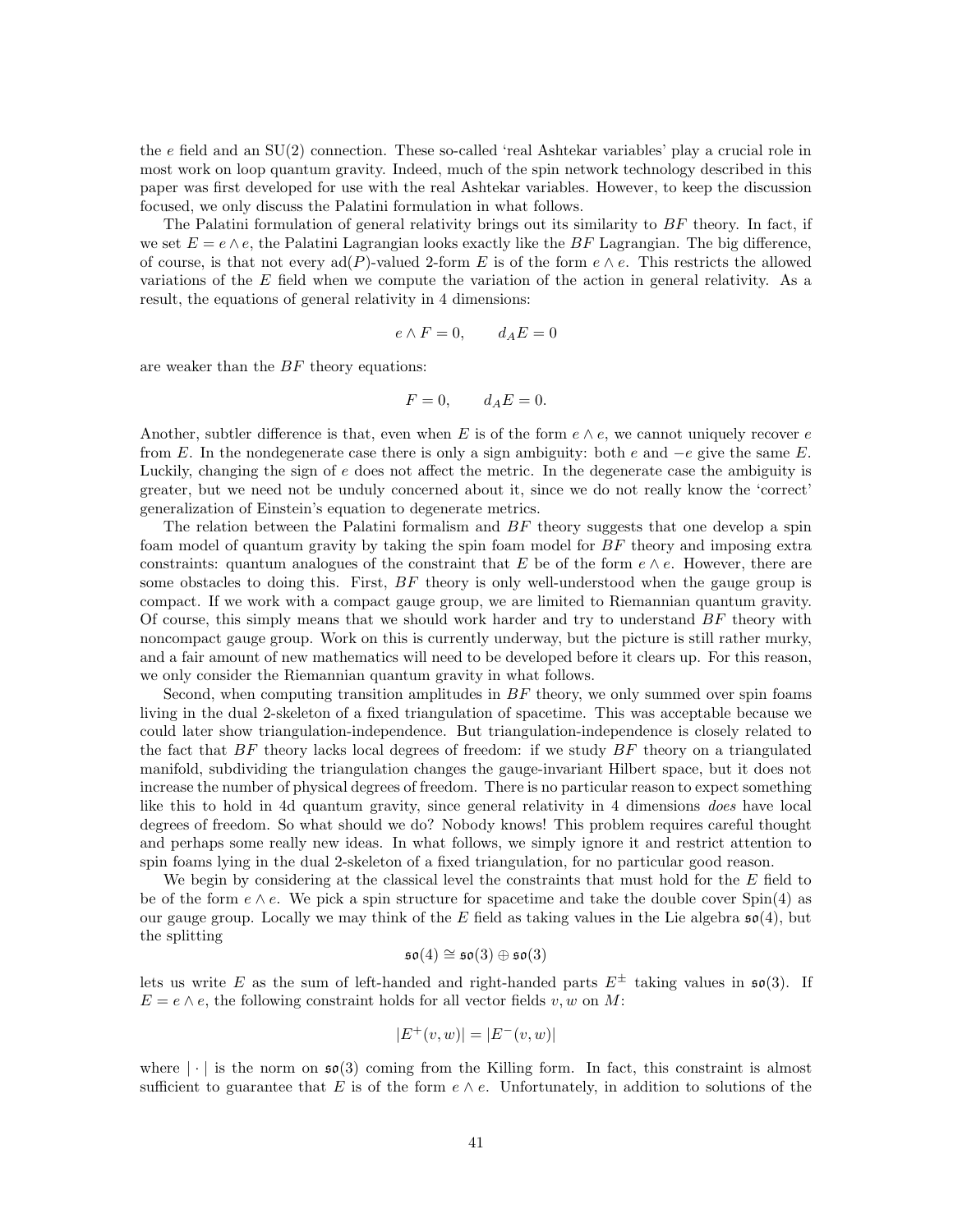the $e$ field and an SU(2) connection. These so-called 'real Ashtekar variables' play a crucial role in most work on loop quantum gravity. Indeed, much of the spin network technology described in this paper was first developed for use with the real Ashtekar variables. However, to keep the discussion focused, we only discuss the Palatini formulation in what follows.

The Palatini formulation of general relativity brings out its similarity to $BF$ theory. In fact, if we set $E = e \wedge e$, the Palatini Lagrangian looks exactly like the $BF$ Lagrangian. The big difference, of course, is that not every $\mathrm{ad}(P)$-valued 2-form $E$ is of the form $e \wedge e$. This restricts the allowed variations of the $E$ field when we compute the variation of the action in general relativity. As a result, the equations of general relativity in 4 dimensions:

$$e \wedge F = 0, \qquad d_A E = 0$$

are weaker than the $BF$ theory equations:

$$F = 0, \qquad d_A E = 0.$$

Another, subtler difference is that, even when $E$ is of the form $e \wedge e$, we cannot uniquely recover $e$ from $E$. In the nondegenerate case there is only a sign ambiguity: both $e$ and $-e$ give the same $E$. Luckily, changing the sign of $e$ does not affect the metric. In the degenerate case the ambiguity is greater, but we need not be unduly concerned about it, since we do not really know the 'correct' generalization of Einstein's equation to degenerate metrics.

The relation between the Palatini formalism and $BF$ theory suggests that one develop a spin foam model of quantum gravity by taking the spin foam model for $BF$ theory and imposing extra constraints: quantum analogues of the constraint that $E$ be of the form $e \wedge e$. However, there are some obstacles to doing this. First, $BF$ theory is only well-understood when the gauge group is compact. If we work with a compact gauge group, we are limited to Riemannian quantum gravity. Of course, this simply means that we should work harder and try to understand $BF$ theory with noncompact gauge group. Work on this is currently underway, but the picture is still rather murky, and a fair amount of new mathematics will need to be developed before it clears up. For this reason, we only consider the Riemannian quantum gravity in what follows.

Second, when computing transition amplitudes in $BF$ theory, we only summed over spin foams living in the dual 2-skeleton of a fixed triangulation of spacetime. This was acceptable because we could later show triangulation-independence. But triangulation-independence is closely related to the fact that $BF$ theory lacks local degrees of freedom: if we study $BF$ theory on a triangulated manifold, subdividing the triangulation changes the gauge-invariant Hilbert space, but it does not increase the number of physical degrees of freedom. There is no particular reason to expect something like this to hold in 4d quantum gravity, since general relativity in 4 dimensions *does* have local degrees of freedom. So what should we do? Nobody knows! This problem requires careful thought and perhaps some really new ideas. In what follows, we simply ignore it and restrict attention to spin foams lying in the dual 2-skeleton of a fixed triangulation, for no particular good reason.

We begin by considering at the classical level the constraints that must hold for the $E$ field to be of the form $e \wedge e$. We pick a spin structure for spacetime and take the double cover Spin(4) as our gauge group. Locally we may think of the $E$ field as taking values in the Lie algebra $\mathfrak{so}(4)$, but the splitting

$$\mathfrak{so}(4) \cong \mathfrak{so}(3) \oplus \mathfrak{so}(3)$$

lets us write $E$ as the sum of left-handed and right-handed parts $E^{\pm}$ taking values in $\mathfrak{so}(3)$. If $E = e \wedge e$, the following constraint holds for all vector fields $v, w$ on $M$:

$$|E^{+}(v, w)| = |E^{-}(v, w)|$$

where $|\cdot|$ is the norm on $\mathfrak{so}(3)$ coming from the Killing form. In fact, this constraint is almost sufficient to guarantee that $E$ is of the form $e \wedge e$. Unfortunately, in addition to solutions of the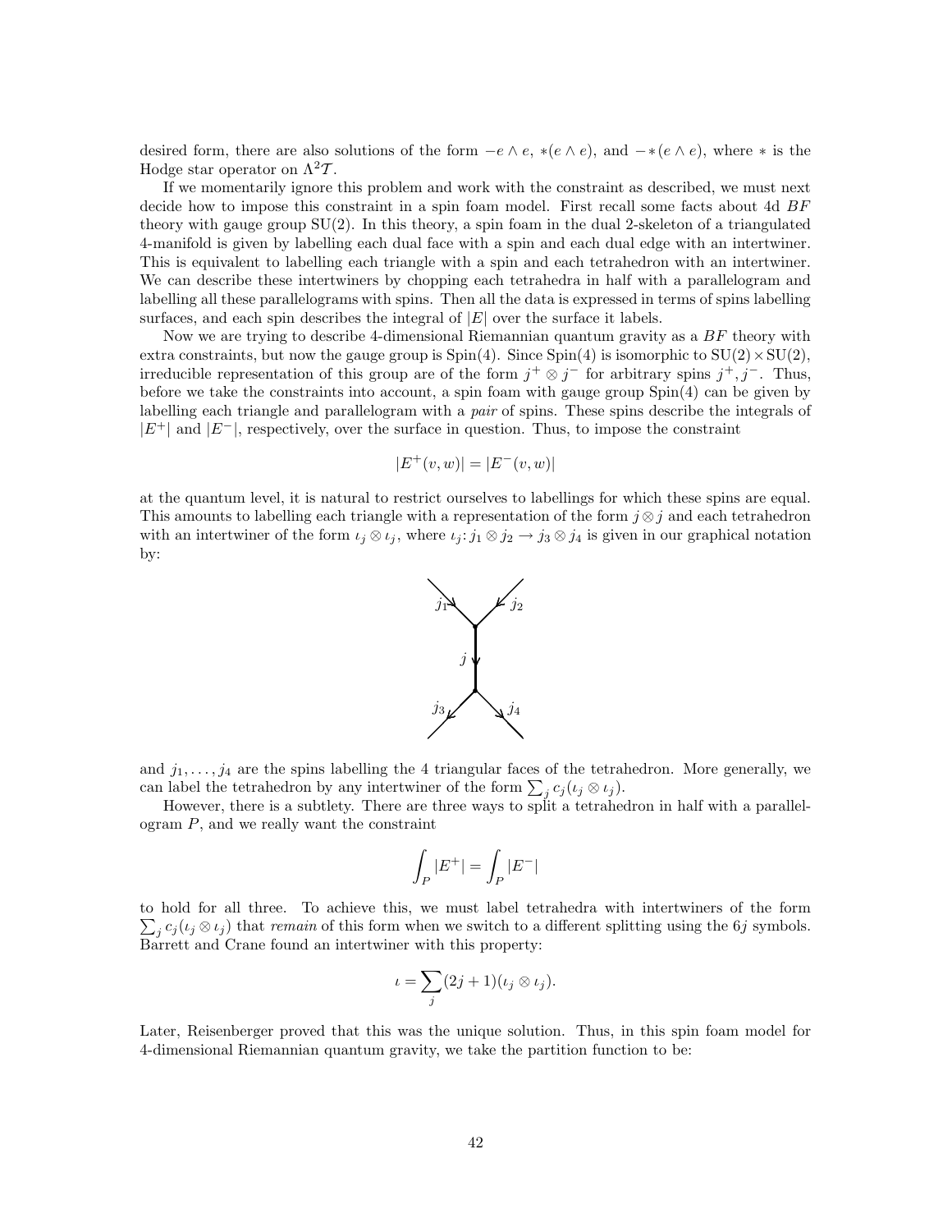desired form, there are also solutions of the form $-e \wedge e$, $*(e \wedge e)$, and $-*(e \wedge e)$, where $*$ is the Hodge star operator on $\Lambda^2 \mathcal{T}$.

If we momentarily ignore this problem and work with the constraint as described, we must next decide how to impose this constraint in a spin foam model. First recall some facts about 4d $BF$ theory with gauge group SU(2). In this theory, a spin foam in the dual 2-skeleton of a triangulated 4-manifold is given by labelling each dual face with a spin and each dual edge with an intertwiner. This is equivalent to labelling each triangle with a spin and each tetrahedron with an intertwiner. We can describe these intertwiners by chopping each tetrahedra in half with a parallelogram and labelling all these parallelograms with spins. Then all the data is expressed in terms of spins labelling surfaces, and each spin describes the integral of $|E|$ over the surface it labels.

Now we are trying to describe 4-dimensional Riemannian quantum gravity as a $BF$ theory with extra constraints, but now the gauge group is Spin(4). Since Spin(4) is isomorphic to $\mathrm{SU}(2) \times \mathrm{SU}(2)$, irreducible representation of this group are of the form $j^+ \otimes j^-$ for arbitrary spins $j^+, j^-$. Thus, before we take the constraints into account, a spin foam with gauge group Spin(4) can be given by labelling each triangle and parallelogram with a *pair* of spins. These spins describe the integrals of $|E^+|$ and $|E^-|$, respectively, over the surface in question. Thus, to impose the constraint

$$|E^+(v,w)| = |E^-(v,w)|$$

at the quantum level, it is natural to restrict ourselves to labellings for which these spins are equal. This amounts to labelling each triangle with a representation of the form $j \otimes j$ and each tetrahedron with an intertwiner of the form $\iota_j \otimes \iota_j$, where $\iota_j \colon j_1 \otimes j_2 \to j_3 \otimes j_4$ is given in our graphical notation by:

$j_1$ $j_2$

$j$

$j_3$ $j_4$

and $j_1, \ldots, j_4$ are the spins labelling the 4 triangular faces of the tetrahedron. More generally, we can label the tetrahedron by any intertwiner of the form $\sum_j c_j (\iota_j \otimes \iota_j)$.

However, there is a subtlety. There are three ways to split a tetrahedron in half with a parallelogram $P$, and we really want the constraint

$$\int_P |E^+| = \int_P |E^-|$$

to hold for all three. To achieve this, we must label tetrahedra with intertwiners of the form $\sum_j c_j (\iota_j \otimes \iota_j)$ that *remain* of this form when we switch to a different splitting using the $6j$ symbols. Barrett and Crane found an intertwiner with this property:

$$\iota = \sum_j (2j+1)(\iota_j \otimes \iota_j).$$

Later, Reisenberger proved that this was the unique solution. Thus, in this spin foam model for 4-dimensional Riemannian quantum gravity, we take the partition function to be: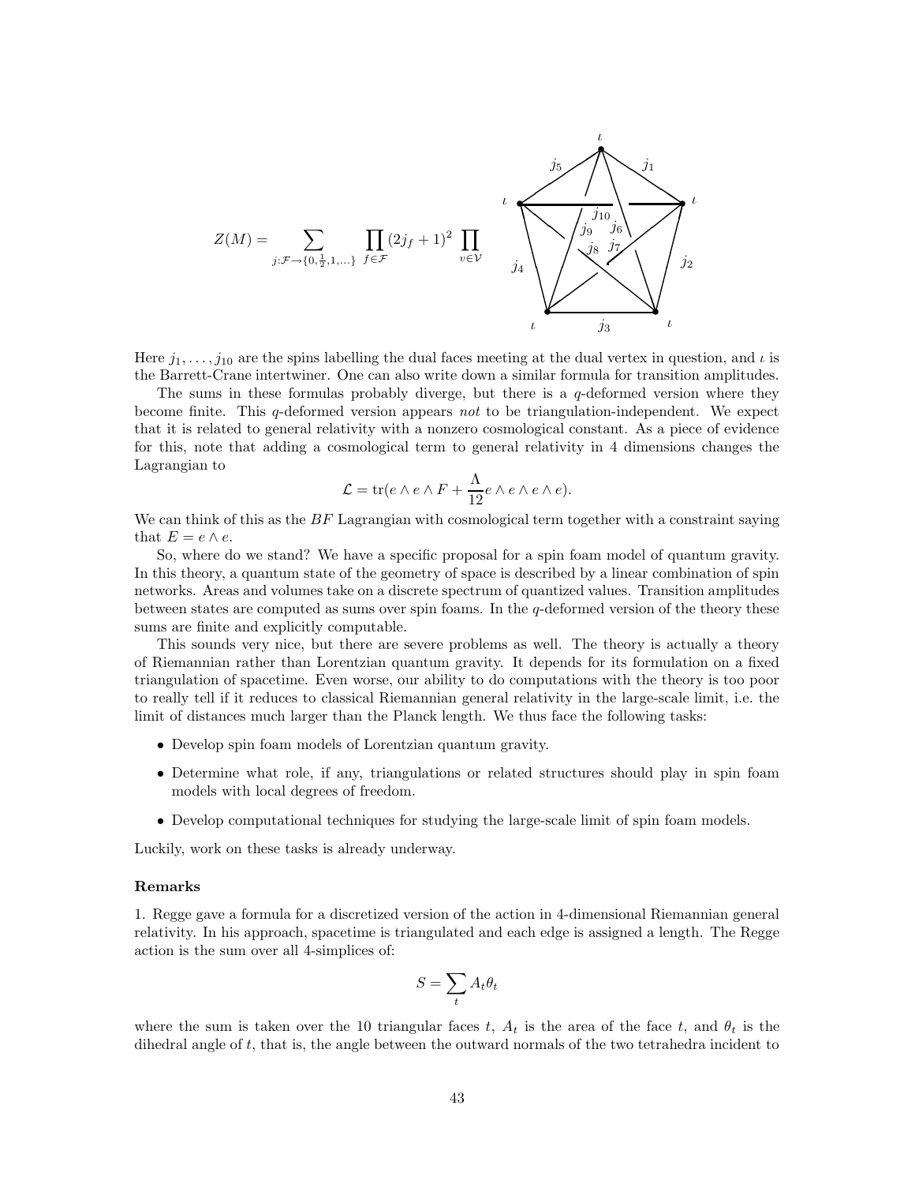$$Z(M) = \sum_{j:\mathcal{F}\to\{0,\frac{1}{2},1,\ldots\}} \prod_{f\in\mathcal{F}} (2j_f+1)^2 \prod_{v\in\mathcal{V}}$$

$j_1$ $j_2$ $j_3$ $j_4$ $j_5$ $j_6$ $j_7$ $j_8$ $j_9$ $j_{10}$ $\iota$ $\iota$ $\iota$ $\iota$ $\iota$

Here $j_1, \ldots, j_{10}$ are the spins labelling the dual faces meeting at the dual vertex in question, and $\iota$ is the Barrett-Crane intertwiner. One can also write down a similar formula for transition amplitudes.

The sums in these formulas probably diverge, but there is a $q$-deformed version where they become finite. This $q$-deformed version appears *not* to be triangulation-independent. We expect that it is related to general relativity with a nonzero cosmological constant. As a piece of evidence for this, note that adding a cosmological term to general relativity in 4 dimensions changes the Lagrangian to

$$\mathcal{L} = \mathrm{tr}(e \wedge e \wedge F + \frac{\Lambda}{12} e \wedge e \wedge e \wedge e).$$

We can think of this as the $BF$ Lagrangian with cosmological term together with a constraint saying that $E = e \wedge e$.

So, where do we stand? We have a specific proposal for a spin foam model of quantum gravity. In this theory, a quantum state of the geometry of space is described by a linear combination of spin networks. Areas and volumes take on a discrete spectrum of quantized values. Transition amplitudes between states are computed as sums over spin foams. In the $q$-deformed version of the theory these sums are finite and explicitly computable.

This sounds very nice, but there are severe problems as well. The theory is actually a theory of Riemannian rather than Lorentzian quantum gravity. It depends for its formulation on a fixed triangulation of spacetime. Even worse, our ability to do computations with the theory is too poor to really tell if it reduces to classical Riemannian general relativity in the large-scale limit, i.e. the limit of distances much larger than the Planck length. We thus face the following tasks:

- Develop spin foam models of Lorentzian quantum gravity.
- Determine what role, if any, triangulations or related structures should play in spin foam models with local degrees of freedom.
- Develop computational techniques for studying the large-scale limit of spin foam models.

Luckily, work on these tasks is already underway.

**Remarks**

1. Regge gave a formula for a discretized version of the action in 4-dimensional Riemannian general relativity. In his approach, spacetime is triangulated and each edge is assigned a length. The Regge action is the sum over all 4-simplices of:

$$S = \sum_t A_t \theta_t$$

where the sum is taken over the 10 triangular faces $t$, $A_t$ is the area of the face $t$, and $\theta_t$ is the dihedral angle of $t$, that is, the angle between the outward normals of the two tetrahedra incident to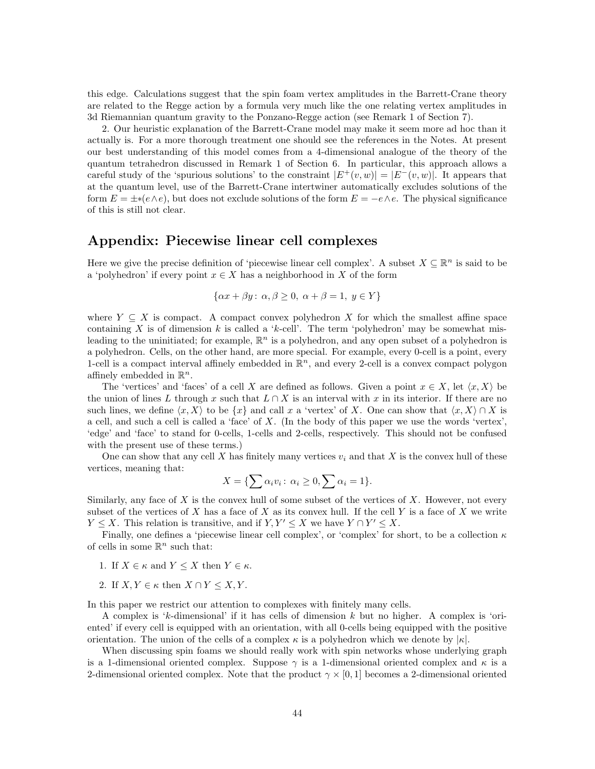this edge. Calculations suggest that the spin foam vertex amplitudes in the Barrett-Crane theory are related to the Regge action by a formula very much like the one relating vertex amplitudes in 3d Riemannian quantum gravity to the Ponzano-Regge action (see Remark 1 of Section 7).

2. Our heuristic explanation of the Barrett-Crane model may make it seem more ad hoc than it actually is. For a more thorough treatment one should see the references in the Notes. At present our best understanding of this model comes from a 4-dimensional analogue of the theory of the quantum tetrahedron discussed in Remark 1 of Section 6. In particular, this approach allows a careful study of the 'spurious solutions' to the constraint $|E^+(v,w)| = |E^-(v,w)|$. It appears that at the quantum level, use of the Barrett-Crane intertwiner automatically excludes solutions of the form $E = \pm{*}(e \wedge e)$, but does not exclude solutions of the form $E = -e \wedge e$. The physical significance of this is still not clear.

## Appendix: Piecewise linear cell complexes

Here we give the precise definition of 'piecewise linear cell complex'. A subset $X \subseteq \mathbb{R}^n$ is said to be a 'polyhedron' if every point $x \in X$ has a neighborhood in $X$ of the form

$$\{\alpha x + \beta y \colon \alpha, \beta \geq 0, \ \alpha + \beta = 1, \ y \in Y\}$$

where $Y \subseteq X$ is compact. A compact convex polyhedron $X$ for which the smallest affine space containing $X$ is of dimension $k$ is called a '$k$-cell'. The term 'polyhedron' may be somewhat misleading to the uninitiated; for example, $\mathbb{R}^n$ is a polyhedron, and any open subset of a polyhedron is a polyhedron. Cells, on the other hand, are more special. For example, every 0-cell is a point, every 1-cell is a compact interval affinely embedded in $\mathbb{R}^n$, and every 2-cell is a convex compact polygon affinely embedded in $\mathbb{R}^n$.

The 'vertices' and 'faces' of a cell $X$ are defined as follows. Given a point $x \in X$, let $\langle x, X \rangle$ be the union of lines $L$ through $x$ such that $L \cap X$ is an interval with $x$ in its interior. If there are no such lines, we define $\langle x, X \rangle$ to be $\{x\}$ and call $x$ a 'vertex' of $X$. One can show that $\langle x, X \rangle \cap X$ is a cell, and such a cell is called a 'face' of $X$. (In the body of this paper we use the words 'vertex', 'edge' and 'face' to stand for 0-cells, 1-cells and 2-cells, respectively. This should not be confused with the present use of these terms.)

One can show that any cell $X$ has finitely many vertices $v_i$ and that $X$ is the convex hull of these vertices, meaning that:

$$X = \{\sum \alpha_i v_i \colon \alpha_i \geq 0, \sum \alpha_i = 1\}.$$

Similarly, any face of $X$ is the convex hull of some subset of the vertices of $X$. However, not every subset of the vertices of $X$ has a face of $X$ as its convex hull. If the cell $Y$ is a face of $X$ we write $Y \leq X$. This relation is transitive, and if $Y, Y' \leq X$ we have $Y \cap Y' \leq X$.

Finally, one defines a 'piecewise linear cell complex', or 'complex' for short, to be a collection $\kappa$ of cells in some $\mathbb{R}^n$ such that:

1. If $X \in \kappa$ and $Y \leq X$ then $Y \in \kappa$.
2. If $X, Y \in \kappa$ then $X \cap Y \leq X, Y$.

In this paper we restrict our attention to complexes with finitely many cells.

A complex is '$k$-dimensional' if it has cells of dimension $k$ but no higher. A complex is 'oriented' if every cell is equipped with an orientation, with all 0-cells being equipped with the positive orientation. The union of the cells of a complex $\kappa$ is a polyhedron which we denote by $|\kappa|$.

When discussing spin foams we should really work with spin networks whose underlying graph is a 1-dimensional oriented complex. Suppose $\gamma$ is a 1-dimensional oriented complex and $\kappa$ is a 2-dimensional oriented complex. Note that the product $\gamma \times [0, 1]$ becomes a 2-dimensional oriented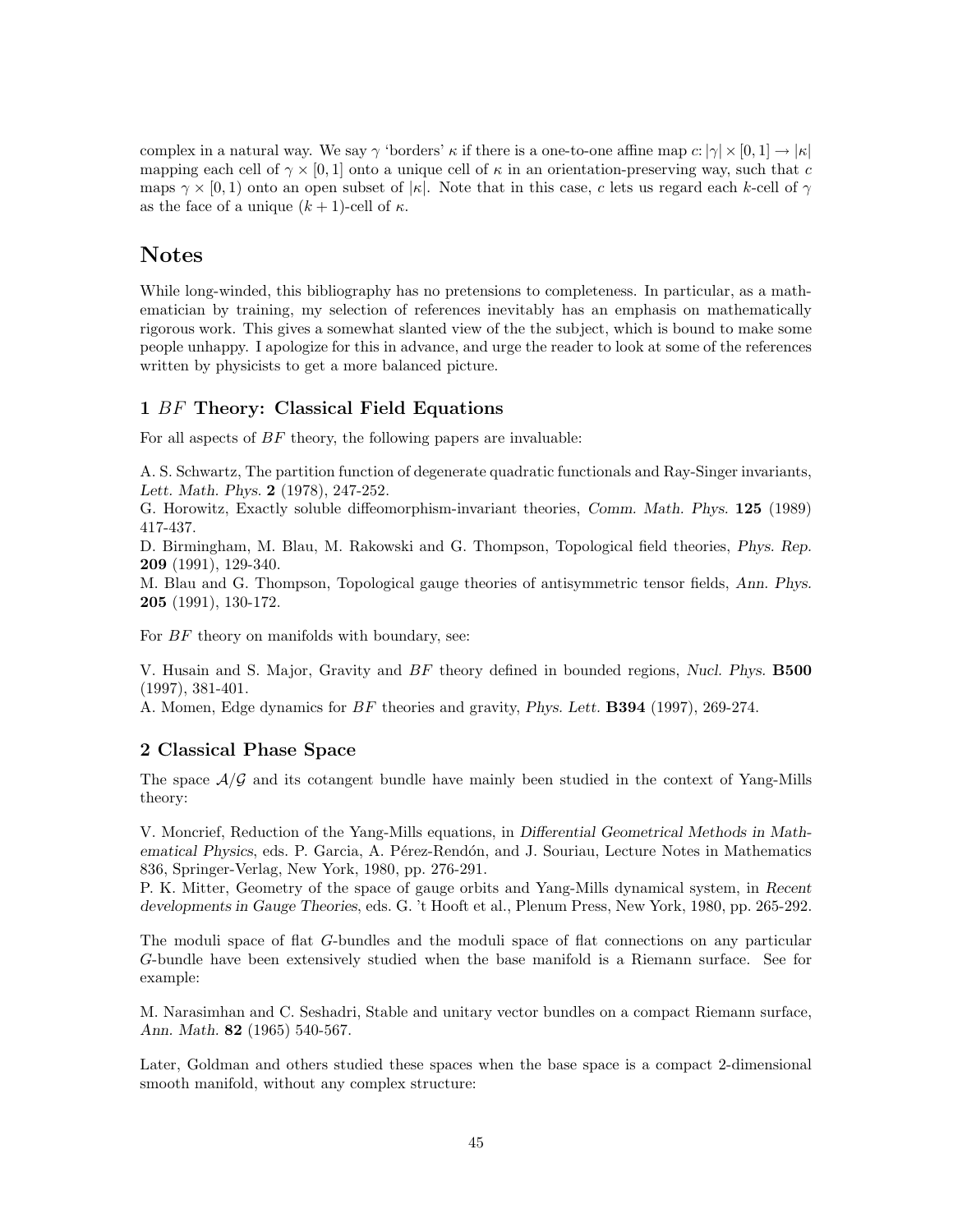complex in a natural way. We say $\gamma$ 'borders' $\kappa$ if there is a one-to-one affine map $c\colon |\gamma| \times [0,1] \to |\kappa|$ mapping each cell of $\gamma \times [0,1]$ onto a unique cell of $\kappa$ in an orientation-preserving way, such that $c$ maps $\gamma \times [0,1)$ onto an open subset of $|\kappa|$. Note that in this case, $c$ lets us regard each $k$-cell of $\gamma$ as the face of a unique $(k+1)$-cell of $\kappa$.

# Notes

While long-winded, this bibliography has no pretensions to completeness. In particular, as a mathematician by training, my selection of references inevitably has an emphasis on mathematically rigorous work. This gives a somewhat slanted view of the the subject, which is bound to make some people unhappy. I apologize for this in advance, and urge the reader to look at some of the references written by physicists to get a more balanced picture.

## 1 $BF$ Theory: Classical Field Equations

For all aspects of $BF$ theory, the following papers are invaluable:

A. S. Schwartz, The partition function of degenerate quadratic functionals and Ray-Singer invariants, *Lett. Math. Phys.* **2** (1978), 247-252.
G. Horowitz, Exactly soluble diffeomorphism-invariant theories, *Comm. Math. Phys.* **125** (1989) 417-437.
D. Birmingham, M. Blau, M. Rakowski and G. Thompson, Topological field theories, *Phys. Rep.* **209** (1991), 129-340.
M. Blau and G. Thompson, Topological gauge theories of antisymmetric tensor fields, *Ann. Phys.* **205** (1991), 130-172.

For $BF$ theory on manifolds with boundary, see:

V. Husain and S. Major, Gravity and $BF$ theory defined in bounded regions, *Nucl. Phys.* **B500** (1997), 381-401.
A. Momen, Edge dynamics for $BF$ theories and gravity, *Phys. Lett.* **B394** (1997), 269-274.

## 2 Classical Phase Space

The space $\mathcal{A}/\mathcal{G}$ and its cotangent bundle have mainly been studied in the context of Yang-Mills theory:

V. Moncrief, Reduction of the Yang-Mills equations, in *Differential Geometrical Methods in Mathematical Physics*, eds. P. Garcia, A. Pérez-Rendón, and J. Souriau, Lecture Notes in Mathematics 836, Springer-Verlag, New York, 1980, pp. 276-291.
P. K. Mitter, Geometry of the space of gauge orbits and Yang-Mills dynamical system, in *Recent developments in Gauge Theories*, eds. G. 't Hooft et al., Plenum Press, New York, 1980, pp. 265-292.

The moduli space of flat $G$-bundles and the moduli space of flat connections on any particular $G$-bundle have been extensively studied when the base manifold is a Riemann surface. See for example:

M. Narasimhan and C. Seshadri, Stable and unitary vector bundles on a compact Riemann surface, *Ann. Math.* **82** (1965) 540-567.

Later, Goldman and others studied these spaces when the base space is a compact 2-dimensional smooth manifold, without any complex structure: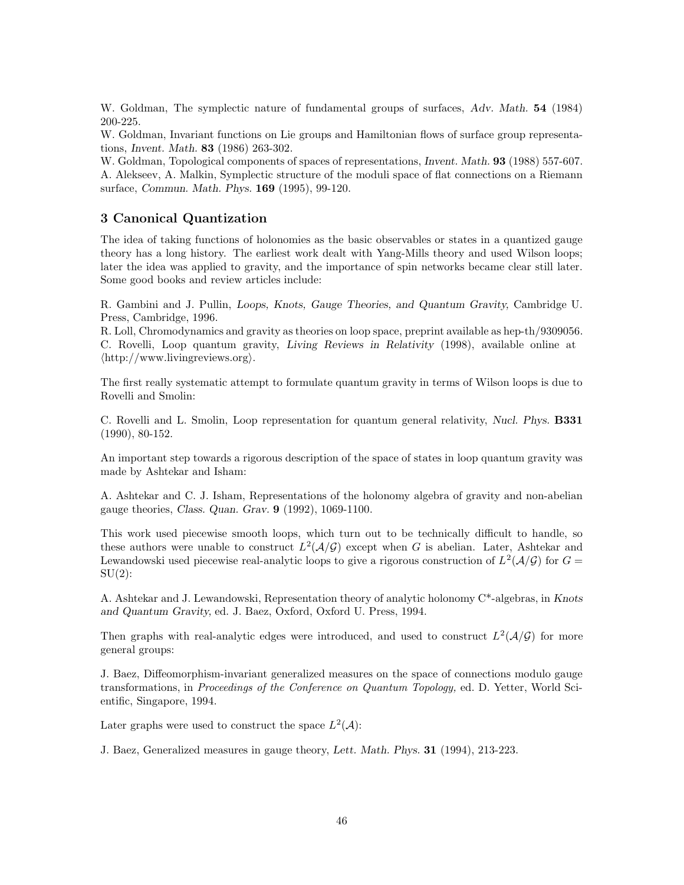W. Goldman, The symplectic nature of fundamental groups of surfaces, *Adv. Math.* **54** (1984) 200-225.
W. Goldman, Invariant functions on Lie groups and Hamiltonian flows of surface group representations, *Invent. Math.* **83** (1986) 263-302.
W. Goldman, Topological components of spaces of representations, *Invent. Math.* **93** (1988) 557-607.
A. Alekseev, A. Malkin, Symplectic structure of the moduli space of flat connections on a Riemann surface, *Commun. Math. Phys.* **169** (1995), 99-120.

## 3 Canonical Quantization

The idea of taking functions of holonomies as the basic observables or states in a quantized gauge theory has a long history. The earliest work dealt with Yang-Mills theory and used Wilson loops; later the idea was applied to gravity, and the importance of spin networks became clear still later. Some good books and review articles include:

R. Gambini and J. Pullin, *Loops, Knots, Gauge Theories, and Quantum Gravity,* Cambridge U. Press, Cambridge, 1996.
R. Loll, Chromodynamics and gravity as theories on loop space, preprint available as hep-th/9309056.
C. Rovelli, Loop quantum gravity, *Living Reviews in Relativity* (1998), available online at ⟨http://www.livingreviews.org⟩.

The first really systematic attempt to formulate quantum gravity in terms of Wilson loops is due to Rovelli and Smolin:

C. Rovelli and L. Smolin, Loop representation for quantum general relativity, *Nucl. Phys.* **B331** (1990), 80-152.

An important step towards a rigorous description of the space of states in loop quantum gravity was made by Ashtekar and Isham:

A. Ashtekar and C. J. Isham, Representations of the holonomy algebra of gravity and non-abelian gauge theories, *Class. Quan. Grav.* **9** (1992), 1069-1100.

This work used piecewise smooth loops, which turn out to be technically difficult to handle, so these authors were unable to construct $L^2(\mathcal{A}/\mathcal{G})$ except when $G$ is abelian. Later, Ashtekar and Lewandowski used piecewise real-analytic loops to give a rigorous construction of $L^2(\mathcal{A}/\mathcal{G})$ for $G = \mathrm{SU}(2)$:

A. Ashtekar and J. Lewandowski, Representation theory of analytic holonomy C*-algebras, in *Knots and Quantum Gravity,* ed. J. Baez, Oxford, Oxford U. Press, 1994.

Then graphs with real-analytic edges were introduced, and used to construct $L^2(\mathcal{A}/\mathcal{G})$ for more general groups:

J. Baez, Diffeomorphism-invariant generalized measures on the space of connections modulo gauge transformations, in *Proceedings of the Conference on Quantum Topology,* ed. D. Yetter, World Scientific, Singapore, 1994.

Later graphs were used to construct the space $L^2(\mathcal{A})$:

J. Baez, Generalized measures in gauge theory, *Lett. Math. Phys.* **31** (1994), 213-223.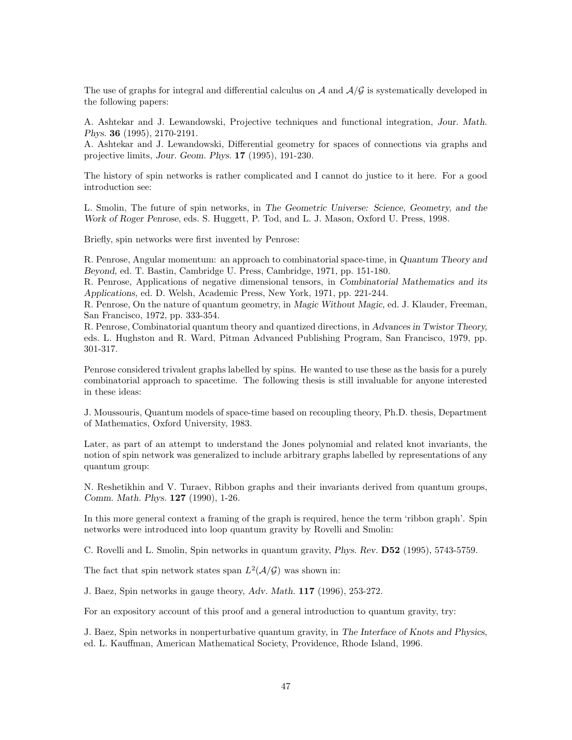The use of graphs for integral and differential calculus on $\mathcal{A}$ and $\mathcal{A}/\mathcal{G}$ is systematically developed in the following papers:

A. Ashtekar and J. Lewandowski, Projective techniques and functional integration, *Jour. Math. Phys.* **36** (1995), 2170-2191.
A. Ashtekar and J. Lewandowski, Differential geometry for spaces of connections via graphs and projective limits, *Jour. Geom. Phys.* **17** (1995), 191-230.

The history of spin networks is rather complicated and I cannot do justice to it here. For a good introduction see:

L. Smolin, The future of spin networks, in *The Geometric Universe: Science, Geometry, and the Work of Roger Penrose*, eds. S. Huggett, P. Tod, and L. J. Mason, Oxford U. Press, 1998.

Briefly, spin networks were first invented by Penrose:

R. Penrose, Angular momentum: an approach to combinatorial space-time, in *Quantum Theory and Beyond*, ed. T. Bastin, Cambridge U. Press, Cambridge, 1971, pp. 151-180.
R. Penrose, Applications of negative dimensional tensors, in *Combinatorial Mathematics and its Applications*, ed. D. Welsh, Academic Press, New York, 1971, pp. 221-244.
R. Penrose, On the nature of quantum geometry, in *Magic Without Magic*, ed. J. Klauder, Freeman, San Francisco, 1972, pp. 333-354.
R. Penrose, Combinatorial quantum theory and quantized directions, in *Advances in Twistor Theory*, eds. L. Hughston and R. Ward, Pitman Advanced Publishing Program, San Francisco, 1979, pp. 301-317.

Penrose considered trivalent graphs labelled by spins. He wanted to use these as the basis for a purely combinatorial approach to spacetime. The following thesis is still invaluable for anyone interested in these ideas:

J. Moussouris, Quantum models of space-time based on recoupling theory, Ph.D. thesis, Department of Mathematics, Oxford University, 1983.

Later, as part of an attempt to understand the Jones polynomial and related knot invariants, the notion of spin network was generalized to include arbitrary graphs labelled by representations of any quantum group:

N. Reshetikhin and V. Turaev, Ribbon graphs and their invariants derived from quantum groups, *Comm. Math. Phys.* **127** (1990), 1-26.

In this more general context a framing of the graph is required, hence the term 'ribbon graph'. Spin networks were introduced into loop quantum gravity by Rovelli and Smolin:

C. Rovelli and L. Smolin, Spin networks in quantum gravity, *Phys. Rev.* **D52** (1995), 5743-5759.

The fact that spin network states span $L^2(\mathcal{A}/\mathcal{G})$ was shown in:

J. Baez, Spin networks in gauge theory, *Adv. Math.* **117** (1996), 253-272.

For an expository account of this proof and a general introduction to quantum gravity, try:

J. Baez, Spin networks in nonperturbative quantum gravity, in *The Interface of Knots and Physics*, ed. L. Kauffman, American Mathematical Society, Providence, Rhode Island, 1996.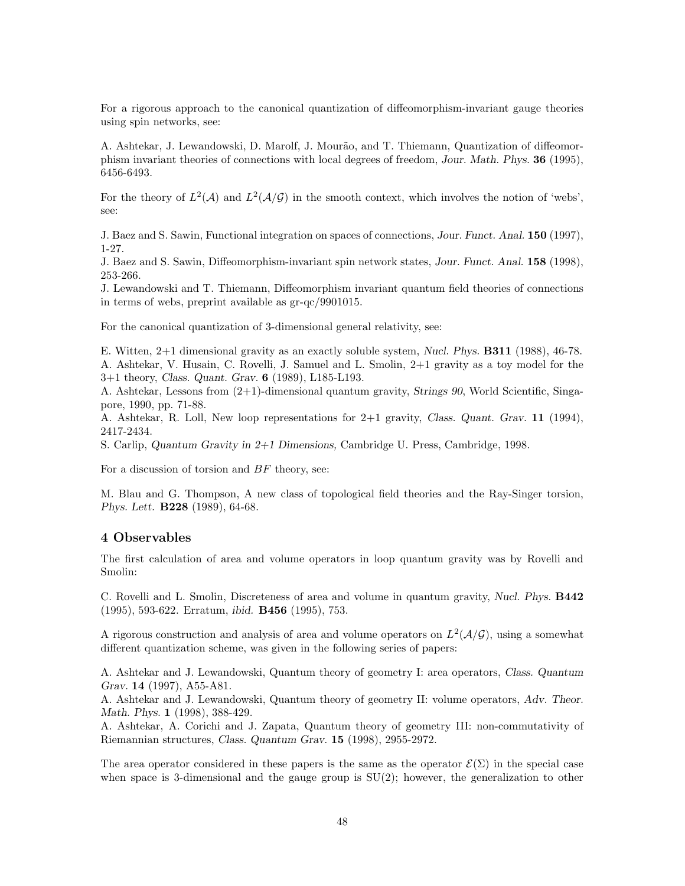For a rigorous approach to the canonical quantization of diffeomorphism-invariant gauge theories using spin networks, see:

A. Ashtekar, J. Lewandowski, D. Marolf, J. Mourão, and T. Thiemann, Quantization of diffeomorphism invariant theories of connections with local degrees of freedom, *Jour. Math. Phys.* **36** (1995), 6456-6493.

For the theory of $L^2(\mathcal{A})$ and $L^2(\mathcal{A}/\mathcal{G})$ in the smooth context, which involves the notion of 'webs', see:

J. Baez and S. Sawin, Functional integration on spaces of connections, *Jour. Funct. Anal.* **150** (1997), 1-27.
J. Baez and S. Sawin, Diffeomorphism-invariant spin network states, *Jour. Funct. Anal.* **158** (1998), 253-266.
J. Lewandowski and T. Thiemann, Diffeomorphism invariant quantum field theories of connections in terms of webs, preprint available as gr-qc/9901015.

For the canonical quantization of 3-dimensional general relativity, see:

E. Witten, 2+1 dimensional gravity as an exactly soluble system, *Nucl. Phys.* **B311** (1988), 46-78.
A. Ashtekar, V. Husain, C. Rovelli, J. Samuel and L. Smolin, 2+1 gravity as a toy model for the 3+1 theory, *Class. Quant. Grav.* **6** (1989), L185-L193.
A. Ashtekar, Lessons from (2+1)-dimensional quantum gravity, *Strings 90*, World Scientific, Singapore, 1990, pp. 71-88.
A. Ashtekar, R. Loll, New loop representations for 2+1 gravity, *Class. Quant. Grav.* **11** (1994), 2417-2434.
S. Carlip, *Quantum Gravity in 2+1 Dimensions*, Cambridge U. Press, Cambridge, 1998.

For a discussion of torsion and $BF$ theory, see:

M. Blau and G. Thompson, A new class of topological field theories and the Ray-Singer torsion, *Phys. Lett.* **B228** (1989), 64-68.

## 4 Observables

The first calculation of area and volume operators in loop quantum gravity was by Rovelli and Smolin:

C. Rovelli and L. Smolin, Discreteness of area and volume in quantum gravity, *Nucl. Phys.* **B442** (1995), 593-622. Erratum, *ibid.* **B456** (1995), 753.

A rigorous construction and analysis of area and volume operators on $L^2(\mathcal{A}/\mathcal{G})$, using a somewhat different quantization scheme, was given in the following series of papers:

A. Ashtekar and J. Lewandowski, Quantum theory of geometry I: area operators, *Class. Quantum Grav.* **14** (1997), A55-A81.
A. Ashtekar and J. Lewandowski, Quantum theory of geometry II: volume operators, *Adv. Theor. Math. Phys.* **1** (1998), 388-429.
A. Ashtekar, A. Corichi and J. Zapata, Quantum theory of geometry III: non-commutativity of Riemannian structures, *Class. Quantum Grav.* **15** (1998), 2955-2972.

The area operator considered in these papers is the same as the operator $\mathcal{E}(\Sigma)$ in the special case when space is 3-dimensional and the gauge group is SU(2); however, the generalization to other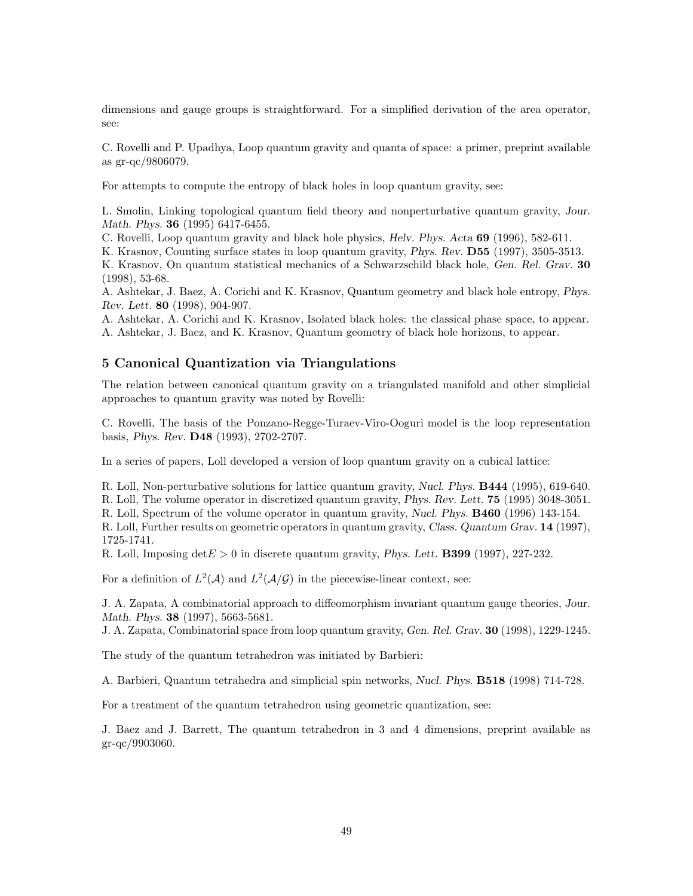dimensions and gauge groups is straightforward. For a simplified derivation of the area operator, see:

C. Rovelli and P. Upadhya, Loop quantum gravity and quanta of space: a primer, preprint available as gr-qc/9806079.

For attempts to compute the entropy of black holes in loop quantum gravity, see:

L. Smolin, Linking topological quantum field theory and nonperturbative quantum gravity, *Jour. Math. Phys.* **36** (1995) 6417-6455.
C. Rovelli, Loop quantum gravity and black hole physics, *Helv. Phys. Acta* **69** (1996), 582-611.
K. Krasnov, Counting surface states in loop quantum gravity, *Phys. Rev.* **D55** (1997), 3505-3513.
K. Krasnov, On quantum statistical mechanics of a Schwarzschild black hole, *Gen. Rel. Grav.* **30** (1998), 53-68.
A. Ashtekar, J. Baez, A. Corichi and K. Krasnov, Quantum geometry and black hole entropy, *Phys. Rev. Lett.* **80** (1998), 904-907.
A. Ashtekar, A. Corichi and K. Krasnov, Isolated black holes: the classical phase space, to appear.
A. Ashtekar, J. Baez, and K. Krasnov, Quantum geometry of black hole horizons, to appear.

## 5 Canonical Quantization via Triangulations

The relation between canonical quantum gravity on a triangulated manifold and other simplicial approaches to quantum gravity was noted by Rovelli:

C. Rovelli, The basis of the Ponzano-Regge-Turaev-Viro-Ooguri model is the loop representation basis, *Phys. Rev.* **D48** (1993), 2702-2707.

In a series of papers, Loll developed a version of loop quantum gravity on a cubical lattice:

R. Loll, Non-perturbative solutions for lattice quantum gravity, *Nucl. Phys.* **B444** (1995), 619-640.
R. Loll, The volume operator in discretized quantum gravity, *Phys. Rev. Lett.* **75** (1995) 3048-3051.
R. Loll, Spectrum of the volume operator in quantum gravity, *Nucl. Phys.* **B460** (1996) 143-154.
R. Loll, Further results on geometric operators in quantum gravity, *Class. Quantum Grav.* **14** (1997), 1725-1741.
R. Loll, Imposing $\det E > 0$ in discrete quantum gravity, *Phys. Lett.* **B399** (1997), 227-232.

For a definition of $L^2(\mathcal{A})$ and $L^2(\mathcal{A}/\mathcal{G})$ in the piecewise-linear context, see:

J. A. Zapata, A combinatorial approach to diffeomorphism invariant quantum gauge theories, *Jour. Math. Phys.* **38** (1997), 5663-5681.
J. A. Zapata, Combinatorial space from loop quantum gravity, *Gen. Rel. Grav.* **30** (1998), 1229-1245.

The study of the quantum tetrahedron was initiated by Barbieri:

A. Barbieri, Quantum tetrahedra and simplicial spin networks, *Nucl. Phys.* **B518** (1998) 714-728.

For a treatment of the quantum tetrahedron using geometric quantization, see:

J. Baez and J. Barrett, The quantum tetrahedron in 3 and 4 dimensions, preprint available as gr-qc/9903060.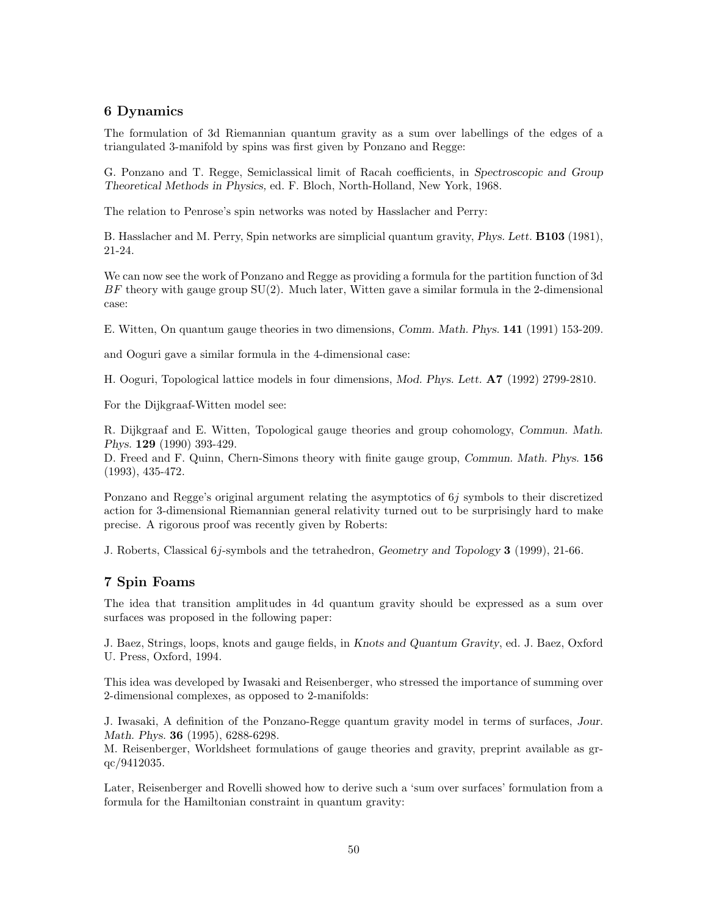## 6 Dynamics

The formulation of 3d Riemannian quantum gravity as a sum over labellings of the edges of a triangulated 3-manifold by spins was first given by Ponzano and Regge:

G. Ponzano and T. Regge, Semiclassical limit of Racah coefficients, in *Spectroscopic and Group Theoretical Methods in Physics*, ed. F. Bloch, North-Holland, New York, 1968.

The relation to Penrose's spin networks was noted by Hasslacher and Perry:

B. Hasslacher and M. Perry, Spin networks are simplicial quantum gravity, *Phys. Lett.* **B103** (1981), 21-24.

We can now see the work of Ponzano and Regge as providing a formula for the partition function of 3d $BF$ theory with gauge group SU(2). Much later, Witten gave a similar formula in the 2-dimensional case:

E. Witten, On quantum gauge theories in two dimensions, *Comm. Math. Phys.* **141** (1991) 153-209.

and Ooguri gave a similar formula in the 4-dimensional case:

H. Ooguri, Topological lattice models in four dimensions, *Mod. Phys. Lett.* **A7** (1992) 2799-2810.

For the Dijkgraaf-Witten model see:

R. Dijkgraaf and E. Witten, Topological gauge theories and group cohomology, *Commun. Math. Phys.* **129** (1990) 393-429.
D. Freed and F. Quinn, Chern-Simons theory with finite gauge group, *Commun. Math. Phys.* **156** (1993), 435-472.

Ponzano and Regge's original argument relating the asymptotics of $6j$ symbols to their discretized action for 3-dimensional Riemannian general relativity turned out to be surprisingly hard to make precise. A rigorous proof was recently given by Roberts:

J. Roberts, Classical $6j$-symbols and the tetrahedron, *Geometry and Topology* **3** (1999), 21-66.

## 7 Spin Foams

The idea that transition amplitudes in 4d quantum gravity should be expressed as a sum over surfaces was proposed in the following paper:

J. Baez, Strings, loops, knots and gauge fields, in *Knots and Quantum Gravity*, ed. J. Baez, Oxford U. Press, Oxford, 1994.

This idea was developed by Iwasaki and Reisenberger, who stressed the importance of summing over 2-dimensional complexes, as opposed to 2-manifolds:

J. Iwasaki, A definition of the Ponzano-Regge quantum gravity model in terms of surfaces, *Jour. Math. Phys.* **36** (1995), 6288-6298.
M. Reisenberger, Worldsheet formulations of gauge theories and gravity, preprint available as gr-qc/9412035.

Later, Reisenberger and Rovelli showed how to derive such a 'sum over surfaces' formulation from a formula for the Hamiltonian constraint in quantum gravity: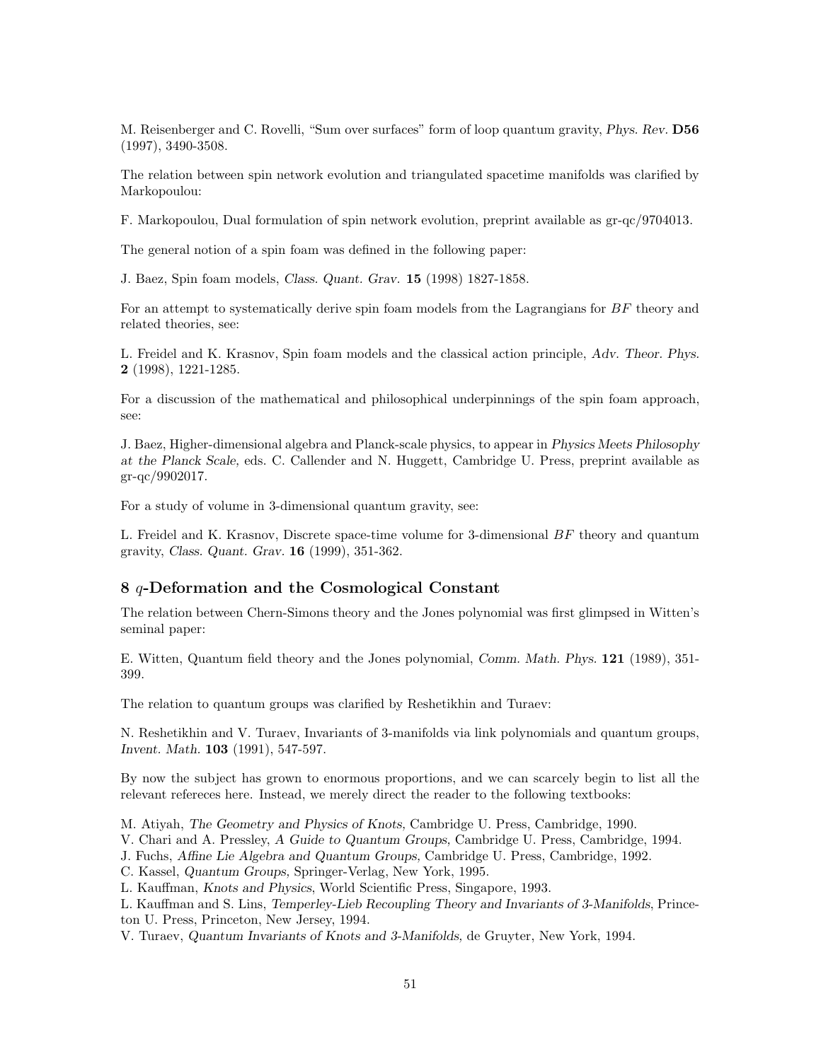M. Reisenberger and C. Rovelli, "Sum over surfaces" form of loop quantum gravity, *Phys. Rev.* **D56** (1997), 3490-3508.

The relation between spin network evolution and triangulated spacetime manifolds was clarified by Markopoulou:

F. Markopoulou, Dual formulation of spin network evolution, preprint available as gr-qc/9704013.

The general notion of a spin foam was defined in the following paper:

J. Baez, Spin foam models, *Class. Quant. Grav.* **15** (1998) 1827-1858.

For an attempt to systematically derive spin foam models from the Lagrangians for $BF$ theory and related theories, see:

L. Freidel and K. Krasnov, Spin foam models and the classical action principle, *Adv. Theor. Phys.* **2** (1998), 1221-1285.

For a discussion of the mathematical and philosophical underpinnings of the spin foam approach, see:

J. Baez, Higher-dimensional algebra and Planck-scale physics, to appear in *Physics Meets Philosophy at the Planck Scale,* eds. C. Callender and N. Huggett, Cambridge U. Press, preprint available as gr-qc/9902017.

For a study of volume in 3-dimensional quantum gravity, see:

L. Freidel and K. Krasnov, Discrete space-time volume for 3-dimensional $BF$ theory and quantum gravity, *Class. Quant. Grav.* **16** (1999), 351-362.

## 8 $q$-Deformation and the Cosmological Constant

The relation between Chern-Simons theory and the Jones polynomial was first glimpsed in Witten's seminal paper:

E. Witten, Quantum field theory and the Jones polynomial, *Comm. Math. Phys.* **121** (1989), 351-399.

The relation to quantum groups was clarified by Reshetikhin and Turaev:

N. Reshetikhin and V. Turaev, Invariants of 3-manifolds via link polynomials and quantum groups, *Invent. Math.* **103** (1991), 547-597.

By now the subject has grown to enormous proportions, and we can scarcely begin to list all the relevant refereces here. Instead, we merely direct the reader to the following textbooks:

M. Atiyah, *The Geometry and Physics of Knots,* Cambridge U. Press, Cambridge, 1990.
V. Chari and A. Pressley, *A Guide to Quantum Groups,* Cambridge U. Press, Cambridge, 1994.
J. Fuchs, *Affine Lie Algebra and Quantum Groups,* Cambridge U. Press, Cambridge, 1992.
C. Kassel, *Quantum Groups,* Springer-Verlag, New York, 1995.
L. Kauffman, *Knots and Physics*, World Scientific Press, Singapore, 1993.
L. Kauffman and S. Lins, *Temperley-Lieb Recoupling Theory and Invariants of 3-Manifolds*, Princeton U. Press, Princeton, New Jersey, 1994.
V. Turaev, *Quantum Invariants of Knots and 3-Manifolds,* de Gruyter, New York, 1994.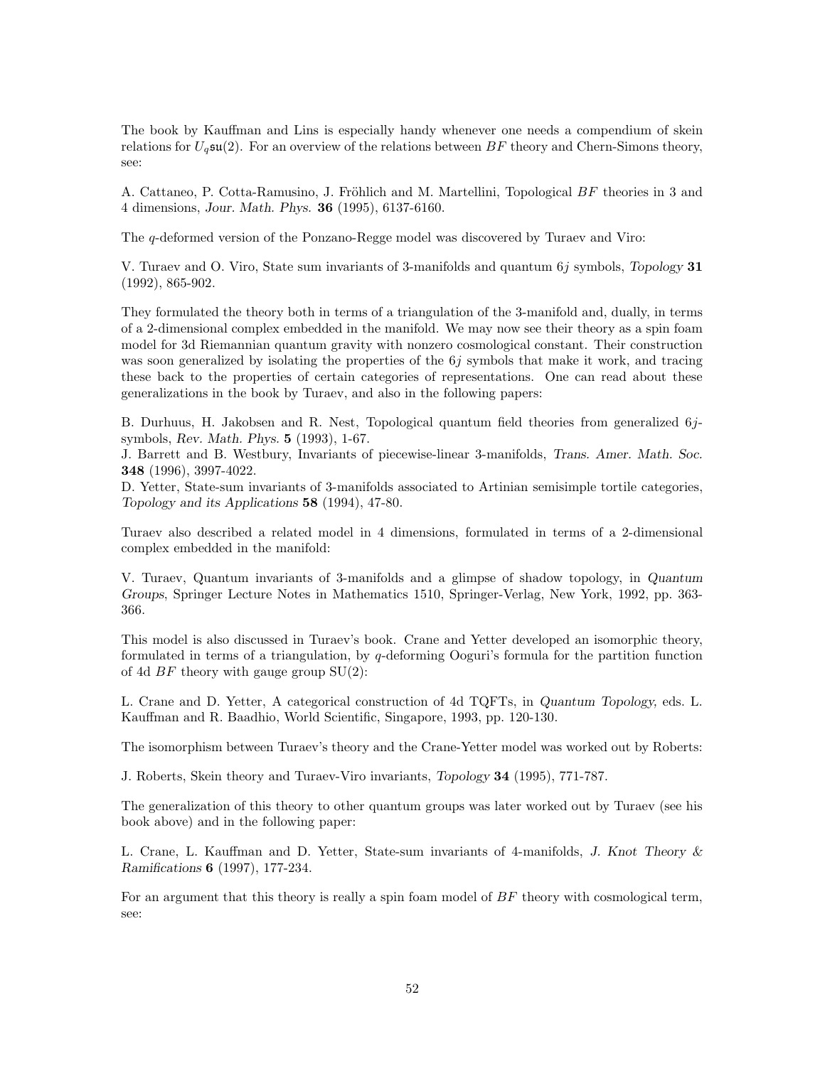The book by Kauffman and Lins is especially handy whenever one needs a compendium of skein relations for $U_q\mathfrak{su}(2)$. For an overview of the relations between $BF$ theory and Chern-Simons theory, see:

A. Cattaneo, P. Cotta-Ramusino, J. Fröhlich and M. Martellini, Topological $BF$ theories in 3 and 4 dimensions, *Jour. Math. Phys.* **36** (1995), 6137-6160.

The $q$-deformed version of the Ponzano-Regge model was discovered by Turaev and Viro:

V. Turaev and O. Viro, State sum invariants of 3-manifolds and quantum $6j$ symbols, *Topology* **31** (1992), 865-902.

They formulated the theory both in terms of a triangulation of the 3-manifold and, dually, in terms of a 2-dimensional complex embedded in the manifold. We may now see their theory as a spin foam model for 3d Riemannian quantum gravity with nonzero cosmological constant. Their construction was soon generalized by isolating the properties of the $6j$ symbols that make it work, and tracing these back to the properties of certain categories of representations. One can read about these generalizations in the book by Turaev, and also in the following papers:

B. Durhuus, H. Jakobsen and R. Nest, Topological quantum field theories from generalized $6j$-symbols, *Rev. Math. Phys.* **5** (1993), 1-67.
J. Barrett and B. Westbury, Invariants of piecewise-linear 3-manifolds, *Trans. Amer. Math. Soc.* **348** (1996), 3997-4022.
D. Yetter, State-sum invariants of 3-manifolds associated to Artinian semisimple tortile categories, *Topology and its Applications* **58** (1994), 47-80.

Turaev also described a related model in 4 dimensions, formulated in terms of a 2-dimensional complex embedded in the manifold:

V. Turaev, Quantum invariants of 3-manifolds and a glimpse of shadow topology, in *Quantum Groups*, Springer Lecture Notes in Mathematics 1510, Springer-Verlag, New York, 1992, pp. 363-366.

This model is also discussed in Turaev's book. Crane and Yetter developed an isomorphic theory, formulated in terms of a triangulation, by $q$-deforming Ooguri's formula for the partition function of 4d $BF$ theory with gauge group SU(2):

L. Crane and D. Yetter, A categorical construction of 4d TQFTs, in *Quantum Topology*, eds. L. Kauffman and R. Baadhio, World Scientific, Singapore, 1993, pp. 120-130.

The isomorphism between Turaev's theory and the Crane-Yetter model was worked out by Roberts:

J. Roberts, Skein theory and Turaev-Viro invariants, *Topology* **34** (1995), 771-787.

The generalization of this theory to other quantum groups was later worked out by Turaev (see his book above) and in the following paper:

L. Crane, L. Kauffman and D. Yetter, State-sum invariants of 4-manifolds, *J. Knot Theory & Ramifications* **6** (1997), 177-234.

For an argument that this theory is really a spin foam model of $BF$ theory with cosmological term, see: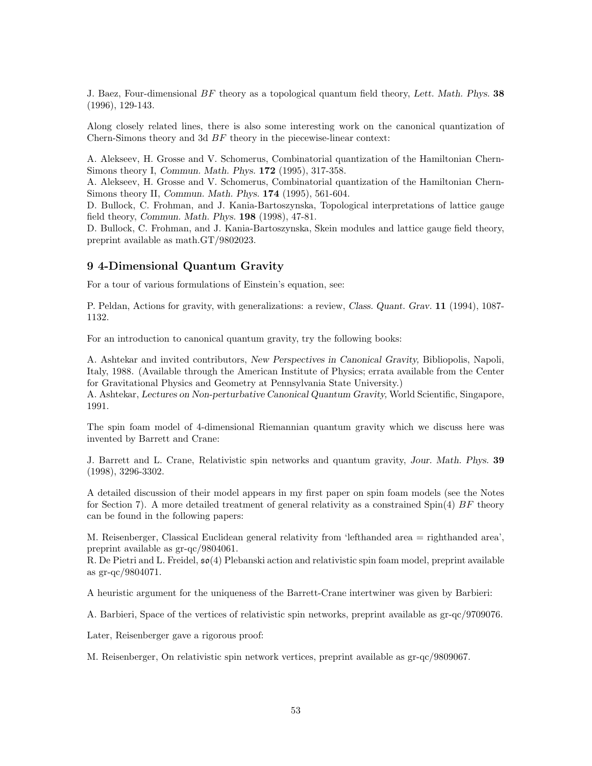J. Baez, Four-dimensional $BF$ theory as a topological quantum field theory, *Lett. Math. Phys.* **38** (1996), 129-143.

Along closely related lines, there is also some interesting work on the canonical quantization of Chern-Simons theory and 3d $BF$ theory in the piecewise-linear context:

A. Alekseev, H. Grosse and V. Schomerus, Combinatorial quantization of the Hamiltonian Chern-Simons theory I, *Commun. Math. Phys.* **172** (1995), 317-358.
A. Alekseev, H. Grosse and V. Schomerus, Combinatorial quantization of the Hamiltonian Chern-Simons theory II, *Commun. Math. Phys.* **174** (1995), 561-604.
D. Bullock, C. Frohman, and J. Kania-Bartoszynska, Topological interpretations of lattice gauge field theory, *Commun. Math. Phys.* **198** (1998), 47-81.
D. Bullock, C. Frohman, and J. Kania-Bartoszynska, Skein modules and lattice gauge field theory, preprint available as math.GT/9802023.

## 9 4-Dimensional Quantum Gravity

For a tour of various formulations of Einstein's equation, see:

P. Peldan, Actions for gravity, with generalizations: a review, *Class. Quant. Grav.* **11** (1994), 1087-1132.

For an introduction to canonical quantum gravity, try the following books:

A. Ashtekar and invited contributors, *New Perspectives in Canonical Gravity*, Bibliopolis, Napoli, Italy, 1988. (Available through the American Institute of Physics; errata available from the Center for Gravitational Physics and Geometry at Pennsylvania State University.)
A. Ashtekar, *Lectures on Non-perturbative Canonical Quantum Gravity*, World Scientific, Singapore, 1991.

The spin foam model of 4-dimensional Riemannian quantum gravity which we discuss here was invented by Barrett and Crane:

J. Barrett and L. Crane, Relativistic spin networks and quantum gravity, *Jour. Math. Phys.* **39** (1998), 3296-3302.

A detailed discussion of their model appears in my first paper on spin foam models (see the Notes for Section 7). A more detailed treatment of general relativity as a constrained Spin(4) $BF$ theory can be found in the following papers:

M. Reisenberger, Classical Euclidean general relativity from 'lefthanded area = righthanded area', preprint available as gr-qc/9804061.
R. De Pietri and L. Freidel, $\mathfrak{so}(4)$ Plebanski action and relativistic spin foam model, preprint available as gr-qc/9804071.

A heuristic argument for the uniqueness of the Barrett-Crane intertwiner was given by Barbieri:

A. Barbieri, Space of the vertices of relativistic spin networks, preprint available as gr-qc/9709076.

Later, Reisenberger gave a rigorous proof:

M. Reisenberger, On relativistic spin network vertices, preprint available as gr-qc/9809067.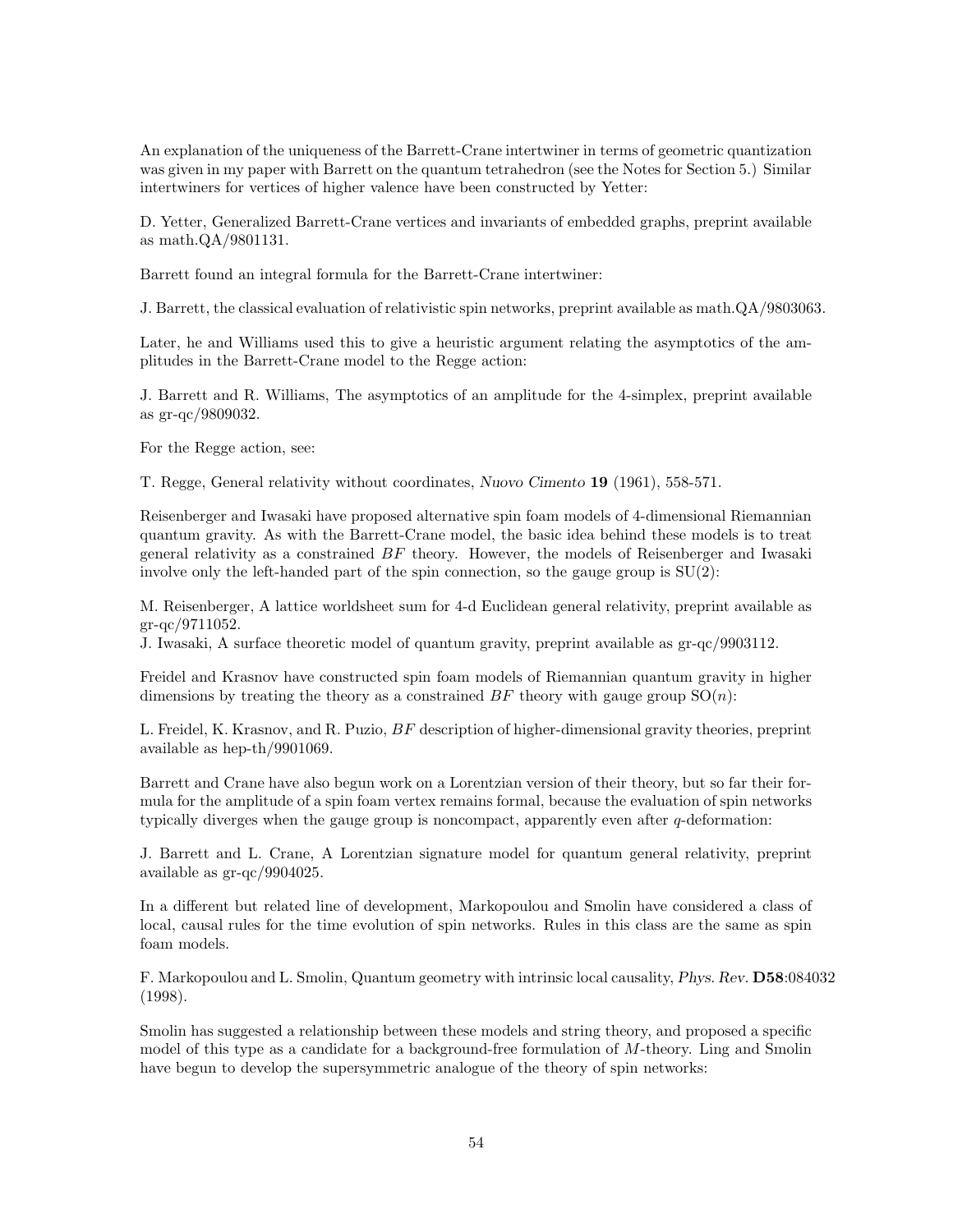An explanation of the uniqueness of the Barrett-Crane intertwiner in terms of geometric quantization was given in my paper with Barrett on the quantum tetrahedron (see the Notes for Section 5.) Similar intertwiners for vertices of higher valence have been constructed by Yetter:

D. Yetter, Generalized Barrett-Crane vertices and invariants of embedded graphs, preprint available as math.QA/9801131.

Barrett found an integral formula for the Barrett-Crane intertwiner:

J. Barrett, the classical evaluation of relativistic spin networks, preprint available as math.QA/9803063.

Later, he and Williams used this to give a heuristic argument relating the asymptotics of the amplitudes in the Barrett-Crane model to the Regge action:

J. Barrett and R. Williams, The asymptotics of an amplitude for the 4-simplex, preprint available as gr-qc/9809032.

For the Regge action, see:

T. Regge, General relativity without coordinates, *Nuovo Cimento* **19** (1961), 558-571.

Reisenberger and Iwasaki have proposed alternative spin foam models of 4-dimensional Riemannian quantum gravity. As with the Barrett-Crane model, the basic idea behind these models is to treat general relativity as a constrained $BF$ theory. However, the models of Reisenberger and Iwasaki involve only the left-handed part of the spin connection, so the gauge group is SU(2):

M. Reisenberger, A lattice worldsheet sum for 4-d Euclidean general relativity, preprint available as gr-qc/9711052.
J. Iwasaki, A surface theoretic model of quantum gravity, preprint available as gr-qc/9903112.

Freidel and Krasnov have constructed spin foam models of Riemannian quantum gravity in higher dimensions by treating the theory as a constrained $BF$ theory with gauge group SO($n$):

L. Freidel, K. Krasnov, and R. Puzio, $BF$ description of higher-dimensional gravity theories, preprint available as hep-th/9901069.

Barrett and Crane have also begun work on a Lorentzian version of their theory, but so far their formula for the amplitude of a spin foam vertex remains formal, because the evaluation of spin networks typically diverges when the gauge group is noncompact, apparently even after $q$-deformation:

J. Barrett and L. Crane, A Lorentzian signature model for quantum general relativity, preprint available as gr-qc/9904025.

In a different but related line of development, Markopoulou and Smolin have considered a class of local, causal rules for the time evolution of spin networks. Rules in this class are the same as spin foam models.

F. Markopoulou and L. Smolin, Quantum geometry with intrinsic local causality, *Phys. Rev.* **D58**:084032 (1998).

Smolin has suggested a relationship between these models and string theory, and proposed a specific model of this type as a candidate for a background-free formulation of $M$-theory. Ling and Smolin have begun to develop the supersymmetric analogue of the theory of spin networks: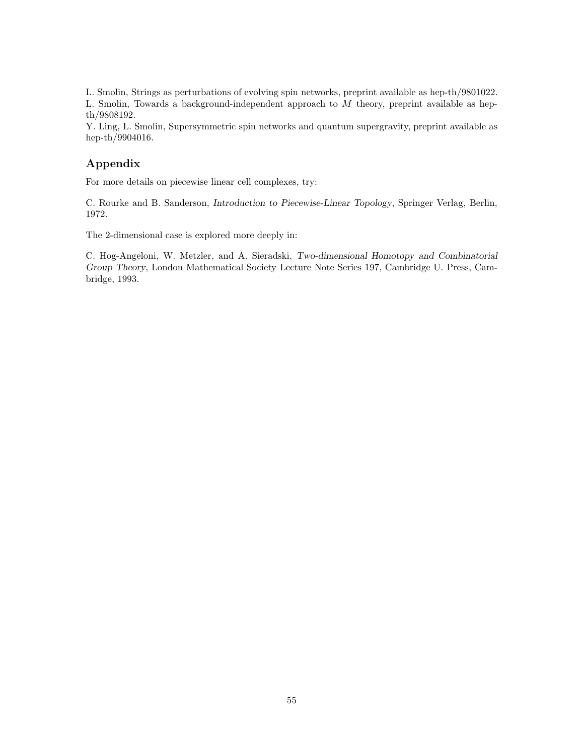L. Smolin, Strings as perturbations of evolving spin networks, preprint available as hep-th/9801022.
L. Smolin, Towards a background-independent approach to $M$ theory, preprint available as hep-th/9808192.
Y. Ling, L. Smolin, Supersymmetric spin networks and quantum supergravity, preprint available as hep-th/9904016.

## Appendix

For more details on piecewise linear cell complexes, try:

C. Rourke and B. Sanderson, *Introduction to Piecewise-Linear Topology*, Springer Verlag, Berlin, 1972.

The 2-dimensional case is explored more deeply in:

C. Hog-Angeloni, W. Metzler, and A. Sieradski, *Two-dimensional Homotopy and Combinatorial Group Theory*, London Mathematical Society Lecture Note Series 197, Cambridge U. Press, Cambridge, 1993.